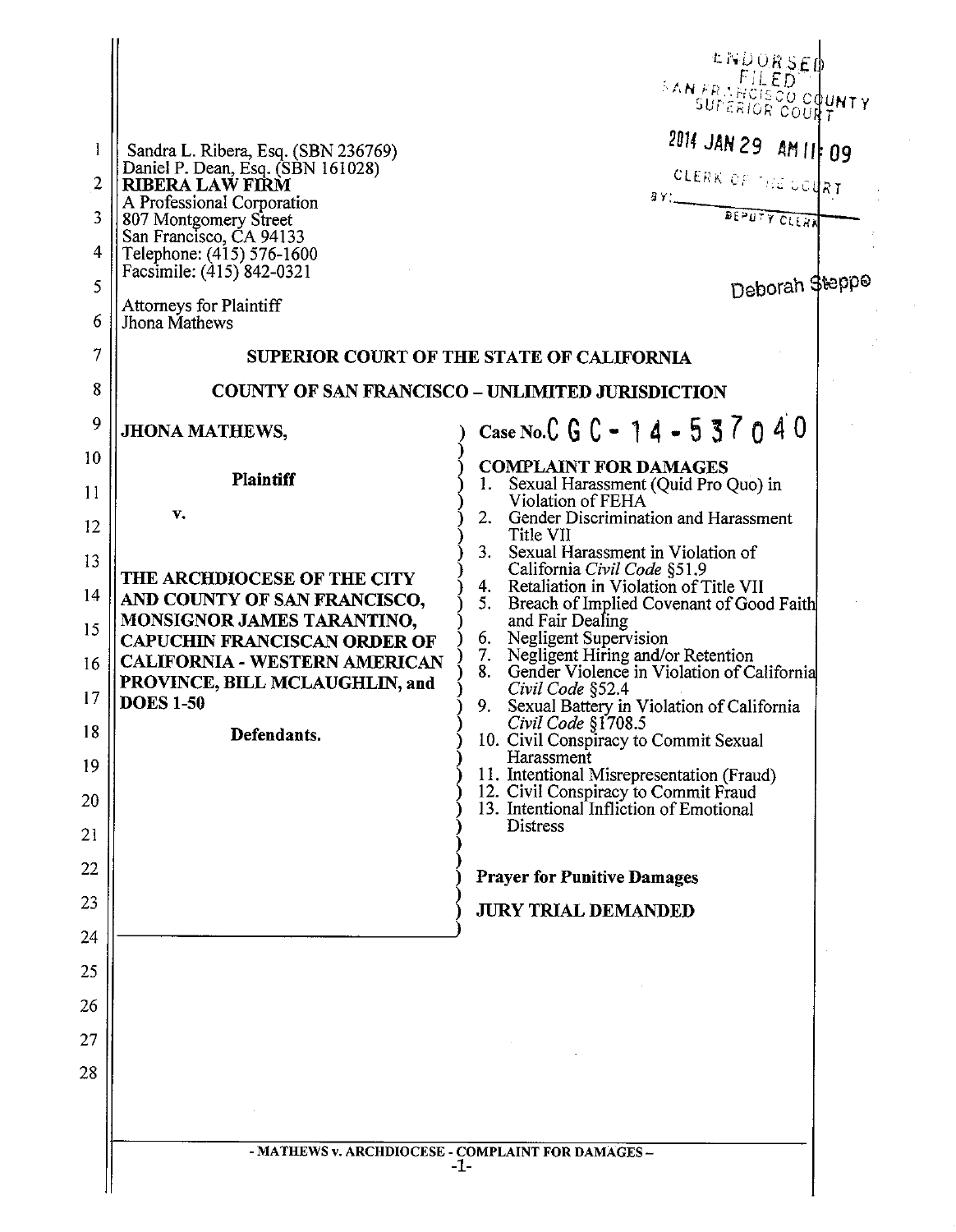Sandra L. Ribera, Esq. (SBN 236769)
Daniel P. Dean, Esq. (SBN 161028)
**RIBERA LAW FIRM**
A Professional Corporation
807 Montgomery Street
San Francisco, CA 94133
Telephone: (415) 576-1600
Facsimile: (415) 842-0321

Attorneys for Plaintiff
Jhona Mathews

ENDORSED
FILED
SAN FRANCISCO COUNTY
SUPERIOR COURT

2014 JAN 29 AM 11:09

CLERK OF THE COURT
BY: ____________
DEPUTY CLERK

Deborah Steppe

**SUPERIOR COURT OF THE STATE OF CALIFORNIA**

**COUNTY OF SAN FRANCISCO – UNLIMITED JURISDICTION**

**JHONA MATHEWS,**

**Plaintiff**

v.

**THE ARCHDIOCESE OF THE CITY AND COUNTY OF SAN FRANCISCO, MONSIGNOR JAMES TARANTINO, CAPUCHIN FRANCISCAN ORDER OF CALIFORNIA - WESTERN AMERICAN PROVINCE, BILL MCLAUGHLIN, and DOES 1-50**

**Defendants.**

Case No. CGC-14-537040

**COMPLAINT FOR DAMAGES**

1. Sexual Harassment (Quid Pro Quo) in Violation of FEHA
2. Gender Discrimination and Harassment Title VII
3. Sexual Harassment in Violation of California *Civil Code* §51.9
4. Retaliation in Violation of Title VII
5. Breach of Implied Covenant of Good Faith and Fair Dealing
6. Negligent Supervision
7. Negligent Hiring and/or Retention
8. Gender Violence in Violation of California *Civil Code* §52.4
9. Sexual Battery in Violation of California *Civil Code* §1708.5
10. Civil Conspiracy to Commit Sexual Harassment
11. Intentional Misrepresentation (Fraud)
12. Civil Conspiracy to Commit Fraud
13. Intentional Infliction of Emotional Distress

**Prayer for Punitive Damages**

**JURY TRIAL DEMANDED**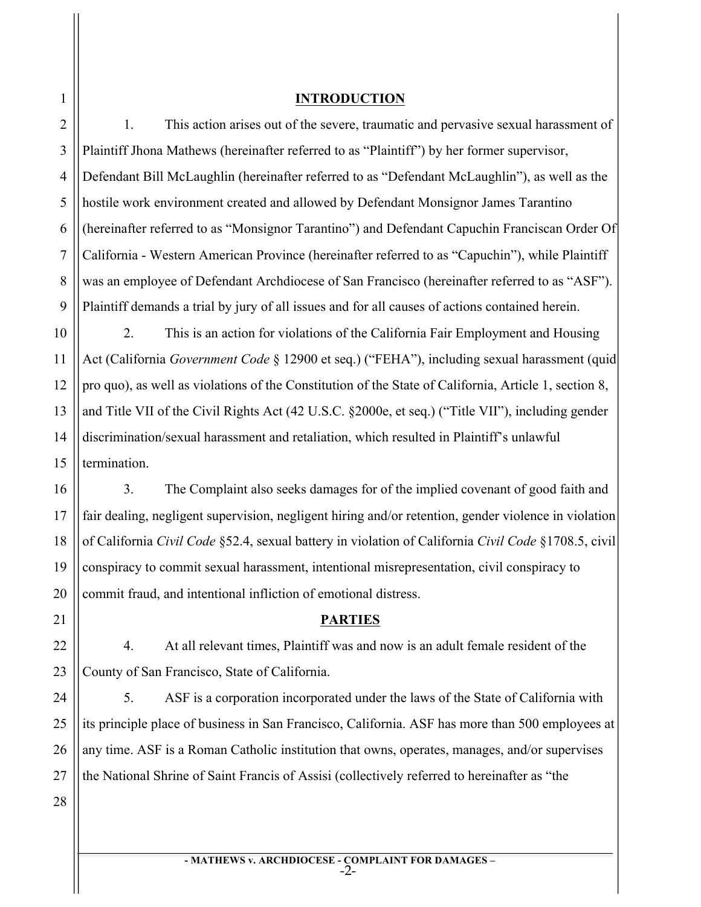## INTRODUCTION

1. This action arises out of the severe, traumatic and pervasive sexual harassment of Plaintiff Jhona Mathews (hereinafter referred to as "Plaintiff") by her former supervisor, Defendant Bill McLaughlin (hereinafter referred to as "Defendant McLaughlin"), as well as the hostile work environment created and allowed by Defendant Monsignor James Tarantino (hereinafter referred to as "Monsignor Tarantino") and Defendant Capuchin Franciscan Order Of California - Western American Province (hereinafter referred to as "Capuchin"), while Plaintiff was an employee of Defendant Archdiocese of San Francisco (hereinafter referred to as "ASF"). Plaintiff demands a trial by jury of all issues and for all causes of actions contained herein.

2. This is an action for violations of the California Fair Employment and Housing Act (California *Government Code* § 12900 et seq.) ("FEHA"), including sexual harassment (quid pro quo), as well as violations of the Constitution of the State of California, Article 1, section 8, and Title VII of the Civil Rights Act (42 U.S.C. §2000e, et seq.) ("Title VII"), including gender discrimination/sexual harassment and retaliation, which resulted in Plaintiff's unlawful termination.

3. The Complaint also seeks damages for of the implied covenant of good faith and fair dealing, negligent supervision, negligent hiring and/or retention, gender violence in violation of California *Civil Code* §52.4, sexual battery in violation of California *Civil Code* §1708.5, civil conspiracy to commit sexual harassment, intentional misrepresentation, civil conspiracy to commit fraud, and intentional infliction of emotional distress.

## PARTIES

4. At all relevant times, Plaintiff was and now is an adult female resident of the County of San Francisco, State of California.

5. ASF is a corporation incorporated under the laws of the State of California with its principle place of business in San Francisco, California. ASF has more than 500 employees at any time. ASF is a Roman Catholic institution that owns, operates, manages, and/or supervises the National Shrine of Saint Francis of Assisi (collectively referred to hereinafter as "the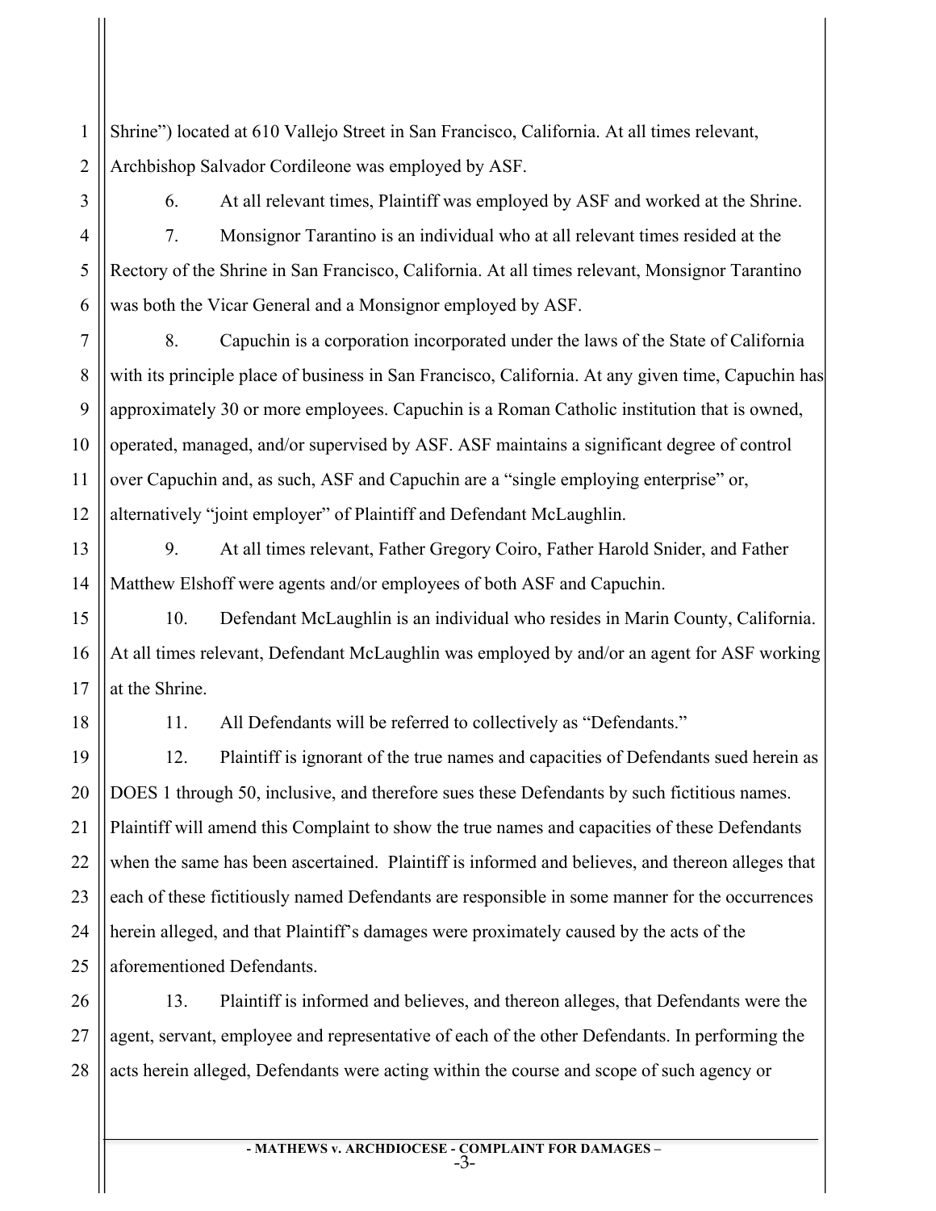Shrine") located at 610 Vallejo Street in San Francisco, California. At all times relevant, Archbishop Salvador Cordileone was employed by ASF.

6. At all relevant times, Plaintiff was employed by ASF and worked at the Shrine.

7. Monsignor Tarantino is an individual who at all relevant times resided at the Rectory of the Shrine in San Francisco, California. At all times relevant, Monsignor Tarantino was both the Vicar General and a Monsignor employed by ASF.

8. Capuchin is a corporation incorporated under the laws of the State of California with its principle place of business in San Francisco, California. At any given time, Capuchin has approximately 30 or more employees. Capuchin is a Roman Catholic institution that is owned, operated, managed, and/or supervised by ASF. ASF maintains a significant degree of control over Capuchin and, as such, ASF and Capuchin are a "single employing enterprise" or, alternatively "joint employer" of Plaintiff and Defendant McLaughlin.

9. At all times relevant, Father Gregory Coiro, Father Harold Snider, and Father Matthew Elshoff were agents and/or employees of both ASF and Capuchin.

10. Defendant McLaughlin is an individual who resides in Marin County, California. At all times relevant, Defendant McLaughlin was employed by and/or an agent for ASF working at the Shrine.

11. All Defendants will be referred to collectively as "Defendants."

12. Plaintiff is ignorant of the true names and capacities of Defendants sued herein as DOES 1 through 50, inclusive, and therefore sues these Defendants by such fictitious names. Plaintiff will amend this Complaint to show the true names and capacities of these Defendants when the same has been ascertained. Plaintiff is informed and believes, and thereon alleges that each of these fictitiously named Defendants are responsible in some manner for the occurrences herein alleged, and that Plaintiff's damages were proximately caused by the acts of the aforementioned Defendants.

13. Plaintiff is informed and believes, and thereon alleges, that Defendants were the agent, servant, employee and representative of each of the other Defendants. In performing the acts herein alleged, Defendants were acting within the course and scope of such agency or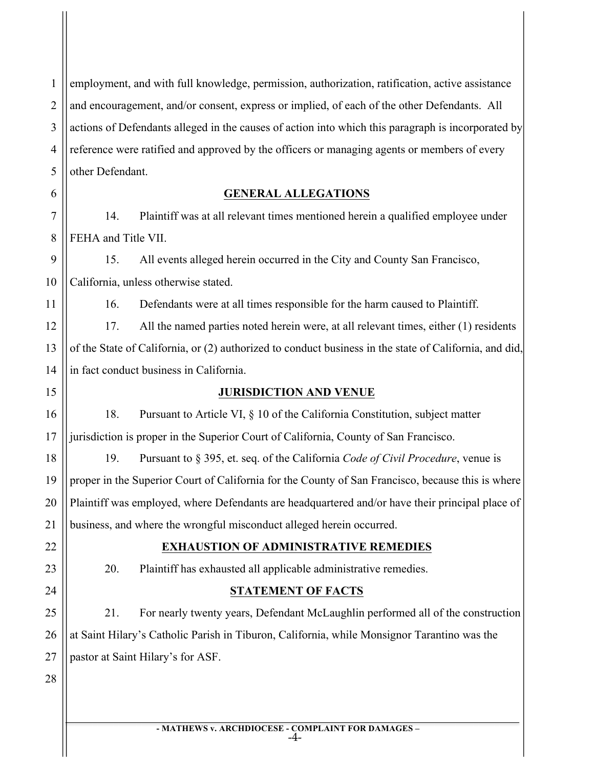employment, and with full knowledge, permission, authorization, ratification, active assistance and encouragement, and/or consent, express or implied, of each of the other Defendants. All actions of Defendants alleged in the causes of action into which this paragraph is incorporated by reference were ratified and approved by the officers or managing agents or members of every other Defendant.

## GENERAL ALLEGATIONS

14. Plaintiff was at all relevant times mentioned herein a qualified employee under FEHA and Title VII.

15. All events alleged herein occurred in the City and County San Francisco, California, unless otherwise stated.

16. Defendants were at all times responsible for the harm caused to Plaintiff.

17. All the named parties noted herein were, at all relevant times, either (1) residents of the State of California, or (2) authorized to conduct business in the state of California, and did, in fact conduct business in California.

## JURISDICTION AND VENUE

18. Pursuant to Article VI, § 10 of the California Constitution, subject matter jurisdiction is proper in the Superior Court of California, County of San Francisco.

19. Pursuant to § 395, et. seq. of the California *Code of Civil Procedure*, venue is proper in the Superior Court of California for the County of San Francisco, because this is where Plaintiff was employed, where Defendants are headquartered and/or have their principal place of business, and where the wrongful misconduct alleged herein occurred.

## EXHAUSTION OF ADMINISTRATIVE REMEDIES

20. Plaintiff has exhausted all applicable administrative remedies.

## STATEMENT OF FACTS

21. For nearly twenty years, Defendant McLaughlin performed all of the construction at Saint Hilary's Catholic Parish in Tiburon, California, while Monsignor Tarantino was the pastor at Saint Hilary's for ASF.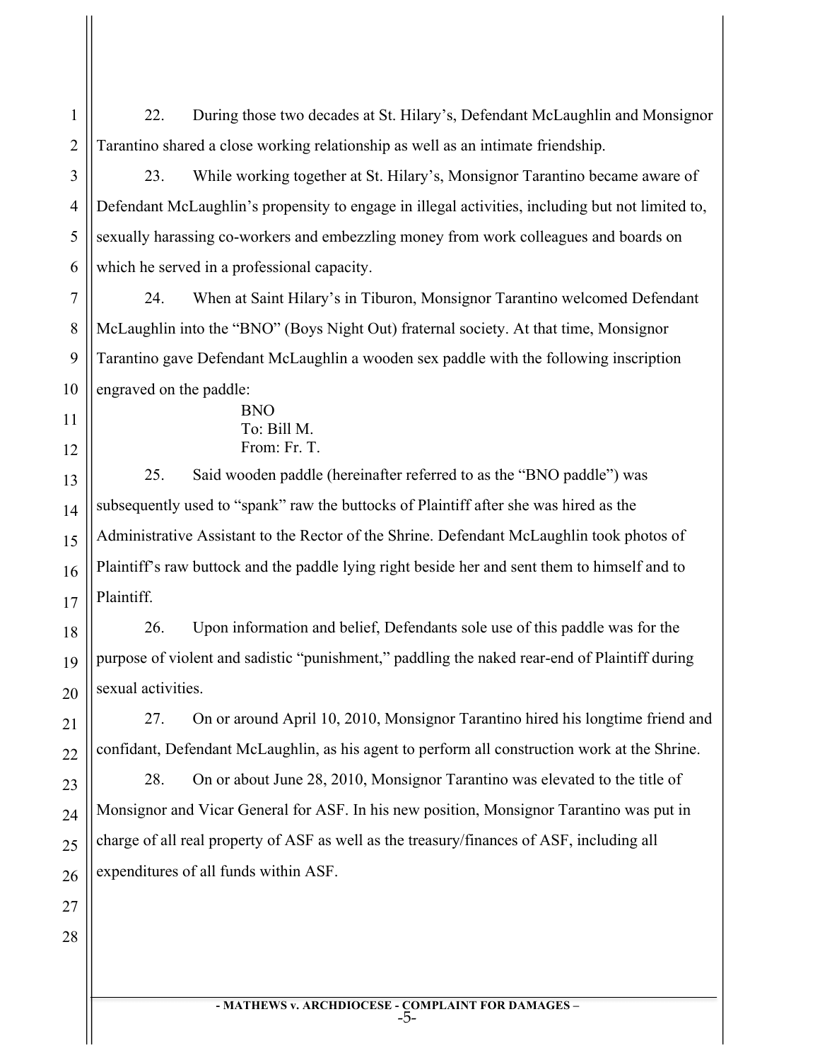22. During those two decades at St. Hilary's, Defendant McLaughlin and Monsignor Tarantino shared a close working relationship as well as an intimate friendship.

23. While working together at St. Hilary's, Monsignor Tarantino became aware of Defendant McLaughlin's propensity to engage in illegal activities, including but not limited to, sexually harassing co-workers and embezzling money from work colleagues and boards on which he served in a professional capacity.

24. When at Saint Hilary's in Tiburon, Monsignor Tarantino welcomed Defendant McLaughlin into the "BNO" (Boys Night Out) fraternal society. At that time, Monsignor Tarantino gave Defendant McLaughlin a wooden sex paddle with the following inscription engraved on the paddle:

> BNO
> To: Bill M.
> From: Fr. T.

25. Said wooden paddle (hereinafter referred to as the "BNO paddle") was subsequently used to "spank" raw the buttocks of Plaintiff after she was hired as the Administrative Assistant to the Rector of the Shrine. Defendant McLaughlin took photos of Plaintiff's raw buttock and the paddle lying right beside her and sent them to himself and to Plaintiff.

26. Upon information and belief, Defendants sole use of this paddle was for the purpose of violent and sadistic "punishment," paddling the naked rear-end of Plaintiff during sexual activities.

27. On or around April 10, 2010, Monsignor Tarantino hired his longtime friend and confidant, Defendant McLaughlin, as his agent to perform all construction work at the Shrine.

28. On or about June 28, 2010, Monsignor Tarantino was elevated to the title of Monsignor and Vicar General for ASF. In his new position, Monsignor Tarantino was put in charge of all real property of ASF as well as the treasury/finances of ASF, including all expenditures of all funds within ASF.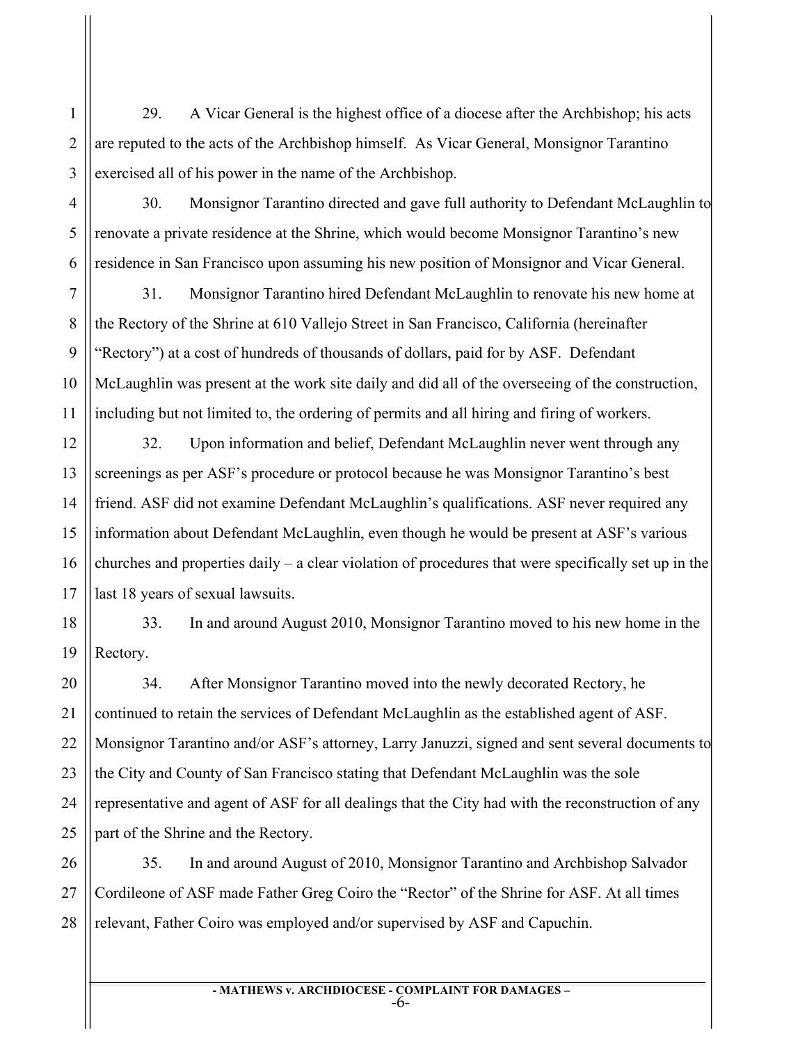29. A Vicar General is the highest office of a diocese after the Archbishop; his acts are reputed to the acts of the Archbishop himself. As Vicar General, Monsignor Tarantino exercised all of his power in the name of the Archbishop.

30. Monsignor Tarantino directed and gave full authority to Defendant McLaughlin to renovate a private residence at the Shrine, which would become Monsignor Tarantino's new residence in San Francisco upon assuming his new position of Monsignor and Vicar General.

31. Monsignor Tarantino hired Defendant McLaughlin to renovate his new home at the Rectory of the Shrine at 610 Vallejo Street in San Francisco, California (hereinafter "Rectory") at a cost of hundreds of thousands of dollars, paid for by ASF. Defendant McLaughlin was present at the work site daily and did all of the overseeing of the construction, including but not limited to, the ordering of permits and all hiring and firing of workers.

32. Upon information and belief, Defendant McLaughlin never went through any screenings as per ASF's procedure or protocol because he was Monsignor Tarantino's best friend. ASF did not examine Defendant McLaughlin's qualifications. ASF never required any information about Defendant McLaughlin, even though he would be present at ASF's various churches and properties daily – a clear violation of procedures that were specifically set up in the last 18 years of sexual lawsuits.

33. In and around August 2010, Monsignor Tarantino moved to his new home in the Rectory.

34. After Monsignor Tarantino moved into the newly decorated Rectory, he continued to retain the services of Defendant McLaughlin as the established agent of ASF. Monsignor Tarantino and/or ASF's attorney, Larry Januzzi, signed and sent several documents to the City and County of San Francisco stating that Defendant McLaughlin was the sole representative and agent of ASF for all dealings that the City had with the reconstruction of any part of the Shrine and the Rectory.

35. In and around August of 2010, Monsignor Tarantino and Archbishop Salvador Cordileone of ASF made Father Greg Coiro the "Rector" of the Shrine for ASF. At all times relevant, Father Coiro was employed and/or supervised by ASF and Capuchin.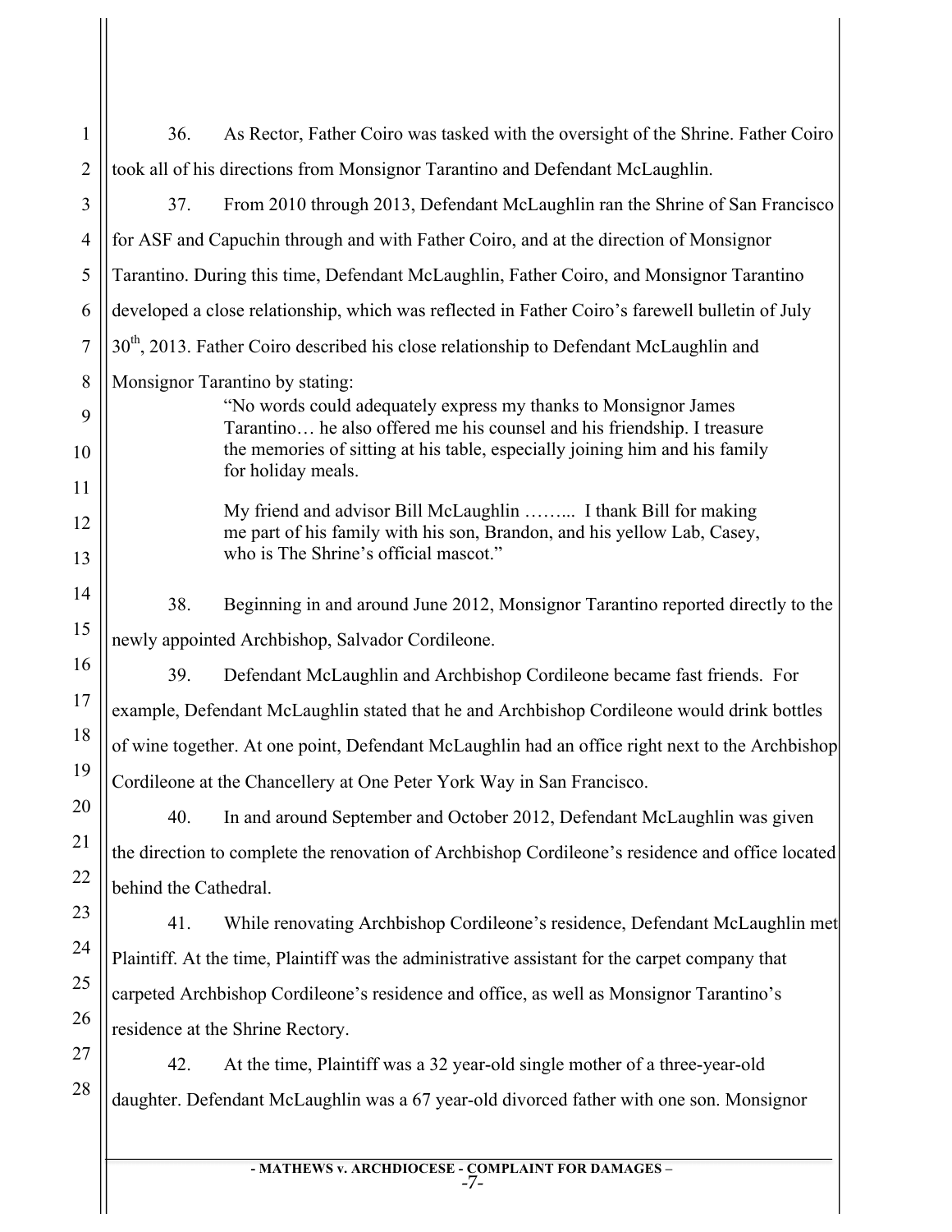36. As Rector, Father Coiro was tasked with the oversight of the Shrine. Father Coiro took all of his directions from Monsignor Tarantino and Defendant McLaughlin.

37. From 2010 through 2013, Defendant McLaughlin ran the Shrine of San Francisco for ASF and Capuchin through and with Father Coiro, and at the direction of Monsignor Tarantino. During this time, Defendant McLaughlin, Father Coiro, and Monsignor Tarantino developed a close relationship, which was reflected in Father Coiro's farewell bulletin of July 30th, 2013. Father Coiro described his close relationship to Defendant McLaughlin and Monsignor Tarantino by stating:

> "No words could adequately express my thanks to Monsignor James Tarantino… he also offered me his counsel and his friendship. I treasure the memories of sitting at his table, especially joining him and his family for holiday meals.
>
> My friend and advisor Bill McLaughlin …….. I thank Bill for making me part of his family with his son, Brandon, and his yellow Lab, Casey, who is The Shrine's official mascot."

38. Beginning in and around June 2012, Monsignor Tarantino reported directly to the newly appointed Archbishop, Salvador Cordileone.

39. Defendant McLaughlin and Archbishop Cordileone became fast friends. For example, Defendant McLaughlin stated that he and Archbishop Cordileone would drink bottles of wine together. At one point, Defendant McLaughlin had an office right next to the Archbishop Cordileone at the Chancellery at One Peter York Way in San Francisco.

40. In and around September and October 2012, Defendant McLaughlin was given the direction to complete the renovation of Archbishop Cordileone's residence and office located behind the Cathedral.

41. While renovating Archbishop Cordileone's residence, Defendant McLaughlin met Plaintiff. At the time, Plaintiff was the administrative assistant for the carpet company that carpeted Archbishop Cordileone's residence and office, as well as Monsignor Tarantino's residence at the Shrine Rectory.

42. At the time, Plaintiff was a 32 year-old single mother of a three-year-old daughter. Defendant McLaughlin was a 67 year-old divorced father with one son. Monsignor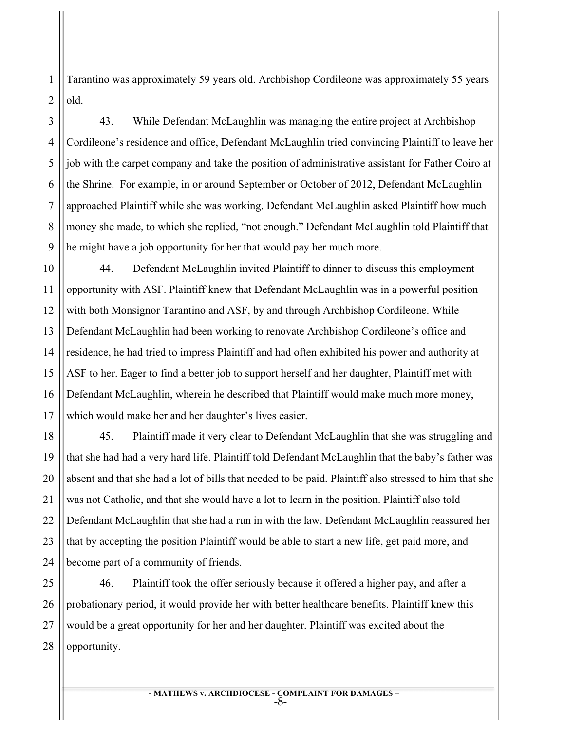Tarantino was approximately 59 years old. Archbishop Cordileone was approximately 55 years old.

43. While Defendant McLaughlin was managing the entire project at Archbishop Cordileone's residence and office, Defendant McLaughlin tried convincing Plaintiff to leave her job with the carpet company and take the position of administrative assistant for Father Coiro at the Shrine. For example, in or around September or October of 2012, Defendant McLaughlin approached Plaintiff while she was working. Defendant McLaughlin asked Plaintiff how much money she made, to which she replied, "not enough." Defendant McLaughlin told Plaintiff that he might have a job opportunity for her that would pay her much more.

44. Defendant McLaughlin invited Plaintiff to dinner to discuss this employment opportunity with ASF. Plaintiff knew that Defendant McLaughlin was in a powerful position with both Monsignor Tarantino and ASF, by and through Archbishop Cordileone. While Defendant McLaughlin had been working to renovate Archbishop Cordileone's office and residence, he had tried to impress Plaintiff and had often exhibited his power and authority at ASF to her. Eager to find a better job to support herself and her daughter, Plaintiff met with Defendant McLaughlin, wherein he described that Plaintiff would make much more money, which would make her and her daughter's lives easier.

45. Plaintiff made it very clear to Defendant McLaughlin that she was struggling and that she had had a very hard life. Plaintiff told Defendant McLaughlin that the baby's father was absent and that she had a lot of bills that needed to be paid. Plaintiff also stressed to him that she was not Catholic, and that she would have a lot to learn in the position. Plaintiff also told Defendant McLaughlin that she had a run in with the law. Defendant McLaughlin reassured her that by accepting the position Plaintiff would be able to start a new life, get paid more, and become part of a community of friends.

46. Plaintiff took the offer seriously because it offered a higher pay, and after a probationary period, it would provide her with better healthcare benefits. Plaintiff knew this would be a great opportunity for her and her daughter. Plaintiff was excited about the opportunity.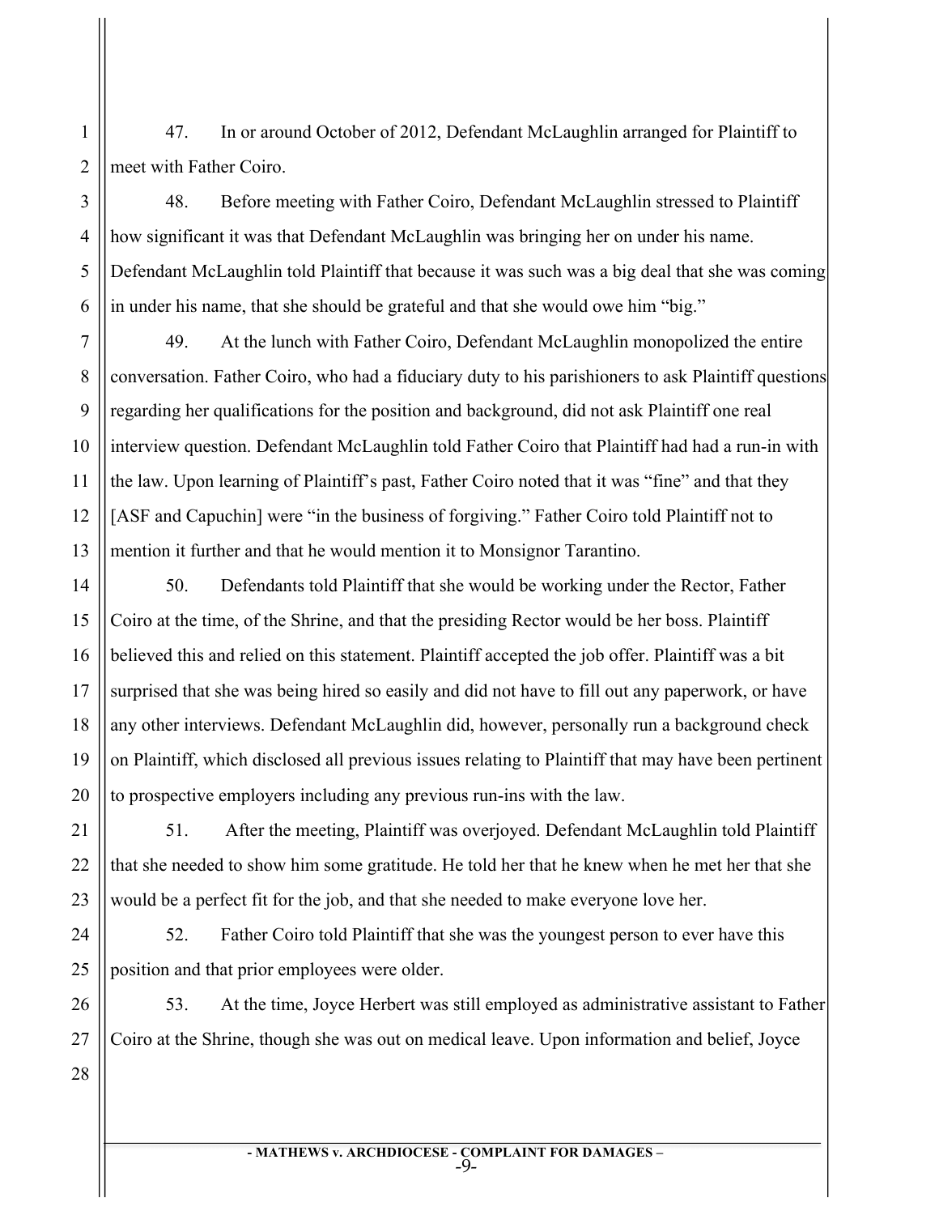47. In or around October of 2012, Defendant McLaughlin arranged for Plaintiff to meet with Father Coiro.

48. Before meeting with Father Coiro, Defendant McLaughlin stressed to Plaintiff how significant it was that Defendant McLaughlin was bringing her on under his name. Defendant McLaughlin told Plaintiff that because it was such was a big deal that she was coming in under his name, that she should be grateful and that she would owe him "big."

49. At the lunch with Father Coiro, Defendant McLaughlin monopolized the entire conversation. Father Coiro, who had a fiduciary duty to his parishioners to ask Plaintiff questions regarding her qualifications for the position and background, did not ask Plaintiff one real interview question. Defendant McLaughlin told Father Coiro that Plaintiff had had a run-in with the law. Upon learning of Plaintiff's past, Father Coiro noted that it was "fine" and that they [ASF and Capuchin] were "in the business of forgiving." Father Coiro told Plaintiff not to mention it further and that he would mention it to Monsignor Tarantino.

50. Defendants told Plaintiff that she would be working under the Rector, Father Coiro at the time, of the Shrine, and that the presiding Rector would be her boss. Plaintiff believed this and relied on this statement. Plaintiff accepted the job offer. Plaintiff was a bit surprised that she was being hired so easily and did not have to fill out any paperwork, or have any other interviews. Defendant McLaughlin did, however, personally run a background check on Plaintiff, which disclosed all previous issues relating to Plaintiff that may have been pertinent to prospective employers including any previous run-ins with the law.

51. After the meeting, Plaintiff was overjoyed. Defendant McLaughlin told Plaintiff that she needed to show him some gratitude. He told her that he knew when he met her that she would be a perfect fit for the job, and that she needed to make everyone love her.

52. Father Coiro told Plaintiff that she was the youngest person to ever have this position and that prior employees were older.

53. At the time, Joyce Herbert was still employed as administrative assistant to Father Coiro at the Shrine, though she was out on medical leave. Upon information and belief, Joyce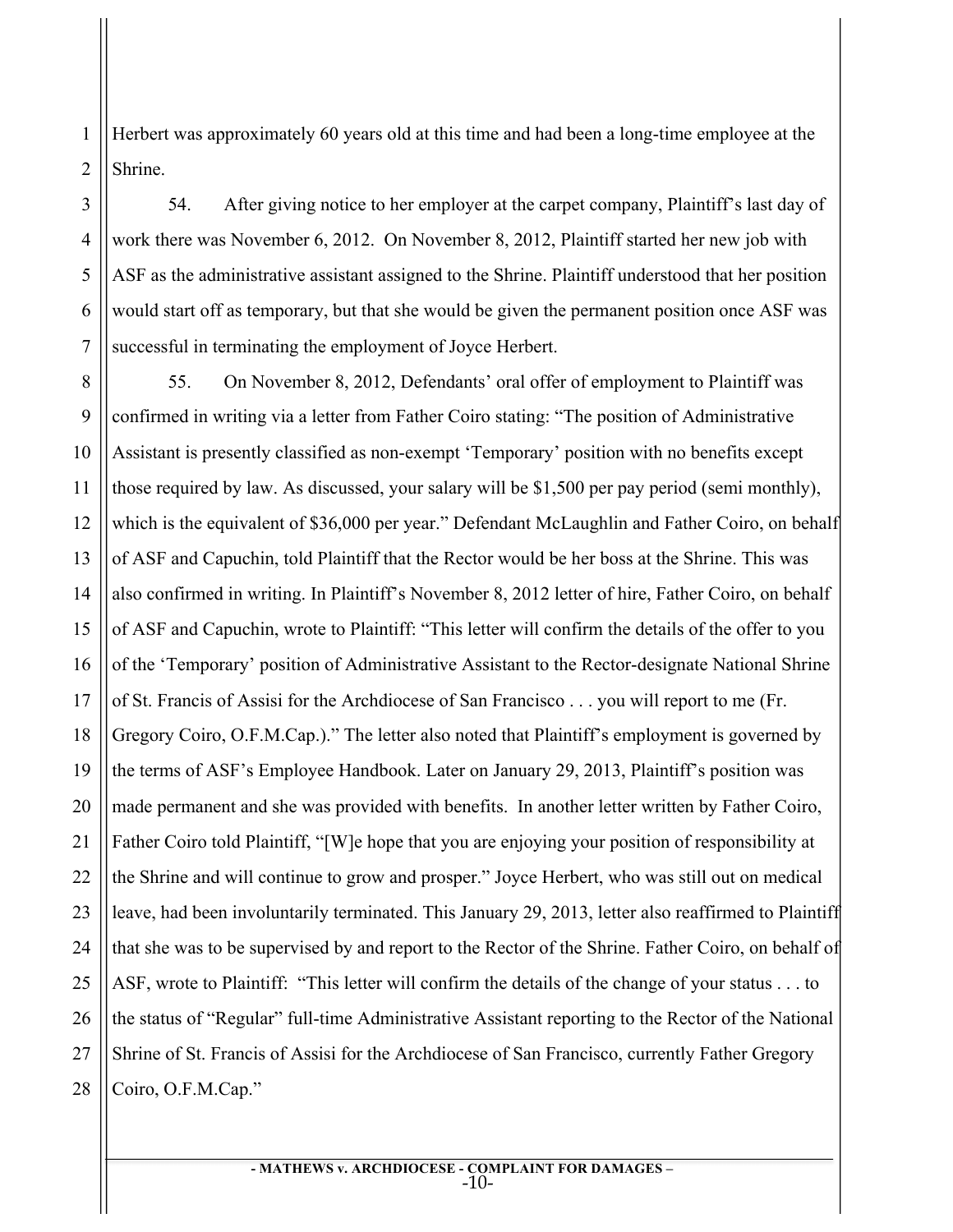Herbert was approximately 60 years old at this time and had been a long-time employee at the Shrine.

54. After giving notice to her employer at the carpet company, Plaintiff's last day of work there was November 6, 2012. On November 8, 2012, Plaintiff started her new job with ASF as the administrative assistant assigned to the Shrine. Plaintiff understood that her position would start off as temporary, but that she would be given the permanent position once ASF was successful in terminating the employment of Joyce Herbert.

55. On November 8, 2012, Defendants' oral offer of employment to Plaintiff was confirmed in writing via a letter from Father Coiro stating: "The position of Administrative Assistant is presently classified as non-exempt 'Temporary' position with no benefits except those required by law. As discussed, your salary will be $1,500 per pay period (semi monthly), which is the equivalent of $36,000 per year." Defendant McLaughlin and Father Coiro, on behalf of ASF and Capuchin, told Plaintiff that the Rector would be her boss at the Shrine. This was also confirmed in writing. In Plaintiff's November 8, 2012 letter of hire, Father Coiro, on behalf of ASF and Capuchin, wrote to Plaintiff: "This letter will confirm the details of the offer to you of the 'Temporary' position of Administrative Assistant to the Rector-designate National Shrine of St. Francis of Assisi for the Archdiocese of San Francisco . . . you will report to me (Fr. Gregory Coiro, O.F.M.Cap.)." The letter also noted that Plaintiff's employment is governed by the terms of ASF's Employee Handbook. Later on January 29, 2013, Plaintiff's position was made permanent and she was provided with benefits. In another letter written by Father Coiro, Father Coiro told Plaintiff, "[W]e hope that you are enjoying your position of responsibility at the Shrine and will continue to grow and prosper." Joyce Herbert, who was still out on medical leave, had been involuntarily terminated. This January 29, 2013, letter also reaffirmed to Plaintiff that she was to be supervised by and report to the Rector of the Shrine. Father Coiro, on behalf of ASF, wrote to Plaintiff: "This letter will confirm the details of the change of your status . . . to the status of "Regular" full-time Administrative Assistant reporting to the Rector of the National Shrine of St. Francis of Assisi for the Archdiocese of San Francisco, currently Father Gregory Coiro, O.F.M.Cap."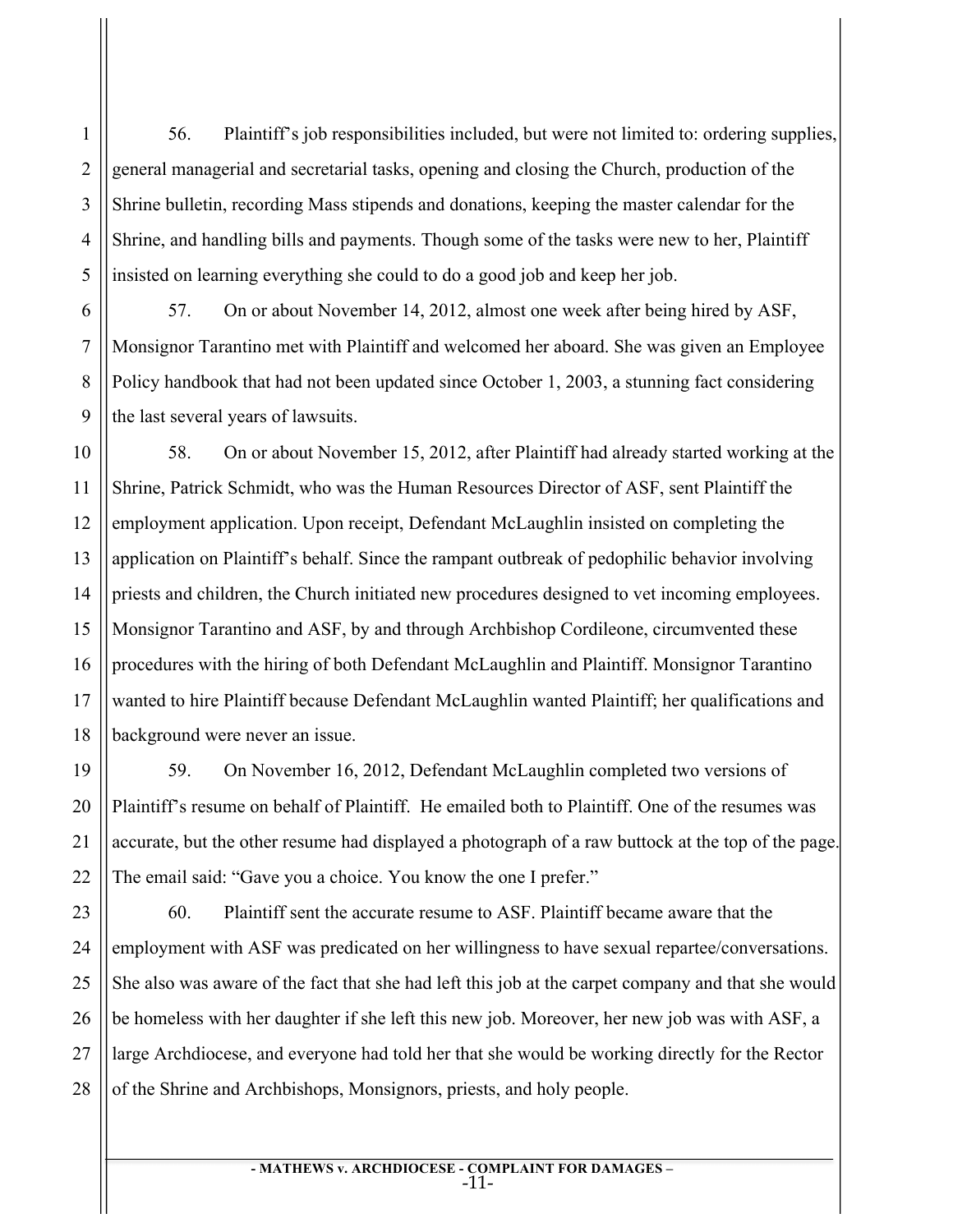56. Plaintiff's job responsibilities included, but were not limited to: ordering supplies, general managerial and secretarial tasks, opening and closing the Church, production of the Shrine bulletin, recording Mass stipends and donations, keeping the master calendar for the Shrine, and handling bills and payments. Though some of the tasks were new to her, Plaintiff insisted on learning everything she could to do a good job and keep her job.

57. On or about November 14, 2012, almost one week after being hired by ASF, Monsignor Tarantino met with Plaintiff and welcomed her aboard. She was given an Employee Policy handbook that had not been updated since October 1, 2003, a stunning fact considering the last several years of lawsuits.

58. On or about November 15, 2012, after Plaintiff had already started working at the Shrine, Patrick Schmidt, who was the Human Resources Director of ASF, sent Plaintiff the employment application. Upon receipt, Defendant McLaughlin insisted on completing the application on Plaintiff's behalf. Since the rampant outbreak of pedophilic behavior involving priests and children, the Church initiated new procedures designed to vet incoming employees. Monsignor Tarantino and ASF, by and through Archbishop Cordileone, circumvented these procedures with the hiring of both Defendant McLaughlin and Plaintiff. Monsignor Tarantino wanted to hire Plaintiff because Defendant McLaughlin wanted Plaintiff; her qualifications and background were never an issue.

59. On November 16, 2012, Defendant McLaughlin completed two versions of Plaintiff's resume on behalf of Plaintiff. He emailed both to Plaintiff. One of the resumes was accurate, but the other resume had displayed a photograph of a raw buttock at the top of the page. The email said: "Gave you a choice. You know the one I prefer."

60. Plaintiff sent the accurate resume to ASF. Plaintiff became aware that the employment with ASF was predicated on her willingness to have sexual repartee/conversations. She also was aware of the fact that she had left this job at the carpet company and that she would be homeless with her daughter if she left this new job. Moreover, her new job was with ASF, a large Archdiocese, and everyone had told her that she would be working directly for the Rector of the Shrine and Archbishops, Monsignors, priests, and holy people.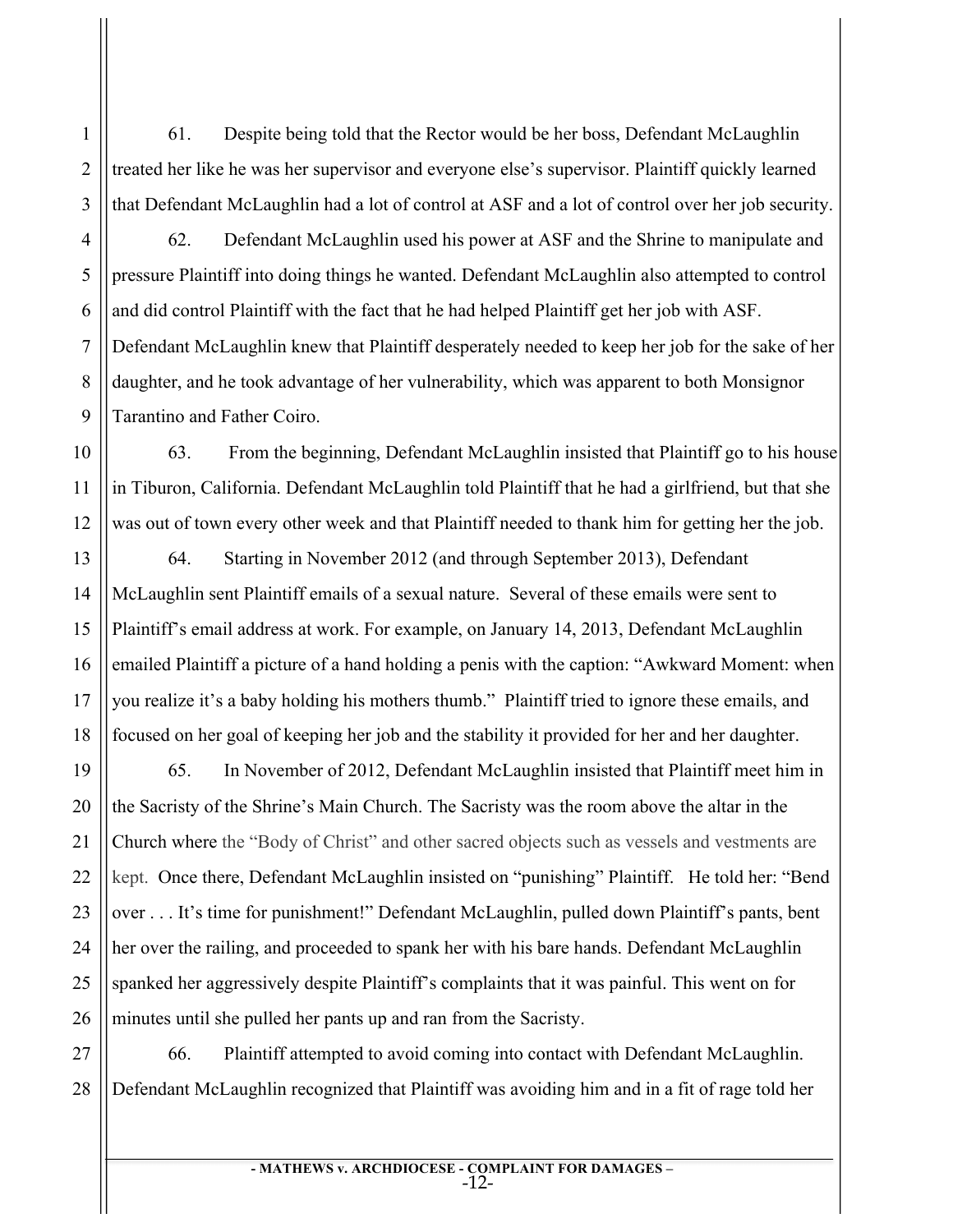61. Despite being told that the Rector would be her boss, Defendant McLaughlin treated her like he was her supervisor and everyone else's supervisor. Plaintiff quickly learned that Defendant McLaughlin had a lot of control at ASF and a lot of control over her job security.

62. Defendant McLaughlin used his power at ASF and the Shrine to manipulate and pressure Plaintiff into doing things he wanted. Defendant McLaughlin also attempted to control and did control Plaintiff with the fact that he had helped Plaintiff get her job with ASF. Defendant McLaughlin knew that Plaintiff desperately needed to keep her job for the sake of her daughter, and he took advantage of her vulnerability, which was apparent to both Monsignor Tarantino and Father Coiro.

63. From the beginning, Defendant McLaughlin insisted that Plaintiff go to his house in Tiburon, California. Defendant McLaughlin told Plaintiff that he had a girlfriend, but that she was out of town every other week and that Plaintiff needed to thank him for getting her the job.

64. Starting in November 2012 (and through September 2013), Defendant McLaughlin sent Plaintiff emails of a sexual nature. Several of these emails were sent to Plaintiff's email address at work. For example, on January 14, 2013, Defendant McLaughlin emailed Plaintiff a picture of a hand holding a penis with the caption: "Awkward Moment: when you realize it's a baby holding his mothers thumb." Plaintiff tried to ignore these emails, and focused on her goal of keeping her job and the stability it provided for her and her daughter.

65. In November of 2012, Defendant McLaughlin insisted that Plaintiff meet him in the Sacristy of the Shrine's Main Church. The Sacristy was the room above the altar in the Church where the "Body of Christ" and other sacred objects such as vessels and vestments are kept. Once there, Defendant McLaughlin insisted on "punishing" Plaintiff. He told her: "Bend over . . . It's time for punishment!" Defendant McLaughlin, pulled down Plaintiff's pants, bent her over the railing, and proceeded to spank her with his bare hands. Defendant McLaughlin spanked her aggressively despite Plaintiff's complaints that it was painful. This went on for minutes until she pulled her pants up and ran from the Sacristy.

66. Plaintiff attempted to avoid coming into contact with Defendant McLaughlin. Defendant McLaughlin recognized that Plaintiff was avoiding him and in a fit of rage told her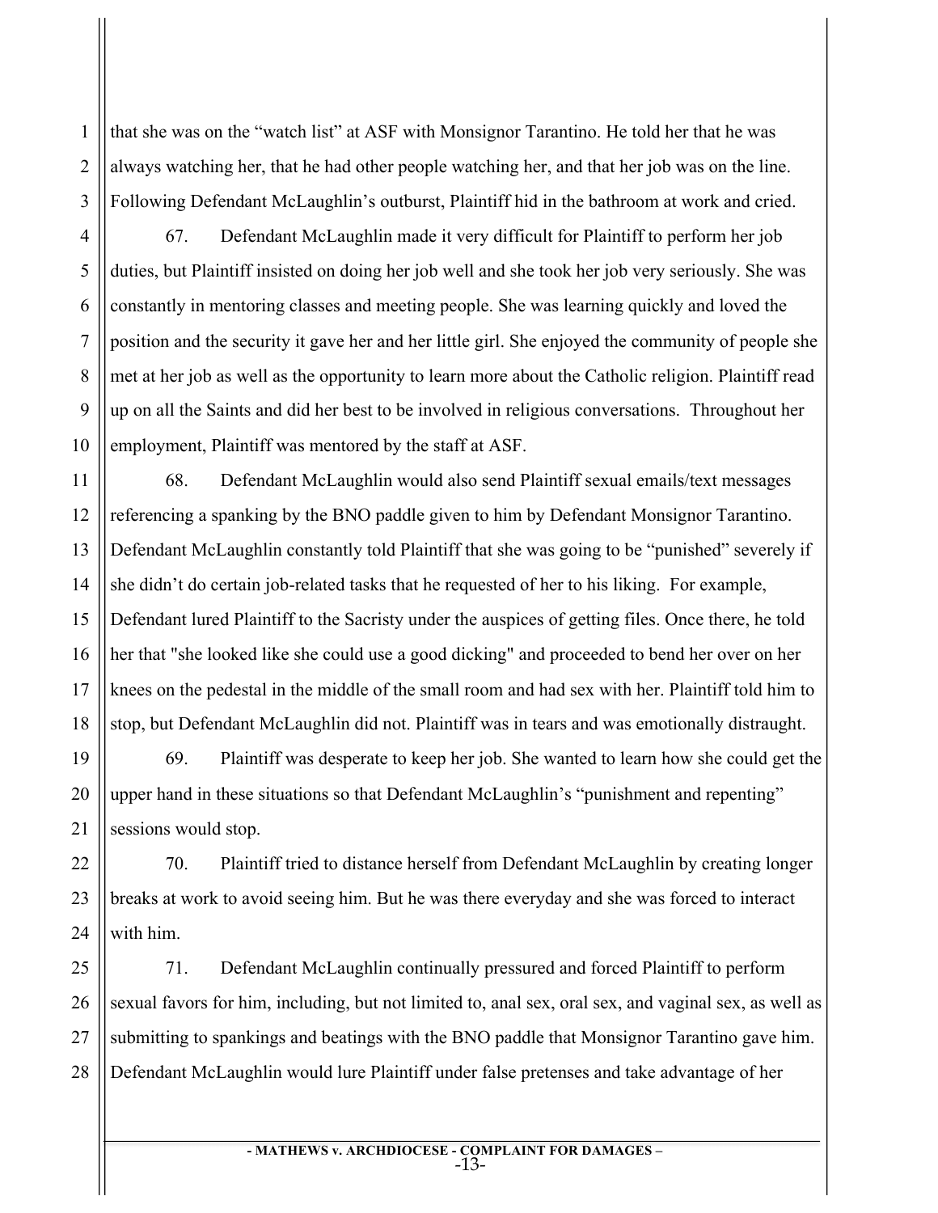that she was on the "watch list" at ASF with Monsignor Tarantino. He told her that he was always watching her, that he had other people watching her, and that her job was on the line. Following Defendant McLaughlin's outburst, Plaintiff hid in the bathroom at work and cried.

67. Defendant McLaughlin made it very difficult for Plaintiff to perform her job duties, but Plaintiff insisted on doing her job well and she took her job very seriously. She was constantly in mentoring classes and meeting people. She was learning quickly and loved the position and the security it gave her and her little girl. She enjoyed the community of people she met at her job as well as the opportunity to learn more about the Catholic religion. Plaintiff read up on all the Saints and did her best to be involved in religious conversations. Throughout her employment, Plaintiff was mentored by the staff at ASF.

68. Defendant McLaughlin would also send Plaintiff sexual emails/text messages referencing a spanking by the BNO paddle given to him by Defendant Monsignor Tarantino. Defendant McLaughlin constantly told Plaintiff that she was going to be "punished" severely if she didn't do certain job-related tasks that he requested of her to his liking. For example, Defendant lured Plaintiff to the Sacristy under the auspices of getting files. Once there, he told her that "she looked like she could use a good dicking" and proceeded to bend her over on her knees on the pedestal in the middle of the small room and had sex with her. Plaintiff told him to stop, but Defendant McLaughlin did not. Plaintiff was in tears and was emotionally distraught.

69. Plaintiff was desperate to keep her job. She wanted to learn how she could get the upper hand in these situations so that Defendant McLaughlin's "punishment and repenting" sessions would stop.

70. Plaintiff tried to distance herself from Defendant McLaughlin by creating longer breaks at work to avoid seeing him. But he was there everyday and she was forced to interact with him.

71. Defendant McLaughlin continually pressured and forced Plaintiff to perform sexual favors for him, including, but not limited to, anal sex, oral sex, and vaginal sex, as well as submitting to spankings and beatings with the BNO paddle that Monsignor Tarantino gave him. Defendant McLaughlin would lure Plaintiff under false pretenses and take advantage of her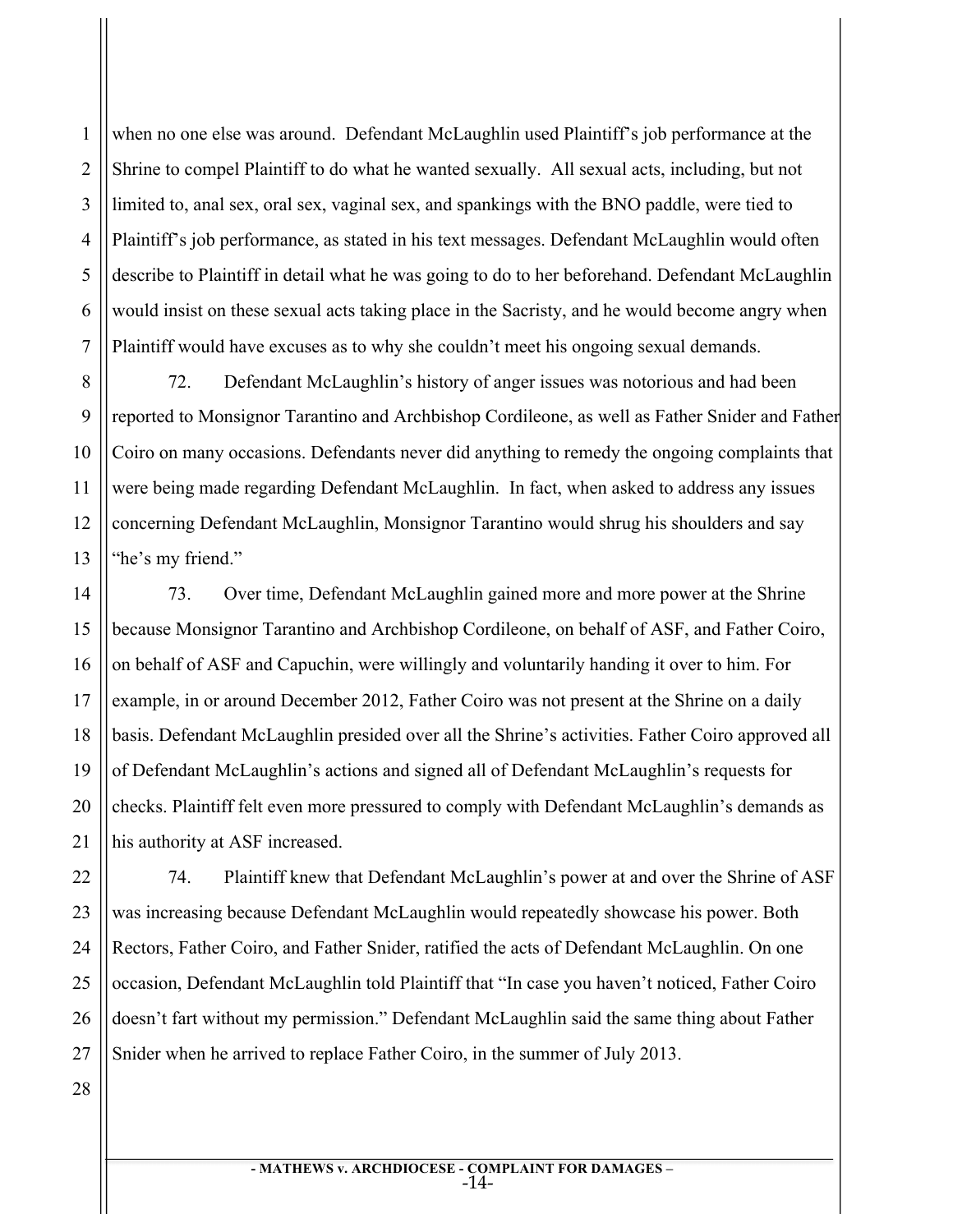when no one else was around. Defendant McLaughlin used Plaintiff's job performance at the Shrine to compel Plaintiff to do what he wanted sexually. All sexual acts, including, but not limited to, anal sex, oral sex, vaginal sex, and spankings with the BNO paddle, were tied to Plaintiff's job performance, as stated in his text messages. Defendant McLaughlin would often describe to Plaintiff in detail what he was going to do to her beforehand. Defendant McLaughlin would insist on these sexual acts taking place in the Sacristy, and he would become angry when Plaintiff would have excuses as to why she couldn't meet his ongoing sexual demands.

72. Defendant McLaughlin's history of anger issues was notorious and had been reported to Monsignor Tarantino and Archbishop Cordileone, as well as Father Snider and Father Coiro on many occasions. Defendants never did anything to remedy the ongoing complaints that were being made regarding Defendant McLaughlin. In fact, when asked to address any issues concerning Defendant McLaughlin, Monsignor Tarantino would shrug his shoulders and say "he's my friend."

73. Over time, Defendant McLaughlin gained more and more power at the Shrine because Monsignor Tarantino and Archbishop Cordileone, on behalf of ASF, and Father Coiro, on behalf of ASF and Capuchin, were willingly and voluntarily handing it over to him. For example, in or around December 2012, Father Coiro was not present at the Shrine on a daily basis. Defendant McLaughlin presided over all the Shrine's activities. Father Coiro approved all of Defendant McLaughlin's actions and signed all of Defendant McLaughlin's requests for checks. Plaintiff felt even more pressured to comply with Defendant McLaughlin's demands as his authority at ASF increased.

74. Plaintiff knew that Defendant McLaughlin's power at and over the Shrine of ASF was increasing because Defendant McLaughlin would repeatedly showcase his power. Both Rectors, Father Coiro, and Father Snider, ratified the acts of Defendant McLaughlin. On one occasion, Defendant McLaughlin told Plaintiff that "In case you haven't noticed, Father Coiro doesn't fart without my permission." Defendant McLaughlin said the same thing about Father Snider when he arrived to replace Father Coiro, in the summer of July 2013.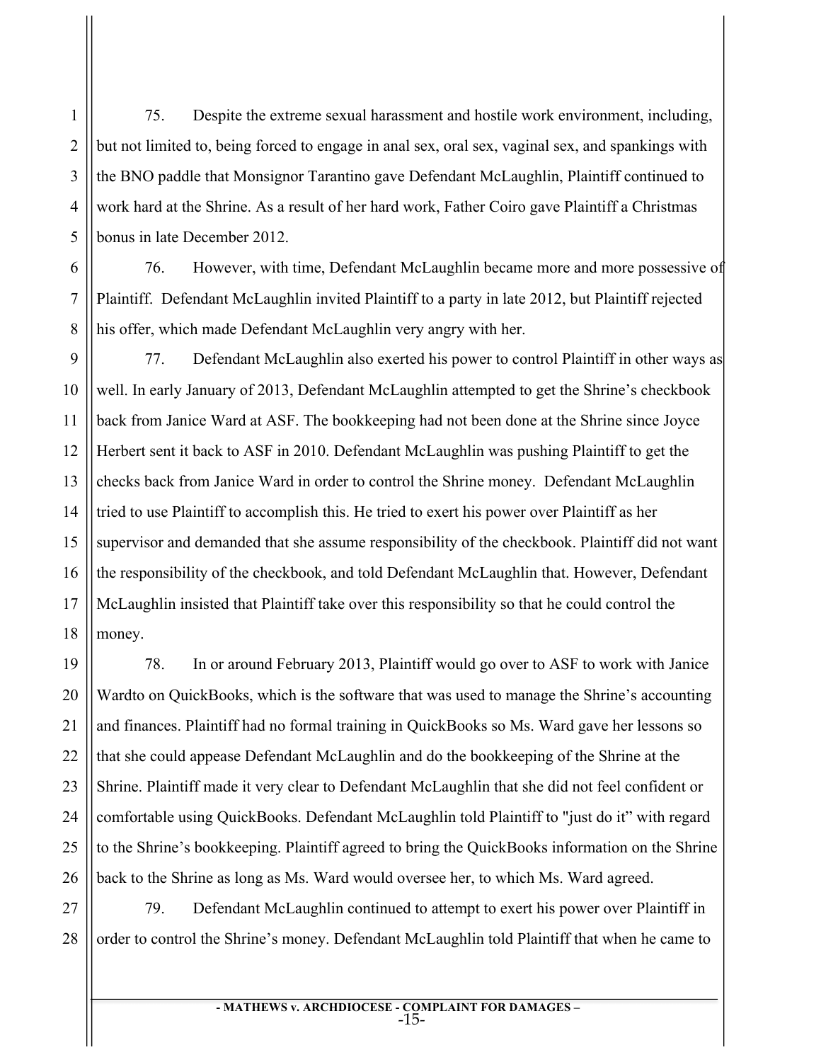75. Despite the extreme sexual harassment and hostile work environment, including, but not limited to, being forced to engage in anal sex, oral sex, vaginal sex, and spankings with the BNO paddle that Monsignor Tarantino gave Defendant McLaughlin, Plaintiff continued to work hard at the Shrine. As a result of her hard work, Father Coiro gave Plaintiff a Christmas bonus in late December 2012.

76. However, with time, Defendant McLaughlin became more and more possessive of Plaintiff. Defendant McLaughlin invited Plaintiff to a party in late 2012, but Plaintiff rejected his offer, which made Defendant McLaughlin very angry with her.

77. Defendant McLaughlin also exerted his power to control Plaintiff in other ways as well. In early January of 2013, Defendant McLaughlin attempted to get the Shrine's checkbook back from Janice Ward at ASF. The bookkeeping had not been done at the Shrine since Joyce Herbert sent it back to ASF in 2010. Defendant McLaughlin was pushing Plaintiff to get the checks back from Janice Ward in order to control the Shrine money. Defendant McLaughlin tried to use Plaintiff to accomplish this. He tried to exert his power over Plaintiff as her supervisor and demanded that she assume responsibility of the checkbook. Plaintiff did not want the responsibility of the checkbook, and told Defendant McLaughlin that. However, Defendant McLaughlin insisted that Plaintiff take over this responsibility so that he could control the money.

78. In or around February 2013, Plaintiff would go over to ASF to work with Janice Wardto on QuickBooks, which is the software that was used to manage the Shrine's accounting and finances. Plaintiff had no formal training in QuickBooks so Ms. Ward gave her lessons so that she could appease Defendant McLaughlin and do the bookkeeping of the Shrine at the Shrine. Plaintiff made it very clear to Defendant McLaughlin that she did not feel confident or comfortable using QuickBooks. Defendant McLaughlin told Plaintiff to "just do it" with regard to the Shrine's bookkeeping. Plaintiff agreed to bring the QuickBooks information on the Shrine back to the Shrine as long as Ms. Ward would oversee her, to which Ms. Ward agreed.

79. Defendant McLaughlin continued to attempt to exert his power over Plaintiff in order to control the Shrine's money. Defendant McLaughlin told Plaintiff that when he came to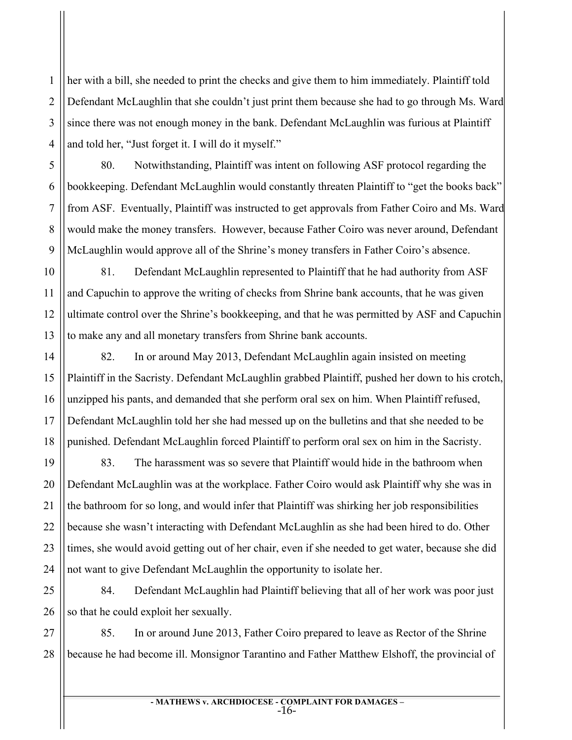her with a bill, she needed to print the checks and give them to him immediately. Plaintiff told Defendant McLaughlin that she couldn't just print them because she had to go through Ms. Ward since there was not enough money in the bank. Defendant McLaughlin was furious at Plaintiff and told her, "Just forget it. I will do it myself."

80. Notwithstanding, Plaintiff was intent on following ASF protocol regarding the bookkeeping. Defendant McLaughlin would constantly threaten Plaintiff to "get the books back" from ASF. Eventually, Plaintiff was instructed to get approvals from Father Coiro and Ms. Ward would make the money transfers. However, because Father Coiro was never around, Defendant McLaughlin would approve all of the Shrine's money transfers in Father Coiro's absence.

81. Defendant McLaughlin represented to Plaintiff that he had authority from ASF and Capuchin to approve the writing of checks from Shrine bank accounts, that he was given ultimate control over the Shrine's bookkeeping, and that he was permitted by ASF and Capuchin to make any and all monetary transfers from Shrine bank accounts.

82. In or around May 2013, Defendant McLaughlin again insisted on meeting Plaintiff in the Sacristy. Defendant McLaughlin grabbed Plaintiff, pushed her down to his crotch, unzipped his pants, and demanded that she perform oral sex on him. When Plaintiff refused, Defendant McLaughlin told her she had messed up on the bulletins and that she needed to be punished. Defendant McLaughlin forced Plaintiff to perform oral sex on him in the Sacristy.

83. The harassment was so severe that Plaintiff would hide in the bathroom when Defendant McLaughlin was at the workplace. Father Coiro would ask Plaintiff why she was in the bathroom for so long, and would infer that Plaintiff was shirking her job responsibilities because she wasn't interacting with Defendant McLaughlin as she had been hired to do. Other times, she would avoid getting out of her chair, even if she needed to get water, because she did not want to give Defendant McLaughlin the opportunity to isolate her.

84. Defendant McLaughlin had Plaintiff believing that all of her work was poor just so that he could exploit her sexually.

85. In or around June 2013, Father Coiro prepared to leave as Rector of the Shrine because he had become ill. Monsignor Tarantino and Father Matthew Elshoff, the provincial of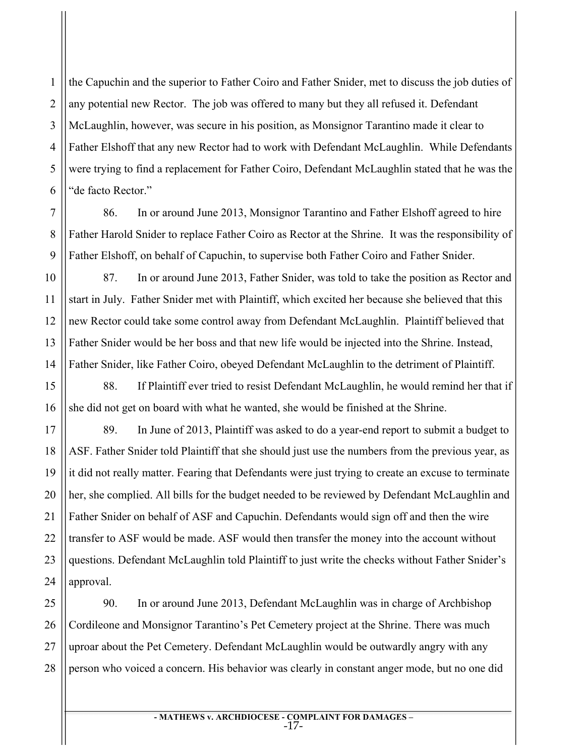the Capuchin and the superior to Father Coiro and Father Snider, met to discuss the job duties of any potential new Rector. The job was offered to many but they all refused it. Defendant McLaughlin, however, was secure in his position, as Monsignor Tarantino made it clear to Father Elshoff that any new Rector had to work with Defendant McLaughlin. While Defendants were trying to find a replacement for Father Coiro, Defendant McLaughlin stated that he was the "de facto Rector."

86. In or around June 2013, Monsignor Tarantino and Father Elshoff agreed to hire Father Harold Snider to replace Father Coiro as Rector at the Shrine. It was the responsibility of Father Elshoff, on behalf of Capuchin, to supervise both Father Coiro and Father Snider.

87. In or around June 2013, Father Snider, was told to take the position as Rector and start in July. Father Snider met with Plaintiff, which excited her because she believed that this new Rector could take some control away from Defendant McLaughlin. Plaintiff believed that Father Snider would be her boss and that new life would be injected into the Shrine. Instead, Father Snider, like Father Coiro, obeyed Defendant McLaughlin to the detriment of Plaintiff.

88. If Plaintiff ever tried to resist Defendant McLaughlin, he would remind her that if she did not get on board with what he wanted, she would be finished at the Shrine.

89. In June of 2013, Plaintiff was asked to do a year-end report to submit a budget to ASF. Father Snider told Plaintiff that she should just use the numbers from the previous year, as it did not really matter. Fearing that Defendants were just trying to create an excuse to terminate her, she complied. All bills for the budget needed to be reviewed by Defendant McLaughlin and Father Snider on behalf of ASF and Capuchin. Defendants would sign off and then the wire transfer to ASF would be made. ASF would then transfer the money into the account without questions. Defendant McLaughlin told Plaintiff to just write the checks without Father Snider's approval.

90. In or around June 2013, Defendant McLaughlin was in charge of Archbishop Cordileone and Monsignor Tarantino's Pet Cemetery project at the Shrine. There was much uproar about the Pet Cemetery. Defendant McLaughlin would be outwardly angry with any person who voiced a concern. His behavior was clearly in constant anger mode, but no one did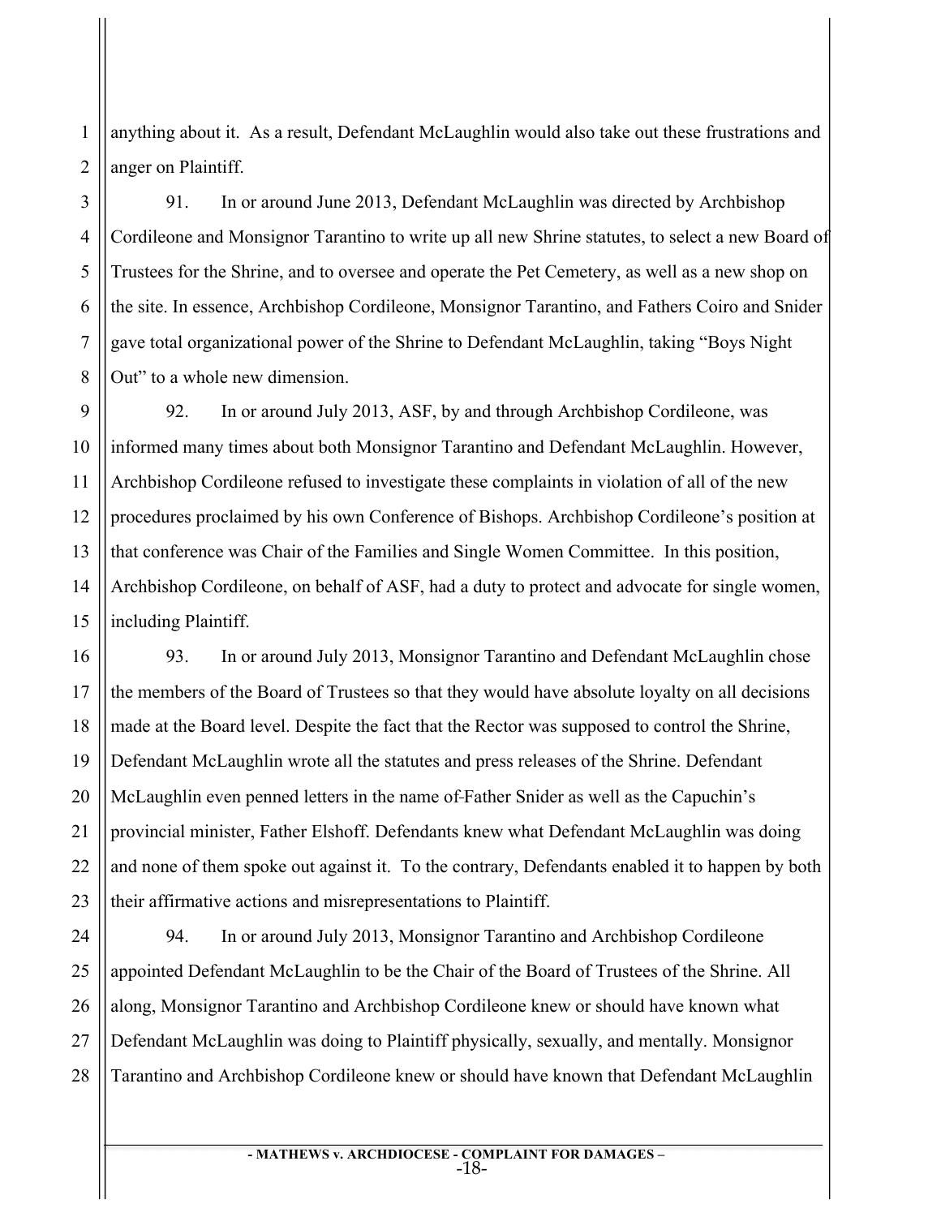anything about it. As a result, Defendant McLaughlin would also take out these frustrations and anger on Plaintiff.

91. In or around June 2013, Defendant McLaughlin was directed by Archbishop Cordileone and Monsignor Tarantino to write up all new Shrine statutes, to select a new Board of Trustees for the Shrine, and to oversee and operate the Pet Cemetery, as well as a new shop on the site. In essence, Archbishop Cordileone, Monsignor Tarantino, and Fathers Coiro and Snider gave total organizational power of the Shrine to Defendant McLaughlin, taking "Boys Night Out" to a whole new dimension.

92. In or around July 2013, ASF, by and through Archbishop Cordileone, was informed many times about both Monsignor Tarantino and Defendant McLaughlin. However, Archbishop Cordileone refused to investigate these complaints in violation of all of the new procedures proclaimed by his own Conference of Bishops. Archbishop Cordileone's position at that conference was Chair of the Families and Single Women Committee. In this position, Archbishop Cordileone, on behalf of ASF, had a duty to protect and advocate for single women, including Plaintiff.

93. In or around July 2013, Monsignor Tarantino and Defendant McLaughlin chose the members of the Board of Trustees so that they would have absolute loyalty on all decisions made at the Board level. Despite the fact that the Rector was supposed to control the Shrine, Defendant McLaughlin wrote all the statutes and press releases of the Shrine. Defendant McLaughlin even penned letters in the name of Father Snider as well as the Capuchin's provincial minister, Father Elshoff. Defendants knew what Defendant McLaughlin was doing and none of them spoke out against it. To the contrary, Defendants enabled it to happen by both their affirmative actions and misrepresentations to Plaintiff.

94. In or around July 2013, Monsignor Tarantino and Archbishop Cordileone appointed Defendant McLaughlin to be the Chair of the Board of Trustees of the Shrine. All along, Monsignor Tarantino and Archbishop Cordileone knew or should have known what Defendant McLaughlin was doing to Plaintiff physically, sexually, and mentally. Monsignor Tarantino and Archbishop Cordileone knew or should have known that Defendant McLaughlin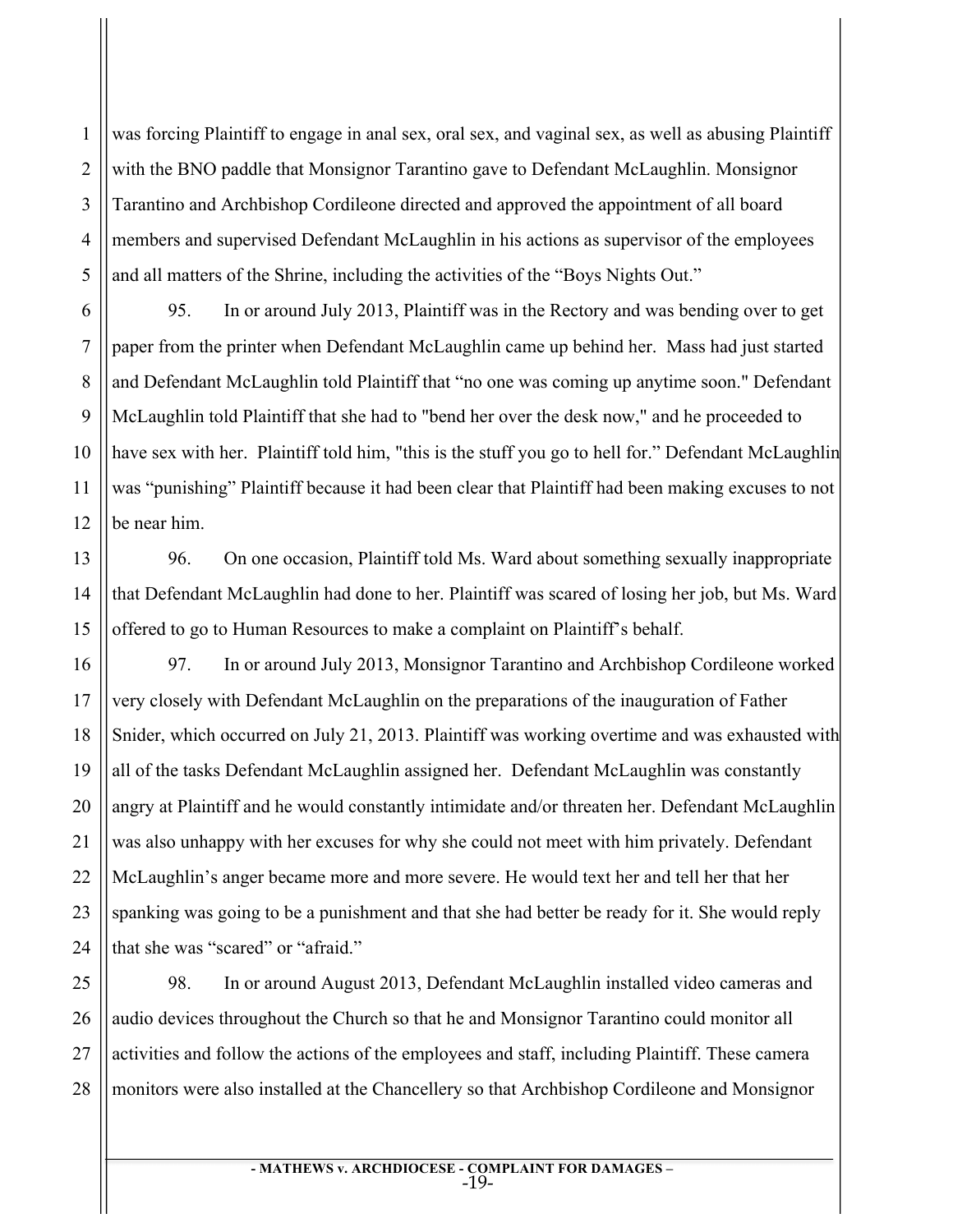was forcing Plaintiff to engage in anal sex, oral sex, and vaginal sex, as well as abusing Plaintiff with the BNO paddle that Monsignor Tarantino gave to Defendant McLaughlin. Monsignor Tarantino and Archbishop Cordileone directed and approved the appointment of all board members and supervised Defendant McLaughlin in his actions as supervisor of the employees and all matters of the Shrine, including the activities of the "Boys Nights Out."

95. In or around July 2013, Plaintiff was in the Rectory and was bending over to get paper from the printer when Defendant McLaughlin came up behind her. Mass had just started and Defendant McLaughlin told Plaintiff that "no one was coming up anytime soon." Defendant McLaughlin told Plaintiff that she had to "bend her over the desk now," and he proceeded to have sex with her. Plaintiff told him, "this is the stuff you go to hell for." Defendant McLaughlin was "punishing" Plaintiff because it had been clear that Plaintiff had been making excuses to not be near him.

96. On one occasion, Plaintiff told Ms. Ward about something sexually inappropriate that Defendant McLaughlin had done to her. Plaintiff was scared of losing her job, but Ms. Ward offered to go to Human Resources to make a complaint on Plaintiff's behalf.

97. In or around July 2013, Monsignor Tarantino and Archbishop Cordileone worked very closely with Defendant McLaughlin on the preparations of the inauguration of Father Snider, which occurred on July 21, 2013. Plaintiff was working overtime and was exhausted with all of the tasks Defendant McLaughlin assigned her. Defendant McLaughlin was constantly angry at Plaintiff and he would constantly intimidate and/or threaten her. Defendant McLaughlin was also unhappy with her excuses for why she could not meet with him privately. Defendant McLaughlin's anger became more and more severe. He would text her and tell her that her spanking was going to be a punishment and that she had better be ready for it. She would reply that she was "scared" or "afraid."

98. In or around August 2013, Defendant McLaughlin installed video cameras and audio devices throughout the Church so that he and Monsignor Tarantino could monitor all activities and follow the actions of the employees and staff, including Plaintiff. These camera monitors were also installed at the Chancellery so that Archbishop Cordileone and Monsignor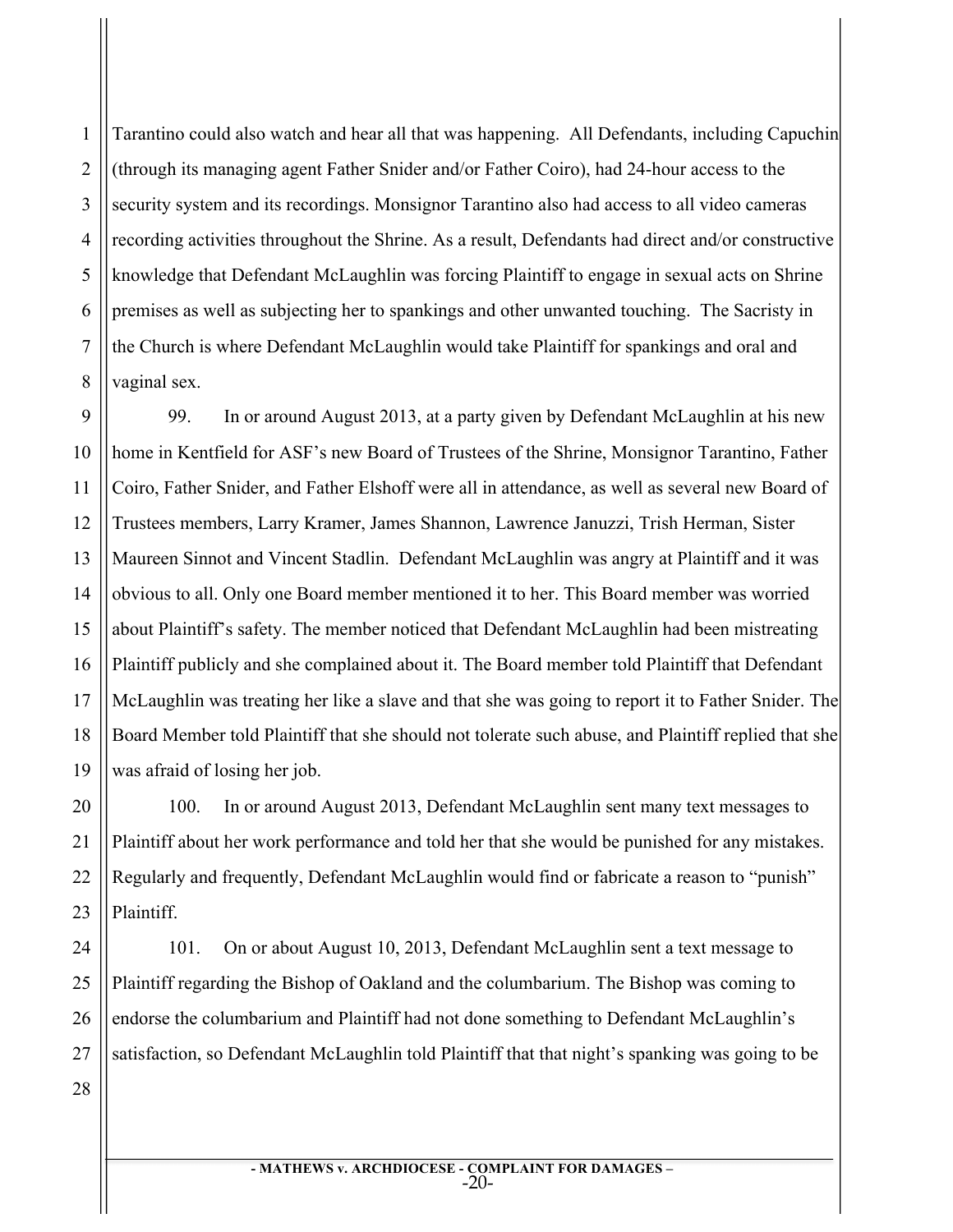Tarantino could also watch and hear all that was happening. All Defendants, including Capuchin (through its managing agent Father Snider and/or Father Coiro), had 24-hour access to the security system and its recordings. Monsignor Tarantino also had access to all video cameras recording activities throughout the Shrine. As a result, Defendants had direct and/or constructive knowledge that Defendant McLaughlin was forcing Plaintiff to engage in sexual acts on Shrine premises as well as subjecting her to spankings and other unwanted touching. The Sacristy in the Church is where Defendant McLaughlin would take Plaintiff for spankings and oral and vaginal sex.

99. In or around August 2013, at a party given by Defendant McLaughlin at his new home in Kentfield for ASF's new Board of Trustees of the Shrine, Monsignor Tarantino, Father Coiro, Father Snider, and Father Elshoff were all in attendance, as well as several new Board of Trustees members, Larry Kramer, James Shannon, Lawrence Januzzi, Trish Herman, Sister Maureen Sinnot and Vincent Stadlin. Defendant McLaughlin was angry at Plaintiff and it was obvious to all. Only one Board member mentioned it to her. This Board member was worried about Plaintiff's safety. The member noticed that Defendant McLaughlin had been mistreating Plaintiff publicly and she complained about it. The Board member told Plaintiff that Defendant McLaughlin was treating her like a slave and that she was going to report it to Father Snider. The Board Member told Plaintiff that she should not tolerate such abuse, and Plaintiff replied that she was afraid of losing her job.

100. In or around August 2013, Defendant McLaughlin sent many text messages to Plaintiff about her work performance and told her that she would be punished for any mistakes. Regularly and frequently, Defendant McLaughlin would find or fabricate a reason to "punish" Plaintiff.

101. On or about August 10, 2013, Defendant McLaughlin sent a text message to Plaintiff regarding the Bishop of Oakland and the columbarium. The Bishop was coming to endorse the columbarium and Plaintiff had not done something to Defendant McLaughlin's satisfaction, so Defendant McLaughlin told Plaintiff that that night's spanking was going to be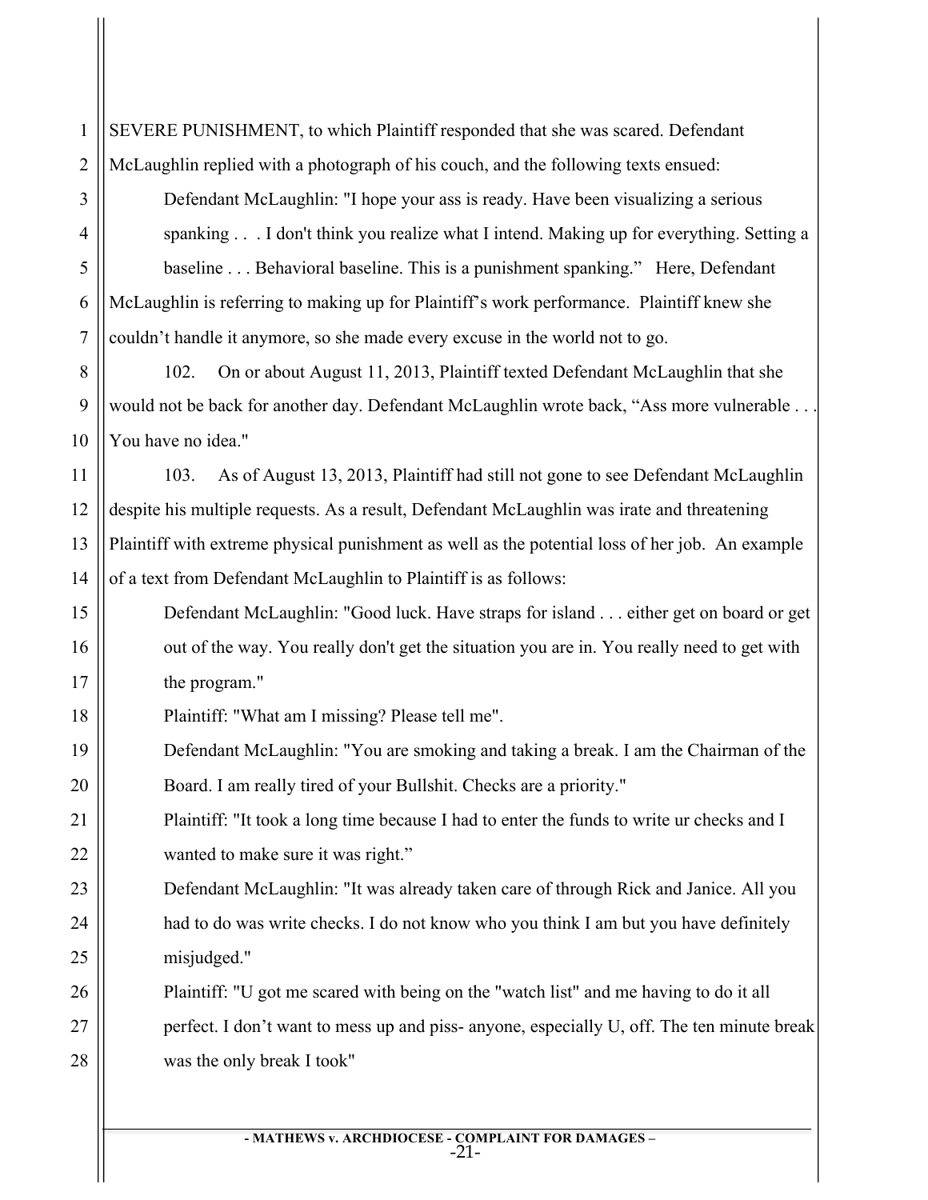SEVERE PUNISHMENT, to which Plaintiff responded that she was scared. Defendant McLaughlin replied with a photograph of his couch, and the following texts ensued:

> Defendant McLaughlin: "I hope your ass is ready. Have been visualizing a serious spanking . . . I don't think you realize what I intend. Making up for everything. Setting a baseline . . . Behavioral baseline. This is a punishment spanking." Here, Defendant

McLaughlin is referring to making up for Plaintiff's work performance. Plaintiff knew she couldn't handle it anymore, so she made every excuse in the world not to go.

102. On or about August 11, 2013, Plaintiff texted Defendant McLaughlin that she would not be back for another day. Defendant McLaughlin wrote back, "Ass more vulnerable . . . You have no idea."

103. As of August 13, 2013, Plaintiff had still not gone to see Defendant McLaughlin despite his multiple requests. As a result, Defendant McLaughlin was irate and threatening Plaintiff with extreme physical punishment as well as the potential loss of her job. An example of a text from Defendant McLaughlin to Plaintiff is as follows:

> Defendant McLaughlin: "Good luck. Have straps for island . . . either get on board or get out of the way. You really don't get the situation you are in. You really need to get with the program."
>
> Plaintiff: "What am I missing? Please tell me".
>
> Defendant McLaughlin: "You are smoking and taking a break. I am the Chairman of the Board. I am really tired of your Bullshit. Checks are a priority."
>
> Plaintiff: "It took a long time because I had to enter the funds to write ur checks and I wanted to make sure it was right."
>
> Defendant McLaughlin: "It was already taken care of through Rick and Janice. All you had to do was write checks. I do not know who you think I am but you have definitely misjudged."
>
> Plaintiff: "U got me scared with being on the "watch list" and me having to do it all perfect. I don't want to mess up and piss- anyone, especially U, off. The ten minute break was the only break I took"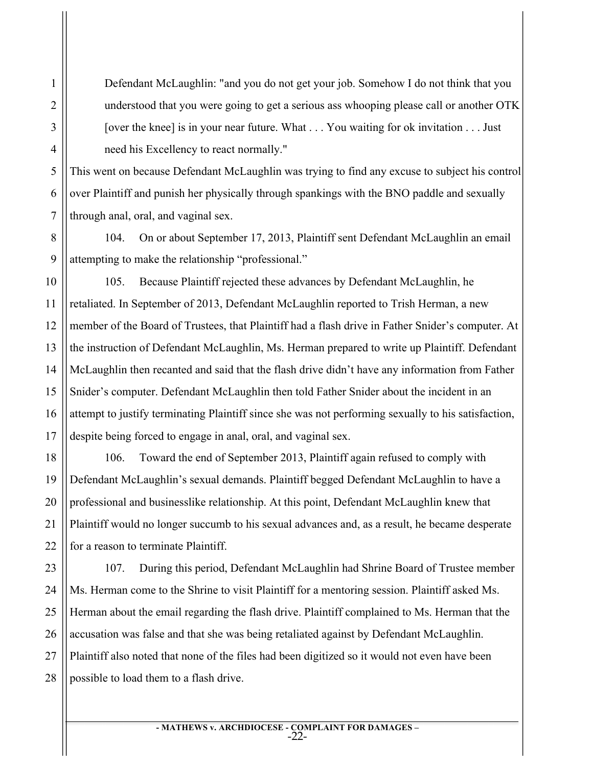Defendant McLaughlin: "and you do not get your job. Somehow I do not think that you understood that you were going to get a serious ass whooping please call or another OTK [over the knee] is in your near future. What . . . You waiting for ok invitation . . . Just need his Excellency to react normally."

This went on because Defendant McLaughlin was trying to find any excuse to subject his control over Plaintiff and punish her physically through spankings with the BNO paddle and sexually through anal, oral, and vaginal sex.

104. On or about September 17, 2013, Plaintiff sent Defendant McLaughlin an email attempting to make the relationship "professional."

105. Because Plaintiff rejected these advances by Defendant McLaughlin, he retaliated. In September of 2013, Defendant McLaughlin reported to Trish Herman, a new member of the Board of Trustees, that Plaintiff had a flash drive in Father Snider's computer. At the instruction of Defendant McLaughlin, Ms. Herman prepared to write up Plaintiff. Defendant McLaughlin then recanted and said that the flash drive didn't have any information from Father Snider's computer. Defendant McLaughlin then told Father Snider about the incident in an attempt to justify terminating Plaintiff since she was not performing sexually to his satisfaction, despite being forced to engage in anal, oral, and vaginal sex.

106. Toward the end of September 2013, Plaintiff again refused to comply with Defendant McLaughlin's sexual demands. Plaintiff begged Defendant McLaughlin to have a professional and businesslike relationship. At this point, Defendant McLaughlin knew that Plaintiff would no longer succumb to his sexual advances and, as a result, he became desperate for a reason to terminate Plaintiff.

107. During this period, Defendant McLaughlin had Shrine Board of Trustee member Ms. Herman come to the Shrine to visit Plaintiff for a mentoring session. Plaintiff asked Ms. Herman about the email regarding the flash drive. Plaintiff complained to Ms. Herman that the accusation was false and that she was being retaliated against by Defendant McLaughlin. Plaintiff also noted that none of the files had been digitized so it would not even have been possible to load them to a flash drive.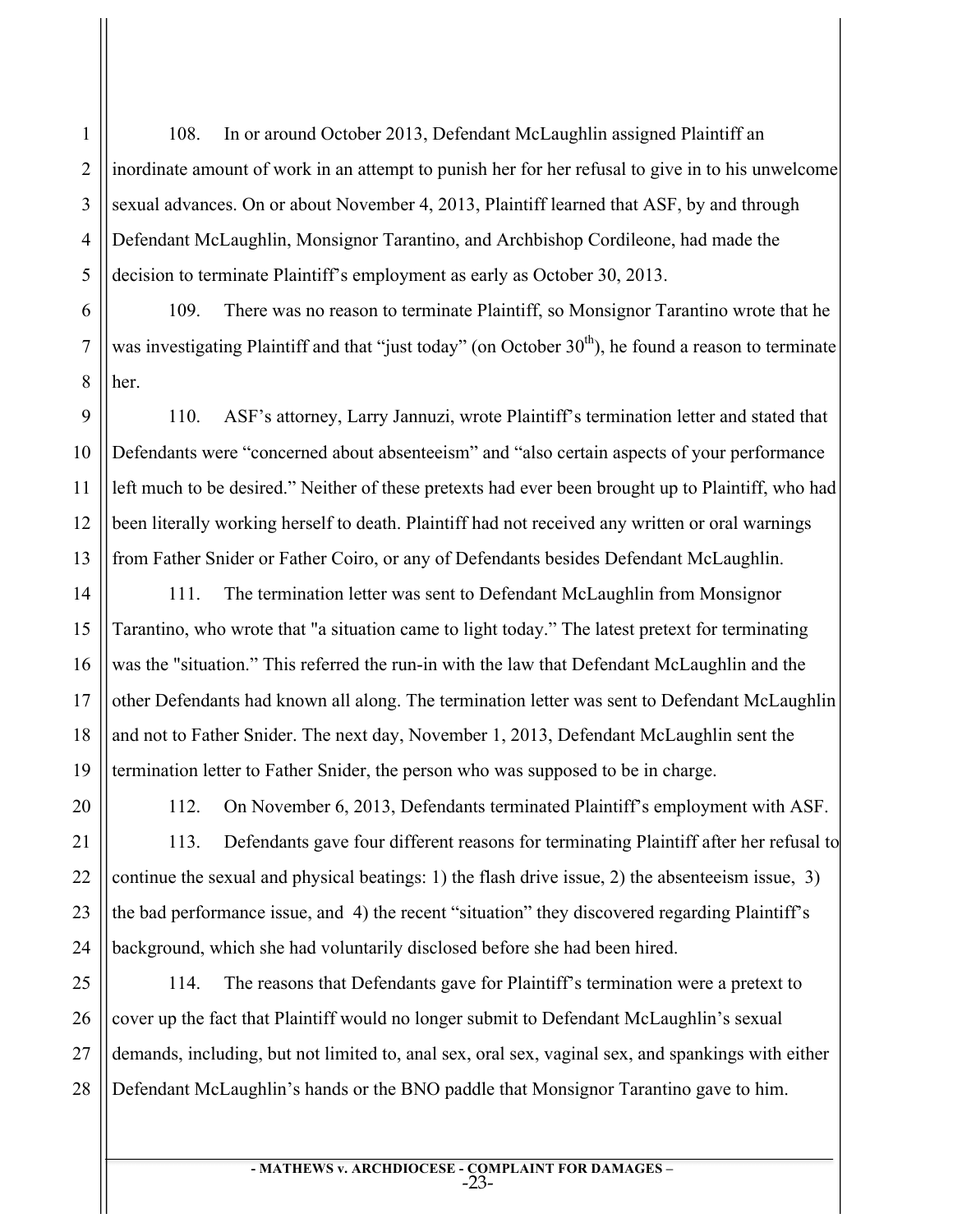108. In or around October 2013, Defendant McLaughlin assigned Plaintiff an inordinate amount of work in an attempt to punish her for her refusal to give in to his unwelcome sexual advances. On or about November 4, 2013, Plaintiff learned that ASF, by and through Defendant McLaughlin, Monsignor Tarantino, and Archbishop Cordileone, had made the decision to terminate Plaintiff's employment as early as October 30, 2013.

109. There was no reason to terminate Plaintiff, so Monsignor Tarantino wrote that he was investigating Plaintiff and that "just today" (on October 30th), he found a reason to terminate her.

110. ASF's attorney, Larry Jannuzi, wrote Plaintiff's termination letter and stated that Defendants were "concerned about absenteeism" and "also certain aspects of your performance left much to be desired." Neither of these pretexts had ever been brought up to Plaintiff, who had been literally working herself to death. Plaintiff had not received any written or oral warnings from Father Snider or Father Coiro, or any of Defendants besides Defendant McLaughlin.

111. The termination letter was sent to Defendant McLaughlin from Monsignor Tarantino, who wrote that "a situation came to light today." The latest pretext for terminating was the "situation." This referred the run-in with the law that Defendant McLaughlin and the other Defendants had known all along. The termination letter was sent to Defendant McLaughlin and not to Father Snider. The next day, November 1, 2013, Defendant McLaughlin sent the termination letter to Father Snider, the person who was supposed to be in charge.

112. On November 6, 2013, Defendants terminated Plaintiff's employment with ASF.

113. Defendants gave four different reasons for terminating Plaintiff after her refusal to continue the sexual and physical beatings: 1) the flash drive issue, 2) the absenteeism issue, 3) the bad performance issue, and 4) the recent "situation" they discovered regarding Plaintiff's background, which she had voluntarily disclosed before she had been hired.

114. The reasons that Defendants gave for Plaintiff's termination were a pretext to cover up the fact that Plaintiff would no longer submit to Defendant McLaughlin's sexual demands, including, but not limited to, anal sex, oral sex, vaginal sex, and spankings with either Defendant McLaughlin's hands or the BNO paddle that Monsignor Tarantino gave to him.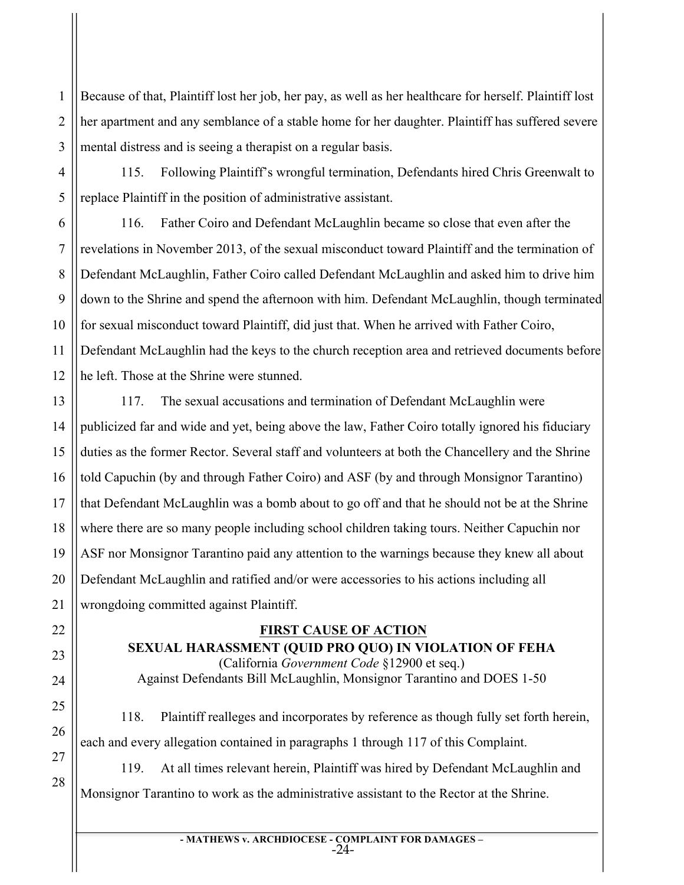Because of that, Plaintiff lost her job, her pay, as well as her healthcare for herself. Plaintiff lost her apartment and any semblance of a stable home for her daughter. Plaintiff has suffered severe mental distress and is seeing a therapist on a regular basis.

115. Following Plaintiff's wrongful termination, Defendants hired Chris Greenwalt to replace Plaintiff in the position of administrative assistant.

116. Father Coiro and Defendant McLaughlin became so close that even after the revelations in November 2013, of the sexual misconduct toward Plaintiff and the termination of Defendant McLaughlin, Father Coiro called Defendant McLaughlin and asked him to drive him down to the Shrine and spend the afternoon with him. Defendant McLaughlin, though terminated for sexual misconduct toward Plaintiff, did just that. When he arrived with Father Coiro, Defendant McLaughlin had the keys to the church reception area and retrieved documents before he left. Those at the Shrine were stunned.

117. The sexual accusations and termination of Defendant McLaughlin were publicized far and wide and yet, being above the law, Father Coiro totally ignored his fiduciary duties as the former Rector. Several staff and volunteers at both the Chancellery and the Shrine told Capuchin (by and through Father Coiro) and ASF (by and through Monsignor Tarantino) that Defendant McLaughlin was a bomb about to go off and that he should not be at the Shrine where there are so many people including school children taking tours. Neither Capuchin nor ASF nor Monsignor Tarantino paid any attention to the warnings because they knew all about Defendant McLaughlin and ratified and/or were accessories to his actions including all wrongdoing committed against Plaintiff.

## FIRST CAUSE OF ACTION

**SEXUAL HARASSMENT (QUID PRO QUO) IN VIOLATION OF FEHA**

(California *Government Code* §12900 et seq.)

Against Defendants Bill McLaughlin, Monsignor Tarantino and DOES 1-50

118. Plaintiff realleges and incorporates by reference as though fully set forth herein, each and every allegation contained in paragraphs 1 through 117 of this Complaint.

119. At all times relevant herein, Plaintiff was hired by Defendant McLaughlin and Monsignor Tarantino to work as the administrative assistant to the Rector at the Shrine.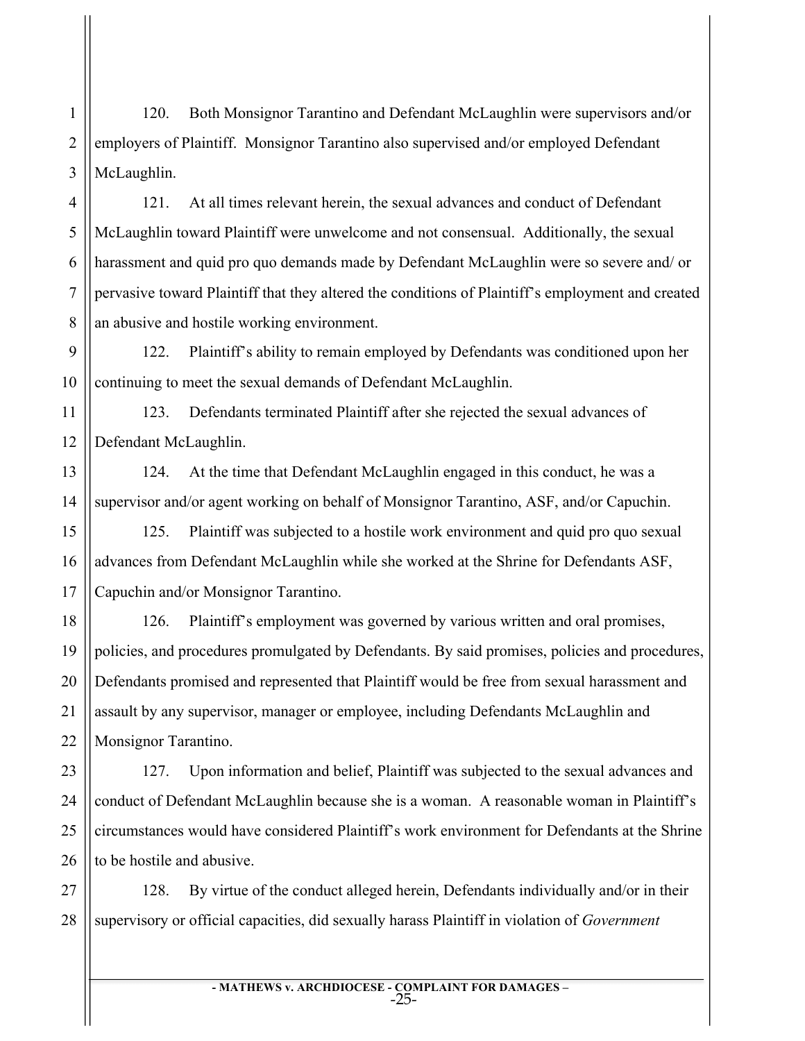120. Both Monsignor Tarantino and Defendant McLaughlin were supervisors and/or employers of Plaintiff. Monsignor Tarantino also supervised and/or employed Defendant McLaughlin.

121. At all times relevant herein, the sexual advances and conduct of Defendant McLaughlin toward Plaintiff were unwelcome and not consensual. Additionally, the sexual harassment and quid pro quo demands made by Defendant McLaughlin were so severe and/ or pervasive toward Plaintiff that they altered the conditions of Plaintiff's employment and created an abusive and hostile working environment.

122. Plaintiff's ability to remain employed by Defendants was conditioned upon her continuing to meet the sexual demands of Defendant McLaughlin.

123. Defendants terminated Plaintiff after she rejected the sexual advances of Defendant McLaughlin.

124. At the time that Defendant McLaughlin engaged in this conduct, he was a supervisor and/or agent working on behalf of Monsignor Tarantino, ASF, and/or Capuchin.

125. Plaintiff was subjected to a hostile work environment and quid pro quo sexual advances from Defendant McLaughlin while she worked at the Shrine for Defendants ASF, Capuchin and/or Monsignor Tarantino.

126. Plaintiff's employment was governed by various written and oral promises, policies, and procedures promulgated by Defendants. By said promises, policies and procedures, Defendants promised and represented that Plaintiff would be free from sexual harassment and assault by any supervisor, manager or employee, including Defendants McLaughlin and Monsignor Tarantino.

127. Upon information and belief, Plaintiff was subjected to the sexual advances and conduct of Defendant McLaughlin because she is a woman. A reasonable woman in Plaintiff's circumstances would have considered Plaintiff's work environment for Defendants at the Shrine to be hostile and abusive.

128. By virtue of the conduct alleged herein, Defendants individually and/or in their supervisory or official capacities, did sexually harass Plaintiff in violation of *Government*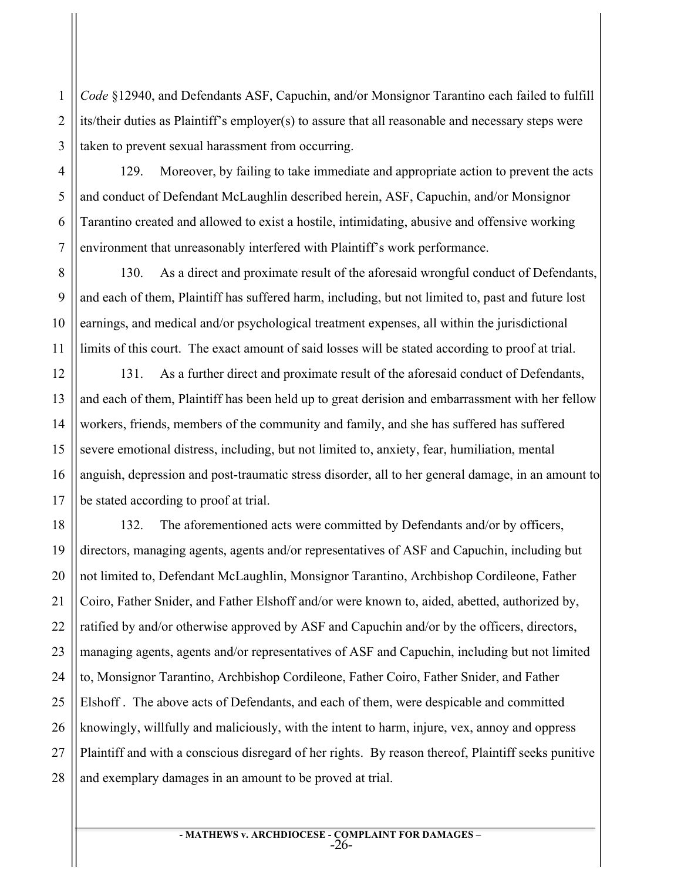*Code* §12940, and Defendants ASF, Capuchin, and/or Monsignor Tarantino each failed to fulfill its/their duties as Plaintiff's employer(s) to assure that all reasonable and necessary steps were taken to prevent sexual harassment from occurring.

129. Moreover, by failing to take immediate and appropriate action to prevent the acts and conduct of Defendant McLaughlin described herein, ASF, Capuchin, and/or Monsignor Tarantino created and allowed to exist a hostile, intimidating, abusive and offensive working environment that unreasonably interfered with Plaintiff's work performance.

130. As a direct and proximate result of the aforesaid wrongful conduct of Defendants, and each of them, Plaintiff has suffered harm, including, but not limited to, past and future lost earnings, and medical and/or psychological treatment expenses, all within the jurisdictional limits of this court. The exact amount of said losses will be stated according to proof at trial.

131. As a further direct and proximate result of the aforesaid conduct of Defendants, and each of them, Plaintiff has been held up to great derision and embarrassment with her fellow workers, friends, members of the community and family, and she has suffered has suffered severe emotional distress, including, but not limited to, anxiety, fear, humiliation, mental anguish, depression and post-traumatic stress disorder, all to her general damage, in an amount to be stated according to proof at trial.

132. The aforementioned acts were committed by Defendants and/or by officers, directors, managing agents, agents and/or representatives of ASF and Capuchin, including but not limited to, Defendant McLaughlin, Monsignor Tarantino, Archbishop Cordileone, Father Coiro, Father Snider, and Father Elshoff and/or were known to, aided, abetted, authorized by, ratified by and/or otherwise approved by ASF and Capuchin and/or by the officers, directors, managing agents, agents and/or representatives of ASF and Capuchin, including but not limited to, Monsignor Tarantino, Archbishop Cordileone, Father Coiro, Father Snider, and Father Elshoff . The above acts of Defendants, and each of them, were despicable and committed knowingly, willfully and maliciously, with the intent to harm, injure, vex, annoy and oppress Plaintiff and with a conscious disregard of her rights. By reason thereof, Plaintiff seeks punitive and exemplary damages in an amount to be proved at trial.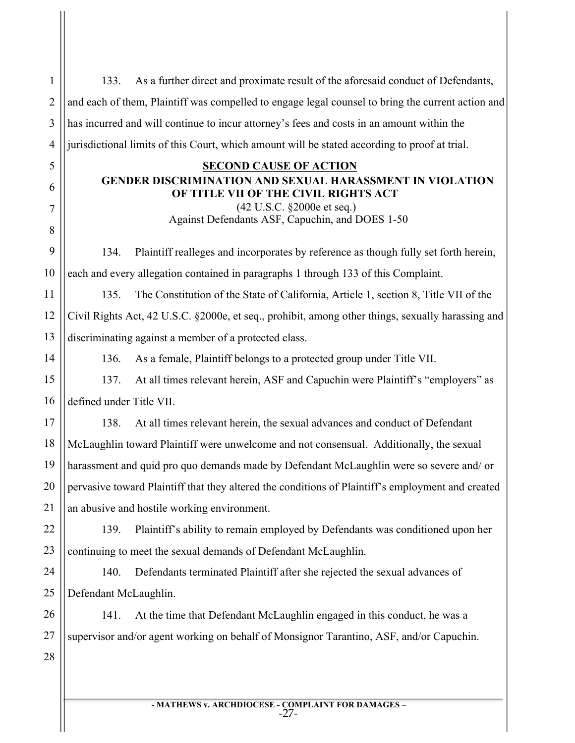133. As a further direct and proximate result of the aforesaid conduct of Defendants, and each of them, Plaintiff was compelled to engage legal counsel to bring the current action and has incurred and will continue to incur attorney's fees and costs in an amount within the jurisdictional limits of this Court, which amount will be stated according to proof at trial.

**SECOND CAUSE OF ACTION**

**GENDER DISCRIMINATION AND SEXUAL HARASSMENT IN VIOLATION OF TITLE VII OF THE CIVIL RIGHTS ACT**

(42 U.S.C. §2000e et seq.)

Against Defendants ASF, Capuchin, and DOES 1-50

134. Plaintiff realleges and incorporates by reference as though fully set forth herein, each and every allegation contained in paragraphs 1 through 133 of this Complaint.

135. The Constitution of the State of California, Article 1, section 8, Title VII of the Civil Rights Act, 42 U.S.C. §2000e, et seq., prohibit, among other things, sexually harassing and discriminating against a member of a protected class.

136. As a female, Plaintiff belongs to a protected group under Title VII.

137. At all times relevant herein, ASF and Capuchin were Plaintiff's "employers" as defined under Title VII.

138. At all times relevant herein, the sexual advances and conduct of Defendant McLaughlin toward Plaintiff were unwelcome and not consensual. Additionally, the sexual harassment and quid pro quo demands made by Defendant McLaughlin were so severe and/ or pervasive toward Plaintiff that they altered the conditions of Plaintiff's employment and created an abusive and hostile working environment.

139. Plaintiff's ability to remain employed by Defendants was conditioned upon her continuing to meet the sexual demands of Defendant McLaughlin.

140. Defendants terminated Plaintiff after she rejected the sexual advances of Defendant McLaughlin.

141. At the time that Defendant McLaughlin engaged in this conduct, he was a supervisor and/or agent working on behalf of Monsignor Tarantino, ASF, and/or Capuchin.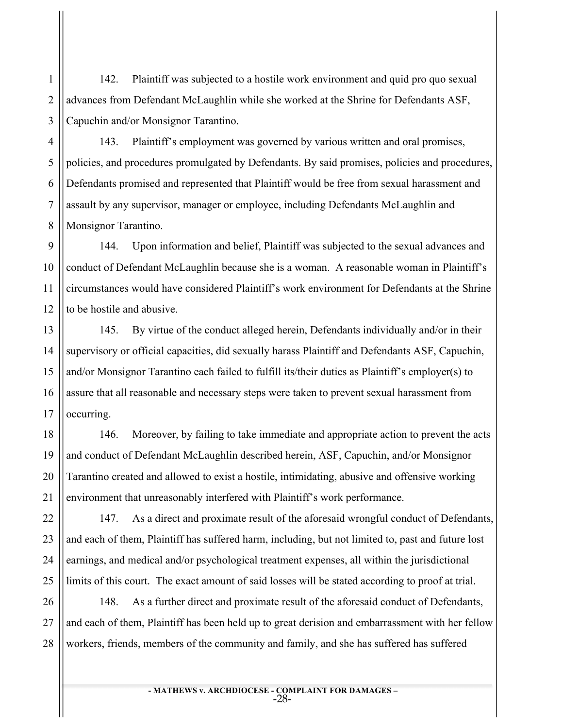142. Plaintiff was subjected to a hostile work environment and quid pro quo sexual advances from Defendant McLaughlin while she worked at the Shrine for Defendants ASF, Capuchin and/or Monsignor Tarantino.

143. Plaintiff's employment was governed by various written and oral promises, policies, and procedures promulgated by Defendants. By said promises, policies and procedures, Defendants promised and represented that Plaintiff would be free from sexual harassment and assault by any supervisor, manager or employee, including Defendants McLaughlin and Monsignor Tarantino.

144. Upon information and belief, Plaintiff was subjected to the sexual advances and conduct of Defendant McLaughlin because she is a woman. A reasonable woman in Plaintiff's circumstances would have considered Plaintiff's work environment for Defendants at the Shrine to be hostile and abusive.

145. By virtue of the conduct alleged herein, Defendants individually and/or in their supervisory or official capacities, did sexually harass Plaintiff and Defendants ASF, Capuchin, and/or Monsignor Tarantino each failed to fulfill its/their duties as Plaintiff's employer(s) to assure that all reasonable and necessary steps were taken to prevent sexual harassment from occurring.

146. Moreover, by failing to take immediate and appropriate action to prevent the acts and conduct of Defendant McLaughlin described herein, ASF, Capuchin, and/or Monsignor Tarantino created and allowed to exist a hostile, intimidating, abusive and offensive working environment that unreasonably interfered with Plaintiff's work performance.

147. As a direct and proximate result of the aforesaid wrongful conduct of Defendants, and each of them, Plaintiff has suffered harm, including, but not limited to, past and future lost earnings, and medical and/or psychological treatment expenses, all within the jurisdictional limits of this court. The exact amount of said losses will be stated according to proof at trial.

148. As a further direct and proximate result of the aforesaid conduct of Defendants, and each of them, Plaintiff has been held up to great derision and embarrassment with her fellow workers, friends, members of the community and family, and she has suffered has suffered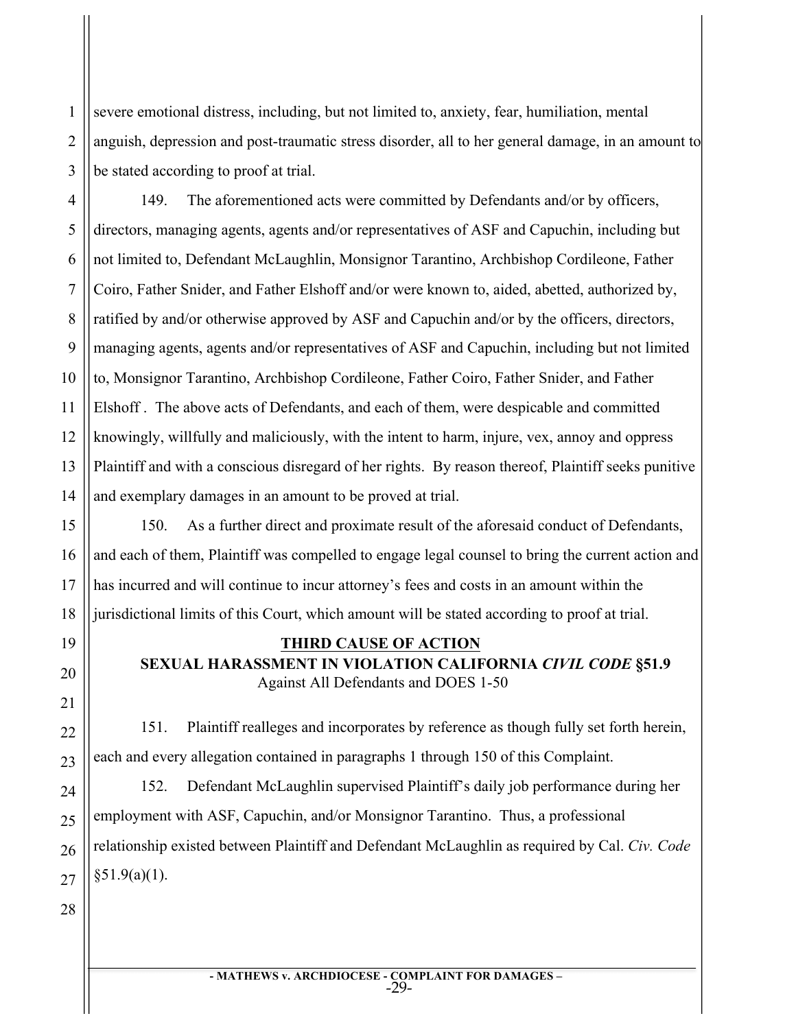severe emotional distress, including, but not limited to, anxiety, fear, humiliation, mental anguish, depression and post-traumatic stress disorder, all to her general damage, in an amount to be stated according to proof at trial.

149. The aforementioned acts were committed by Defendants and/or by officers, directors, managing agents, agents and/or representatives of ASF and Capuchin, including but not limited to, Defendant McLaughlin, Monsignor Tarantino, Archbishop Cordileone, Father Coiro, Father Snider, and Father Elshoff and/or were known to, aided, abetted, authorized by, ratified by and/or otherwise approved by ASF and Capuchin and/or by the officers, directors, managing agents, agents and/or representatives of ASF and Capuchin, including but not limited to, Monsignor Tarantino, Archbishop Cordileone, Father Coiro, Father Snider, and Father Elshoff . The above acts of Defendants, and each of them, were despicable and committed knowingly, willfully and maliciously, with the intent to harm, injure, vex, annoy and oppress Plaintiff and with a conscious disregard of her rights. By reason thereof, Plaintiff seeks punitive and exemplary damages in an amount to be proved at trial.

150. As a further direct and proximate result of the aforesaid conduct of Defendants, and each of them, Plaintiff was compelled to engage legal counsel to bring the current action and has incurred and will continue to incur attorney's fees and costs in an amount within the jurisdictional limits of this Court, which amount will be stated according to proof at trial.

## THIRD CAUSE OF ACTION

## SEXUAL HARASSMENT IN VIOLATION CALIFORNIA *CIVIL CODE* §51.9

Against All Defendants and DOES 1-50

151. Plaintiff realleges and incorporates by reference as though fully set forth herein, each and every allegation contained in paragraphs 1 through 150 of this Complaint.

152. Defendant McLaughlin supervised Plaintiff's daily job performance during her employment with ASF, Capuchin, and/or Monsignor Tarantino. Thus, a professional relationship existed between Plaintiff and Defendant McLaughlin as required by Cal. *Civ. Code* §51.9(a)(1).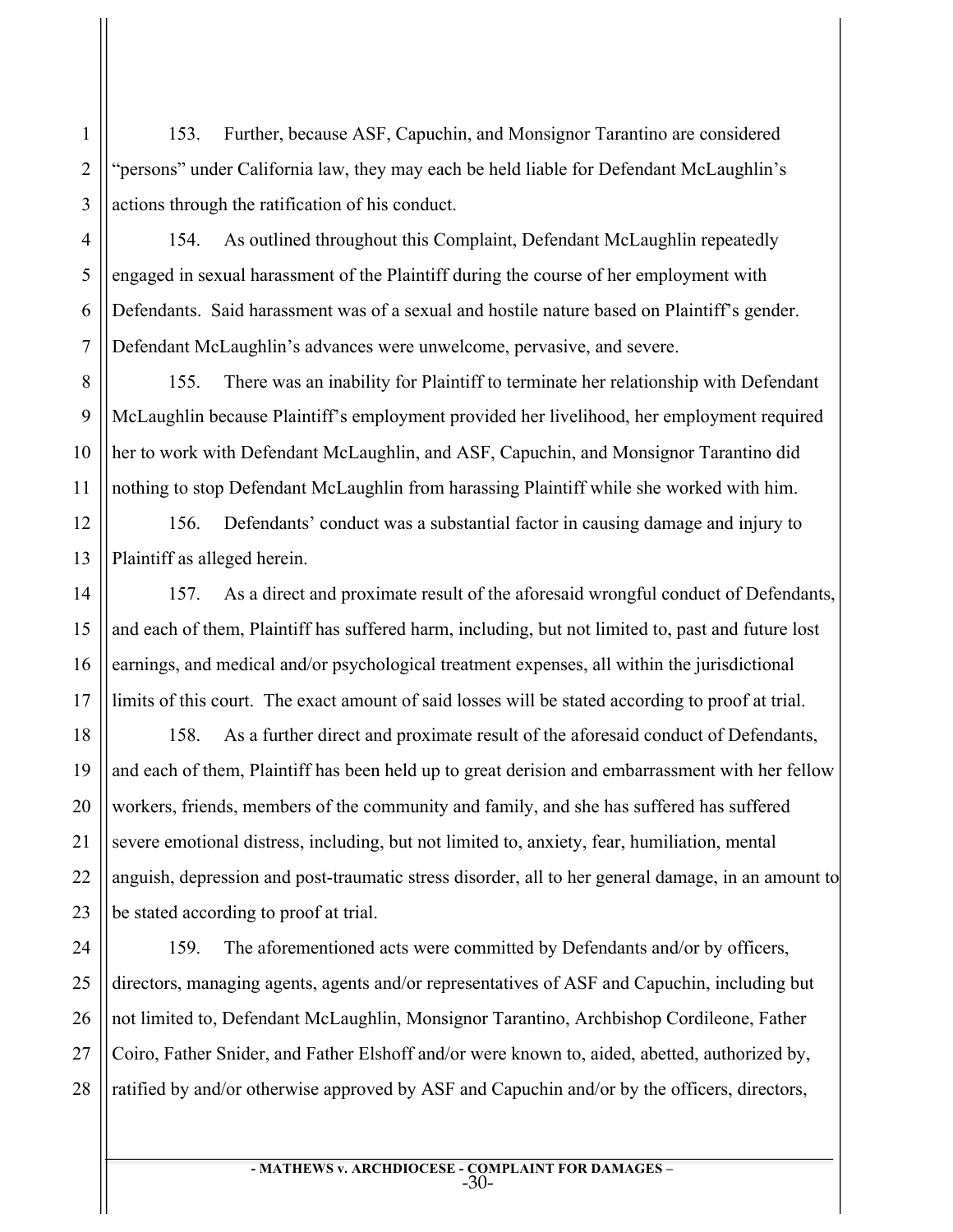153. Further, because ASF, Capuchin, and Monsignor Tarantino are considered "persons" under California law, they may each be held liable for Defendant McLaughlin's actions through the ratification of his conduct.

154. As outlined throughout this Complaint, Defendant McLaughlin repeatedly engaged in sexual harassment of the Plaintiff during the course of her employment with Defendants. Said harassment was of a sexual and hostile nature based on Plaintiff's gender. Defendant McLaughlin's advances were unwelcome, pervasive, and severe.

155. There was an inability for Plaintiff to terminate her relationship with Defendant McLaughlin because Plaintiff's employment provided her livelihood, her employment required her to work with Defendant McLaughlin, and ASF, Capuchin, and Monsignor Tarantino did nothing to stop Defendant McLaughlin from harassing Plaintiff while she worked with him.

156. Defendants' conduct was a substantial factor in causing damage and injury to Plaintiff as alleged herein.

157. As a direct and proximate result of the aforesaid wrongful conduct of Defendants, and each of them, Plaintiff has suffered harm, including, but not limited to, past and future lost earnings, and medical and/or psychological treatment expenses, all within the jurisdictional limits of this court. The exact amount of said losses will be stated according to proof at trial.

158. As a further direct and proximate result of the aforesaid conduct of Defendants, and each of them, Plaintiff has been held up to great derision and embarrassment with her fellow workers, friends, members of the community and family, and she has suffered has suffered severe emotional distress, including, but not limited to, anxiety, fear, humiliation, mental anguish, depression and post-traumatic stress disorder, all to her general damage, in an amount to be stated according to proof at trial.

159. The aforementioned acts were committed by Defendants and/or by officers, directors, managing agents, agents and/or representatives of ASF and Capuchin, including but not limited to, Defendant McLaughlin, Monsignor Tarantino, Archbishop Cordileone, Father Coiro, Father Snider, and Father Elshoff and/or were known to, aided, abetted, authorized by, ratified by and/or otherwise approved by ASF and Capuchin and/or by the officers, directors,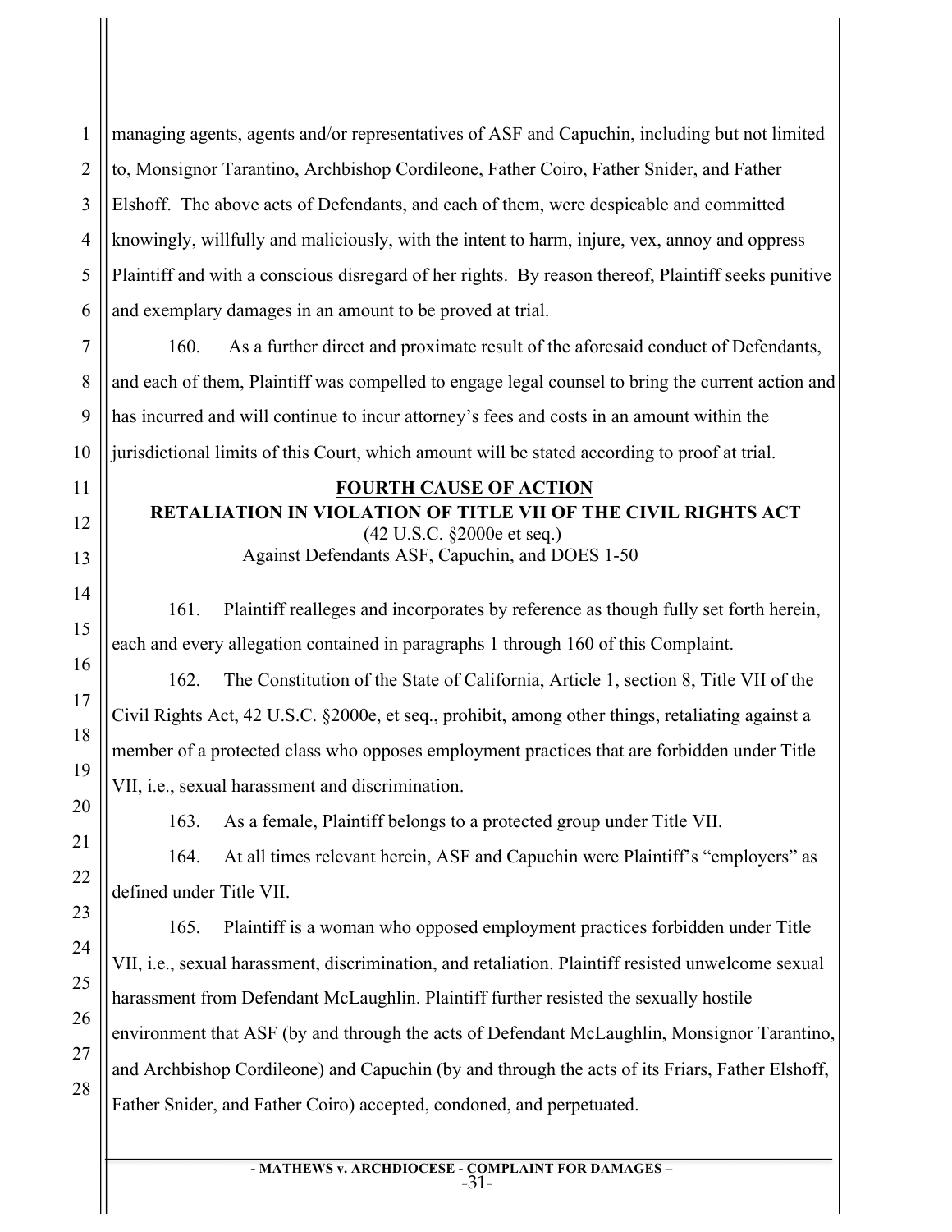managing agents, agents and/or representatives of ASF and Capuchin, including but not limited to, Monsignor Tarantino, Archbishop Cordileone, Father Coiro, Father Snider, and Father Elshoff. The above acts of Defendants, and each of them, were despicable and committed knowingly, willfully and maliciously, with the intent to harm, injure, vex, annoy and oppress Plaintiff and with a conscious disregard of her rights. By reason thereof, Plaintiff seeks punitive and exemplary damages in an amount to be proved at trial.

160. As a further direct and proximate result of the aforesaid conduct of Defendants, and each of them, Plaintiff was compelled to engage legal counsel to bring the current action and has incurred and will continue to incur attorney's fees and costs in an amount within the jurisdictional limits of this Court, which amount will be stated according to proof at trial.

**FOURTH CAUSE OF ACTION**
**RETALIATION IN VIOLATION OF TITLE VII OF THE CIVIL RIGHTS ACT**
(42 U.S.C. §2000e et seq.)
Against Defendants ASF, Capuchin, and DOES 1-50

161. Plaintiff realleges and incorporates by reference as though fully set forth herein, each and every allegation contained in paragraphs 1 through 160 of this Complaint.

162. The Constitution of the State of California, Article 1, section 8, Title VII of the Civil Rights Act, 42 U.S.C. §2000e, et seq., prohibit, among other things, retaliating against a member of a protected class who opposes employment practices that are forbidden under Title VII, i.e., sexual harassment and discrimination.

163. As a female, Plaintiff belongs to a protected group under Title VII.

164. At all times relevant herein, ASF and Capuchin were Plaintiff's "employers" as defined under Title VII.

165. Plaintiff is a woman who opposed employment practices forbidden under Title VII, i.e., sexual harassment, discrimination, and retaliation. Plaintiff resisted unwelcome sexual harassment from Defendant McLaughlin. Plaintiff further resisted the sexually hostile environment that ASF (by and through the acts of Defendant McLaughlin, Monsignor Tarantino, and Archbishop Cordileone) and Capuchin (by and through the acts of its Friars, Father Elshoff, Father Snider, and Father Coiro) accepted, condoned, and perpetuated.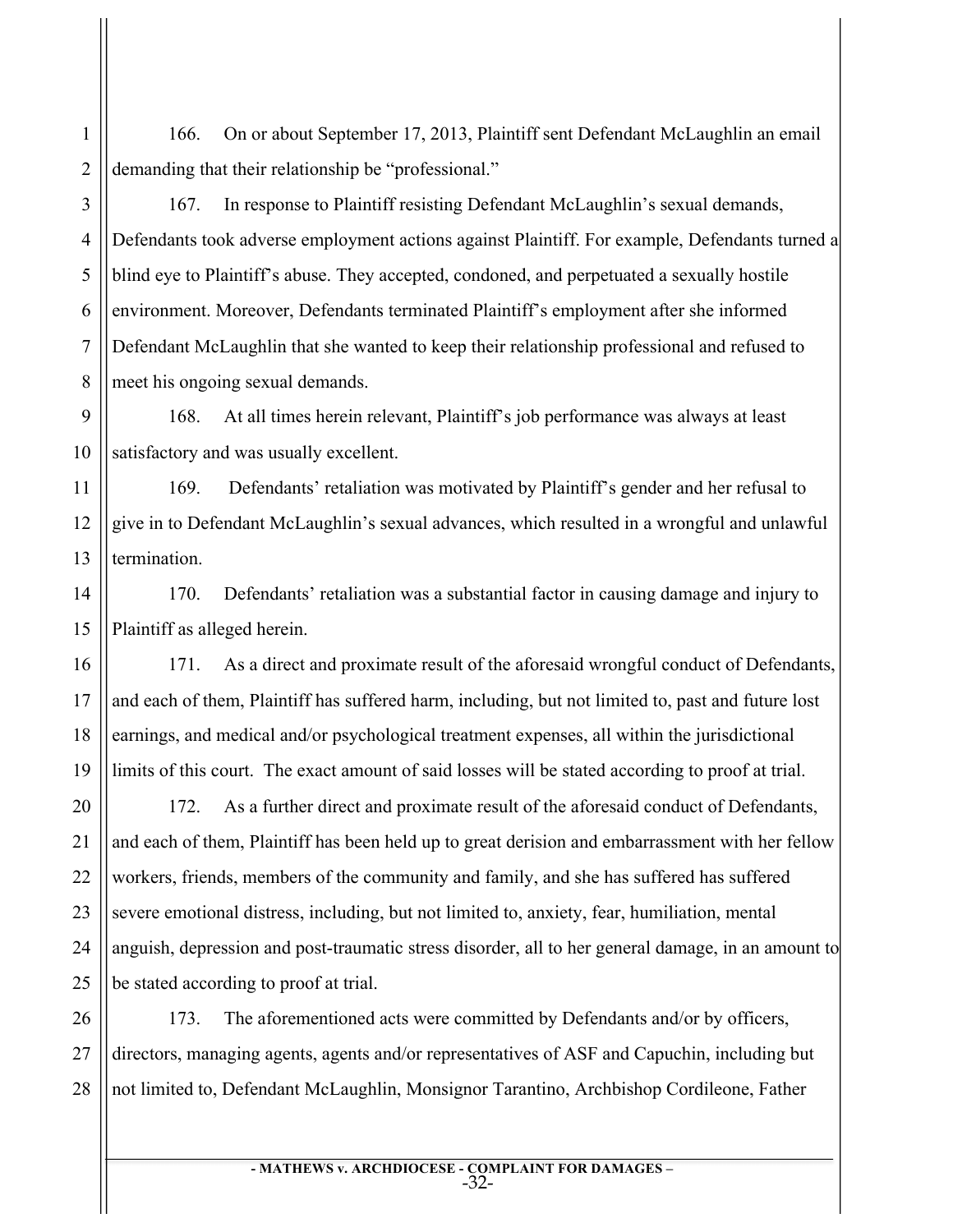166. On or about September 17, 2013, Plaintiff sent Defendant McLaughlin an email demanding that their relationship be "professional."

167. In response to Plaintiff resisting Defendant McLaughlin's sexual demands, Defendants took adverse employment actions against Plaintiff. For example, Defendants turned a blind eye to Plaintiff's abuse. They accepted, condoned, and perpetuated a sexually hostile environment. Moreover, Defendants terminated Plaintiff's employment after she informed Defendant McLaughlin that she wanted to keep their relationship professional and refused to meet his ongoing sexual demands.

168. At all times herein relevant, Plaintiff's job performance was always at least satisfactory and was usually excellent.

169. Defendants' retaliation was motivated by Plaintiff's gender and her refusal to give in to Defendant McLaughlin's sexual advances, which resulted in a wrongful and unlawful termination.

170. Defendants' retaliation was a substantial factor in causing damage and injury to Plaintiff as alleged herein.

171. As a direct and proximate result of the aforesaid wrongful conduct of Defendants, and each of them, Plaintiff has suffered harm, including, but not limited to, past and future lost earnings, and medical and/or psychological treatment expenses, all within the jurisdictional limits of this court. The exact amount of said losses will be stated according to proof at trial.

172. As a further direct and proximate result of the aforesaid conduct of Defendants, and each of them, Plaintiff has been held up to great derision and embarrassment with her fellow workers, friends, members of the community and family, and she has suffered has suffered severe emotional distress, including, but not limited to, anxiety, fear, humiliation, mental anguish, depression and post-traumatic stress disorder, all to her general damage, in an amount to be stated according to proof at trial.

173. The aforementioned acts were committed by Defendants and/or by officers, directors, managing agents, agents and/or representatives of ASF and Capuchin, including but not limited to, Defendant McLaughlin, Monsignor Tarantino, Archbishop Cordileone, Father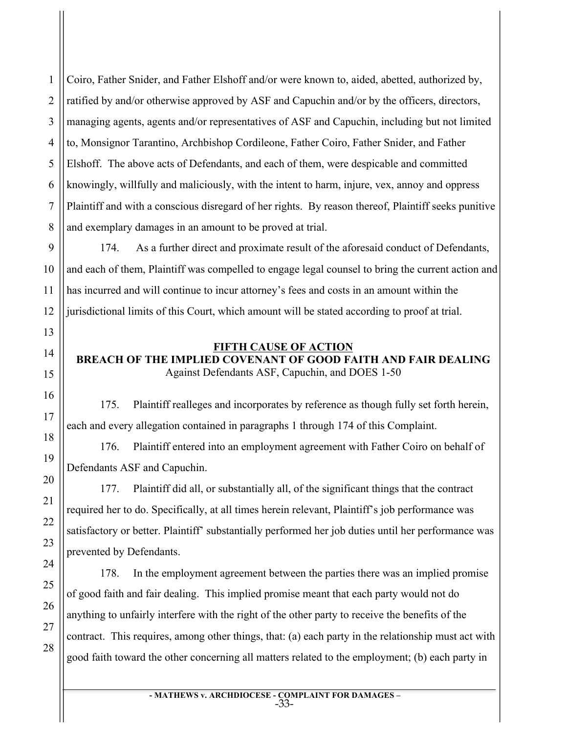Coiro, Father Snider, and Father Elshoff and/or were known to, aided, abetted, authorized by, ratified by and/or otherwise approved by ASF and Capuchin and/or by the officers, directors, managing agents, agents and/or representatives of ASF and Capuchin, including but not limited to, Monsignor Tarantino, Archbishop Cordileone, Father Coiro, Father Snider, and Father Elshoff. The above acts of Defendants, and each of them, were despicable and committed knowingly, willfully and maliciously, with the intent to harm, injure, vex, annoy and oppress Plaintiff and with a conscious disregard of her rights. By reason thereof, Plaintiff seeks punitive and exemplary damages in an amount to be proved at trial.

174. As a further direct and proximate result of the aforesaid conduct of Defendants, and each of them, Plaintiff was compelled to engage legal counsel to bring the current action and has incurred and will continue to incur attorney's fees and costs in an amount within the jurisdictional limits of this Court, which amount will be stated according to proof at trial.

## FIFTH CAUSE OF ACTION
## BREACH OF THE IMPLIED COVENANT OF GOOD FAITH AND FAIR DEALING
Against Defendants ASF, Capuchin, and DOES 1-50

175. Plaintiff realleges and incorporates by reference as though fully set forth herein, each and every allegation contained in paragraphs 1 through 174 of this Complaint.

176. Plaintiff entered into an employment agreement with Father Coiro on behalf of Defendants ASF and Capuchin.

177. Plaintiff did all, or substantially all, of the significant things that the contract required her to do. Specifically, at all times herein relevant, Plaintiff's job performance was satisfactory or better. Plaintiff' substantially performed her job duties until her performance was prevented by Defendants.

178. In the employment agreement between the parties there was an implied promise of good faith and fair dealing. This implied promise meant that each party would not do anything to unfairly interfere with the right of the other party to receive the benefits of the contract. This requires, among other things, that: (a) each party in the relationship must act with good faith toward the other concerning all matters related to the employment; (b) each party in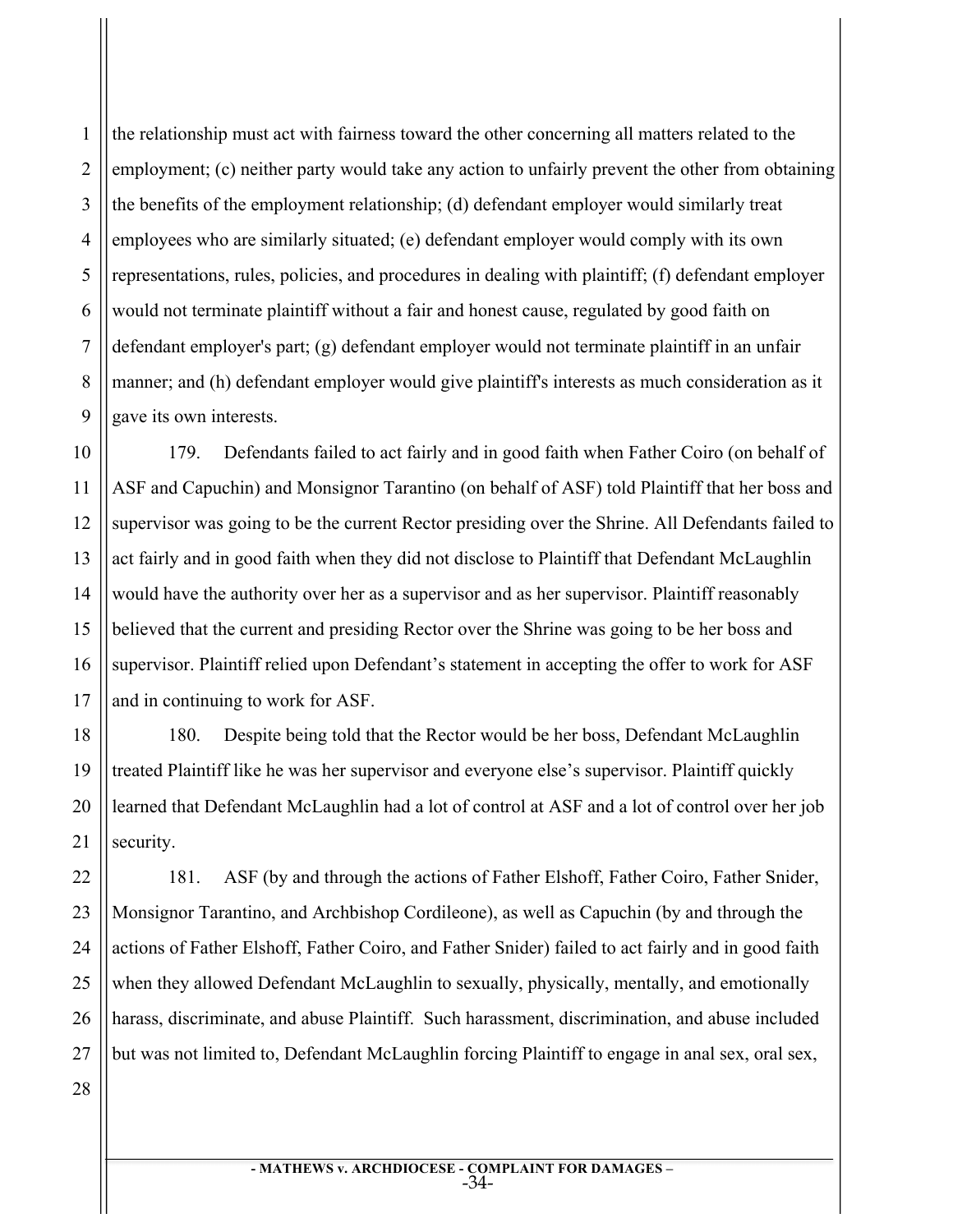the relationship must act with fairness toward the other concerning all matters related to the employment; (c) neither party would take any action to unfairly prevent the other from obtaining the benefits of the employment relationship; (d) defendant employer would similarly treat employees who are similarly situated; (e) defendant employer would comply with its own representations, rules, policies, and procedures in dealing with plaintiff; (f) defendant employer would not terminate plaintiff without a fair and honest cause, regulated by good faith on defendant employer's part; (g) defendant employer would not terminate plaintiff in an unfair manner; and (h) defendant employer would give plaintiff's interests as much consideration as it gave its own interests.

179. Defendants failed to act fairly and in good faith when Father Coiro (on behalf of ASF and Capuchin) and Monsignor Tarantino (on behalf of ASF) told Plaintiff that her boss and supervisor was going to be the current Rector presiding over the Shrine. All Defendants failed to act fairly and in good faith when they did not disclose to Plaintiff that Defendant McLaughlin would have the authority over her as a supervisor and as her supervisor. Plaintiff reasonably believed that the current and presiding Rector over the Shrine was going to be her boss and supervisor. Plaintiff relied upon Defendant's statement in accepting the offer to work for ASF and in continuing to work for ASF.

180. Despite being told that the Rector would be her boss, Defendant McLaughlin treated Plaintiff like he was her supervisor and everyone else's supervisor. Plaintiff quickly learned that Defendant McLaughlin had a lot of control at ASF and a lot of control over her job security.

181. ASF (by and through the actions of Father Elshoff, Father Coiro, Father Snider, Monsignor Tarantino, and Archbishop Cordileone), as well as Capuchin (by and through the actions of Father Elshoff, Father Coiro, and Father Snider) failed to act fairly and in good faith when they allowed Defendant McLaughlin to sexually, physically, mentally, and emotionally harass, discriminate, and abuse Plaintiff. Such harassment, discrimination, and abuse included but was not limited to, Defendant McLaughlin forcing Plaintiff to engage in anal sex, oral sex,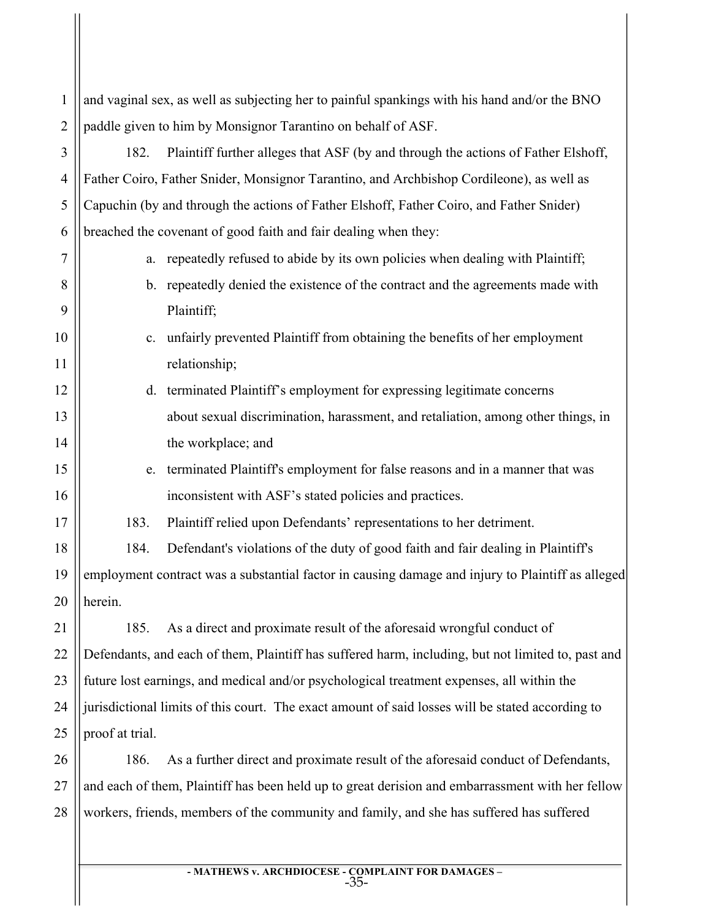and vaginal sex, as well as subjecting her to painful spankings with his hand and/or the BNO paddle given to him by Monsignor Tarantino on behalf of ASF.

182. Plaintiff further alleges that ASF (by and through the actions of Father Elshoff, Father Coiro, Father Snider, Monsignor Tarantino, and Archbishop Cordileone), as well as Capuchin (by and through the actions of Father Elshoff, Father Coiro, and Father Snider) breached the covenant of good faith and fair dealing when they:

a. repeatedly refused to abide by its own policies when dealing with Plaintiff;

b. repeatedly denied the existence of the contract and the agreements made with Plaintiff;

c. unfairly prevented Plaintiff from obtaining the benefits of her employment relationship;

d. terminated Plaintiff's employment for expressing legitimate concerns about sexual discrimination, harassment, and retaliation, among other things, in the workplace; and

e. terminated Plaintiff's employment for false reasons and in a manner that was inconsistent with ASF's stated policies and practices.

183. Plaintiff relied upon Defendants' representations to her detriment.

184. Defendant's violations of the duty of good faith and fair dealing in Plaintiff's employment contract was a substantial factor in causing damage and injury to Plaintiff as alleged herein.

185. As a direct and proximate result of the aforesaid wrongful conduct of Defendants, and each of them, Plaintiff has suffered harm, including, but not limited to, past and future lost earnings, and medical and/or psychological treatment expenses, all within the jurisdictional limits of this court. The exact amount of said losses will be stated according to proof at trial.

186. As a further direct and proximate result of the aforesaid conduct of Defendants, and each of them, Plaintiff has been held up to great derision and embarrassment with her fellow workers, friends, members of the community and family, and she has suffered has suffered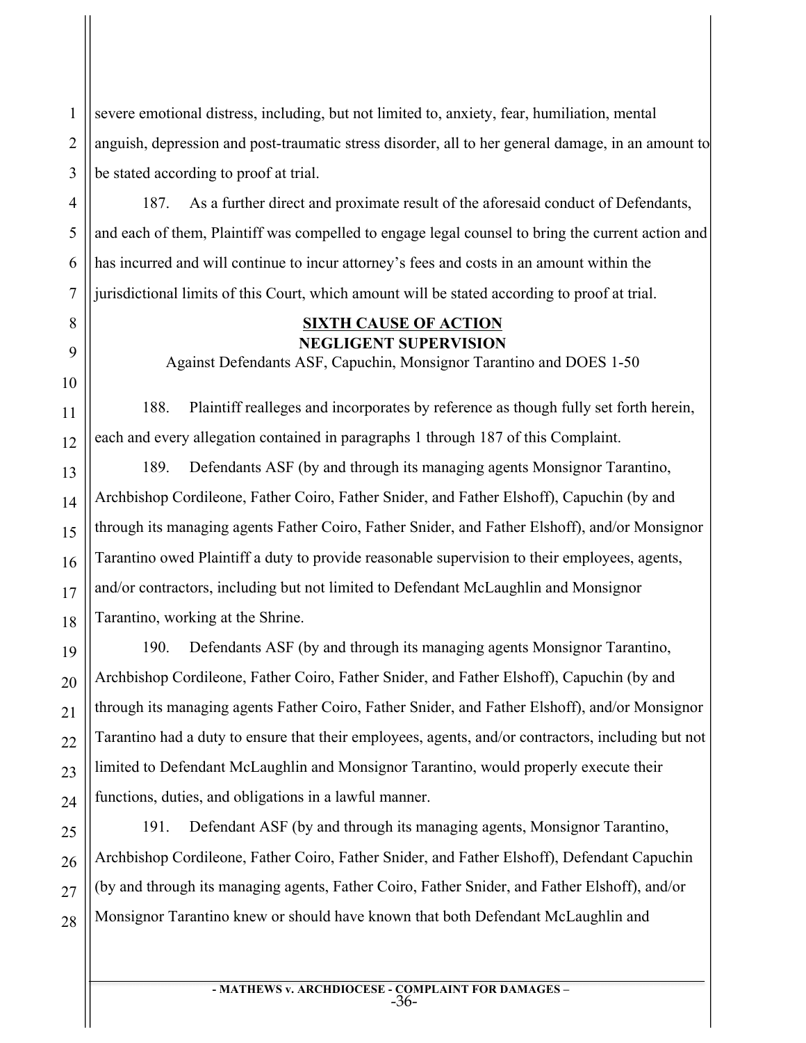severe emotional distress, including, but not limited to, anxiety, fear, humiliation, mental anguish, depression and post-traumatic stress disorder, all to her general damage, in an amount to be stated according to proof at trial.

187. As a further direct and proximate result of the aforesaid conduct of Defendants, and each of them, Plaintiff was compelled to engage legal counsel to bring the current action and has incurred and will continue to incur attorney's fees and costs in an amount within the jurisdictional limits of this Court, which amount will be stated according to proof at trial.

**<u>SIXTH CAUSE OF ACTION</u>**
**NEGLIGENT SUPERVISION**
Against Defendants ASF, Capuchin, Monsignor Tarantino and DOES 1-50

188. Plaintiff realleges and incorporates by reference as though fully set forth herein, each and every allegation contained in paragraphs 1 through 187 of this Complaint.

189. Defendants ASF (by and through its managing agents Monsignor Tarantino, Archbishop Cordileone, Father Coiro, Father Snider, and Father Elshoff), Capuchin (by and through its managing agents Father Coiro, Father Snider, and Father Elshoff), and/or Monsignor Tarantino owed Plaintiff a duty to provide reasonable supervision to their employees, agents, and/or contractors, including but not limited to Defendant McLaughlin and Monsignor Tarantino, working at the Shrine.

190. Defendants ASF (by and through its managing agents Monsignor Tarantino, Archbishop Cordileone, Father Coiro, Father Snider, and Father Elshoff), Capuchin (by and through its managing agents Father Coiro, Father Snider, and Father Elshoff), and/or Monsignor Tarantino had a duty to ensure that their employees, agents, and/or contractors, including but not limited to Defendant McLaughlin and Monsignor Tarantino, would properly execute their functions, duties, and obligations in a lawful manner.

191. Defendant ASF (by and through its managing agents, Monsignor Tarantino, Archbishop Cordileone, Father Coiro, Father Snider, and Father Elshoff), Defendant Capuchin (by and through its managing agents, Father Coiro, Father Snider, and Father Elshoff), and/or Monsignor Tarantino knew or should have known that both Defendant McLaughlin and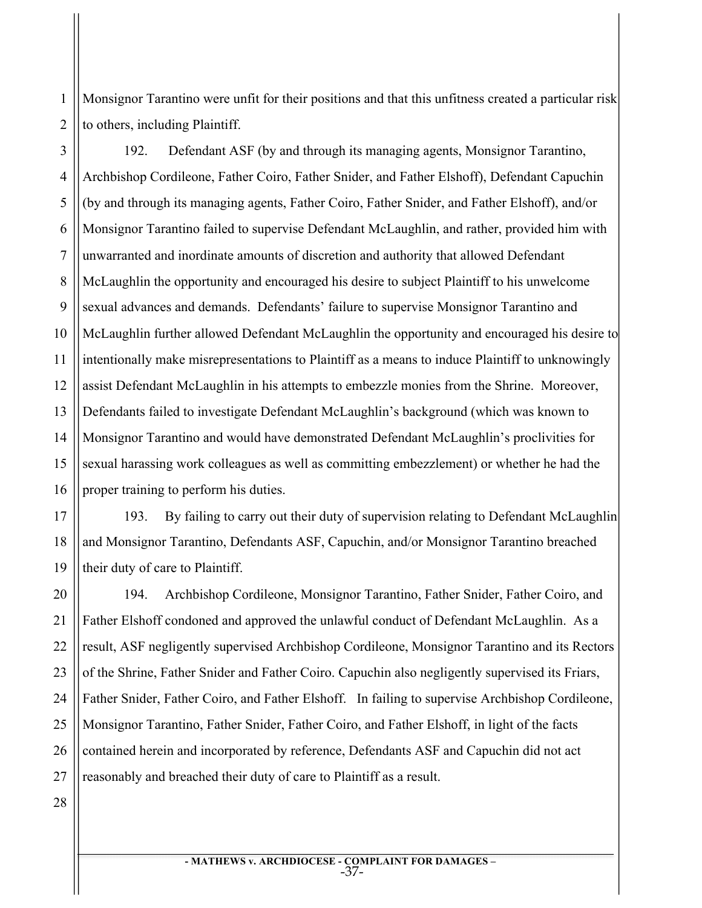Monsignor Tarantino were unfit for their positions and that this unfitness created a particular risk to others, including Plaintiff.

192. Defendant ASF (by and through its managing agents, Monsignor Tarantino, Archbishop Cordileone, Father Coiro, Father Snider, and Father Elshoff), Defendant Capuchin (by and through its managing agents, Father Coiro, Father Snider, and Father Elshoff), and/or Monsignor Tarantino failed to supervise Defendant McLaughlin, and rather, provided him with unwarranted and inordinate amounts of discretion and authority that allowed Defendant McLaughlin the opportunity and encouraged his desire to subject Plaintiff to his unwelcome sexual advances and demands. Defendants' failure to supervise Monsignor Tarantino and McLaughlin further allowed Defendant McLaughlin the opportunity and encouraged his desire to intentionally make misrepresentations to Plaintiff as a means to induce Plaintiff to unknowingly assist Defendant McLaughlin in his attempts to embezzle monies from the Shrine. Moreover, Defendants failed to investigate Defendant McLaughlin's background (which was known to Monsignor Tarantino and would have demonstrated Defendant McLaughlin's proclivities for sexual harassing work colleagues as well as committing embezzlement) or whether he had the proper training to perform his duties.

193. By failing to carry out their duty of supervision relating to Defendant McLaughlin and Monsignor Tarantino, Defendants ASF, Capuchin, and/or Monsignor Tarantino breached their duty of care to Plaintiff.

194. Archbishop Cordileone, Monsignor Tarantino, Father Snider, Father Coiro, and Father Elshoff condoned and approved the unlawful conduct of Defendant McLaughlin. As a result, ASF negligently supervised Archbishop Cordileone, Monsignor Tarantino and its Rectors of the Shrine, Father Snider and Father Coiro. Capuchin also negligently supervised its Friars, Father Snider, Father Coiro, and Father Elshoff. In failing to supervise Archbishop Cordileone, Monsignor Tarantino, Father Snider, Father Coiro, and Father Elshoff, in light of the facts contained herein and incorporated by reference, Defendants ASF and Capuchin did not act reasonably and breached their duty of care to Plaintiff as a result.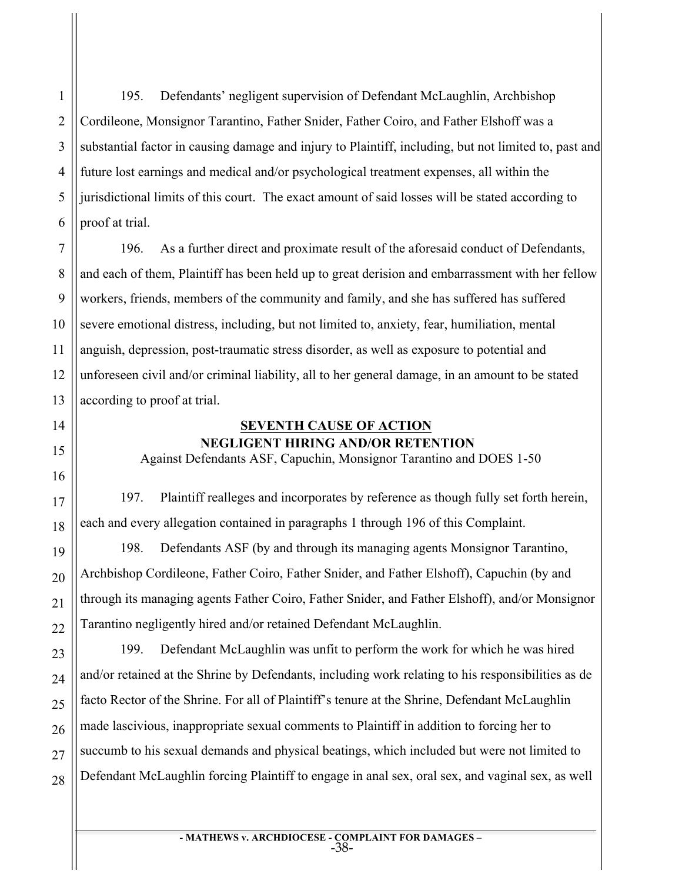195. Defendants' negligent supervision of Defendant McLaughlin, Archbishop Cordileone, Monsignor Tarantino, Father Snider, Father Coiro, and Father Elshoff was a substantial factor in causing damage and injury to Plaintiff, including, but not limited to, past and future lost earnings and medical and/or psychological treatment expenses, all within the jurisdictional limits of this court. The exact amount of said losses will be stated according to proof at trial.

196. As a further direct and proximate result of the aforesaid conduct of Defendants, and each of them, Plaintiff has been held up to great derision and embarrassment with her fellow workers, friends, members of the community and family, and she has suffered has suffered severe emotional distress, including, but not limited to, anxiety, fear, humiliation, mental anguish, depression, post-traumatic stress disorder, as well as exposure to potential and unforeseen civil and/or criminal liability, all to her general damage, in an amount to be stated according to proof at trial.

## SEVENTH CAUSE OF ACTION
## NEGLIGENT HIRING AND/OR RETENTION

Against Defendants ASF, Capuchin, Monsignor Tarantino and DOES 1-50

197. Plaintiff realleges and incorporates by reference as though fully set forth herein, each and every allegation contained in paragraphs 1 through 196 of this Complaint.

198. Defendants ASF (by and through its managing agents Monsignor Tarantino, Archbishop Cordileone, Father Coiro, Father Snider, and Father Elshoff), Capuchin (by and through its managing agents Father Coiro, Father Snider, and Father Elshoff), and/or Monsignor Tarantino negligently hired and/or retained Defendant McLaughlin.

199. Defendant McLaughlin was unfit to perform the work for which he was hired and/or retained at the Shrine by Defendants, including work relating to his responsibilities as de facto Rector of the Shrine. For all of Plaintiff's tenure at the Shrine, Defendant McLaughlin made lascivious, inappropriate sexual comments to Plaintiff in addition to forcing her to succumb to his sexual demands and physical beatings, which included but were not limited to Defendant McLaughlin forcing Plaintiff to engage in anal sex, oral sex, and vaginal sex, as well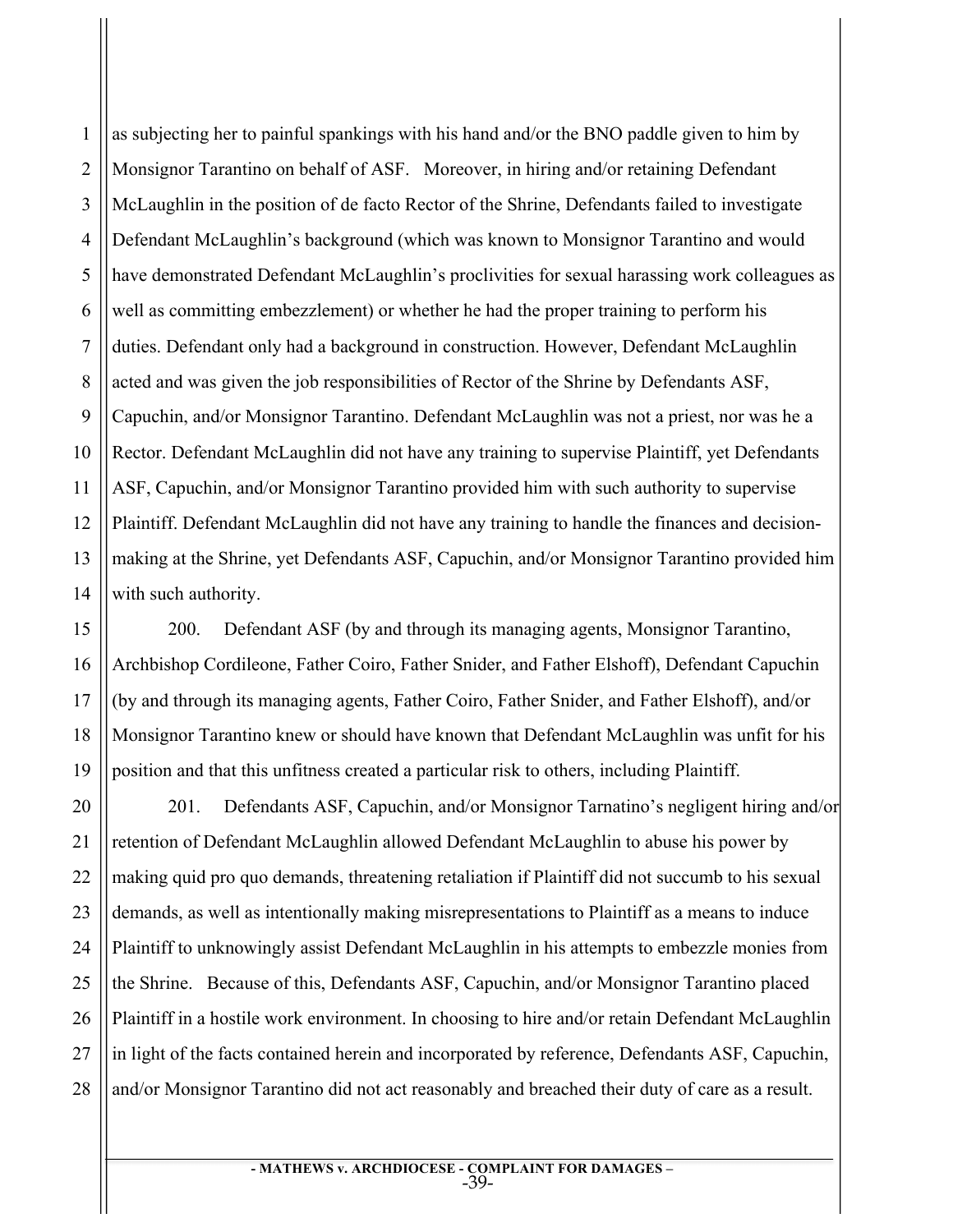as subjecting her to painful spankings with his hand and/or the BNO paddle given to him by Monsignor Tarantino on behalf of ASF. Moreover, in hiring and/or retaining Defendant McLaughlin in the position of de facto Rector of the Shrine, Defendants failed to investigate Defendant McLaughlin's background (which was known to Monsignor Tarantino and would have demonstrated Defendant McLaughlin's proclivities for sexual harassing work colleagues as well as committing embezzlement) or whether he had the proper training to perform his duties. Defendant only had a background in construction. However, Defendant McLaughlin acted and was given the job responsibilities of Rector of the Shrine by Defendants ASF, Capuchin, and/or Monsignor Tarantino. Defendant McLaughlin was not a priest, nor was he a Rector. Defendant McLaughlin did not have any training to supervise Plaintiff, yet Defendants ASF, Capuchin, and/or Monsignor Tarantino provided him with such authority to supervise Plaintiff. Defendant McLaughlin did not have any training to handle the finances and decision-making at the Shrine, yet Defendants ASF, Capuchin, and/or Monsignor Tarantino provided him with such authority.

200. Defendant ASF (by and through its managing agents, Monsignor Tarantino, Archbishop Cordileone, Father Coiro, Father Snider, and Father Elshoff), Defendant Capuchin (by and through its managing agents, Father Coiro, Father Snider, and Father Elshoff), and/or Monsignor Tarantino knew or should have known that Defendant McLaughlin was unfit for his position and that this unfitness created a particular risk to others, including Plaintiff.

201. Defendants ASF, Capuchin, and/or Monsignor Tarnatino's negligent hiring and/or retention of Defendant McLaughlin allowed Defendant McLaughlin to abuse his power by making quid pro quo demands, threatening retaliation if Plaintiff did not succumb to his sexual demands, as well as intentionally making misrepresentations to Plaintiff as a means to induce Plaintiff to unknowingly assist Defendant McLaughlin in his attempts to embezzle monies from the Shrine. Because of this, Defendants ASF, Capuchin, and/or Monsignor Tarantino placed Plaintiff in a hostile work environment. In choosing to hire and/or retain Defendant McLaughlin in light of the facts contained herein and incorporated by reference, Defendants ASF, Capuchin, and/or Monsignor Tarantino did not act reasonably and breached their duty of care as a result.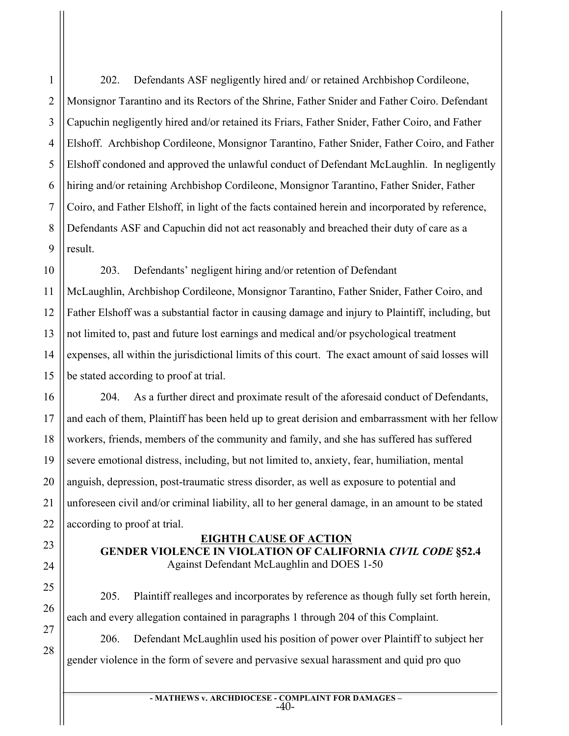202. Defendants ASF negligently hired and/ or retained Archbishop Cordileone, Monsignor Tarantino and its Rectors of the Shrine, Father Snider and Father Coiro. Defendant Capuchin negligently hired and/or retained its Friars, Father Snider, Father Coiro, and Father Elshoff. Archbishop Cordileone, Monsignor Tarantino, Father Snider, Father Coiro, and Father Elshoff condoned and approved the unlawful conduct of Defendant McLaughlin. In negligently hiring and/or retaining Archbishop Cordileone, Monsignor Tarantino, Father Snider, Father Coiro, and Father Elshoff, in light of the facts contained herein and incorporated by reference, Defendants ASF and Capuchin did not act reasonably and breached their duty of care as a result.

203. Defendants' negligent hiring and/or retention of Defendant McLaughlin, Archbishop Cordileone, Monsignor Tarantino, Father Snider, Father Coiro, and Father Elshoff was a substantial factor in causing damage and injury to Plaintiff, including, but not limited to, past and future lost earnings and medical and/or psychological treatment expenses, all within the jurisdictional limits of this court. The exact amount of said losses will be stated according to proof at trial.

204. As a further direct and proximate result of the aforesaid conduct of Defendants, and each of them, Plaintiff has been held up to great derision and embarrassment with her fellow workers, friends, members of the community and family, and she has suffered has suffered severe emotional distress, including, but not limited to, anxiety, fear, humiliation, mental anguish, depression, post-traumatic stress disorder, as well as exposure to potential and unforeseen civil and/or criminal liability, all to her general damage, in an amount to be stated according to proof at trial.

## EIGHTH CAUSE OF ACTION
## GENDER VIOLENCE IN VIOLATION OF CALIFORNIA *CIVIL CODE* §52.4
Against Defendant McLaughlin and DOES 1-50

205. Plaintiff realleges and incorporates by reference as though fully set forth herein, each and every allegation contained in paragraphs 1 through 204 of this Complaint.

206. Defendant McLaughlin used his position of power over Plaintiff to subject her gender violence in the form of severe and pervasive sexual harassment and quid pro quo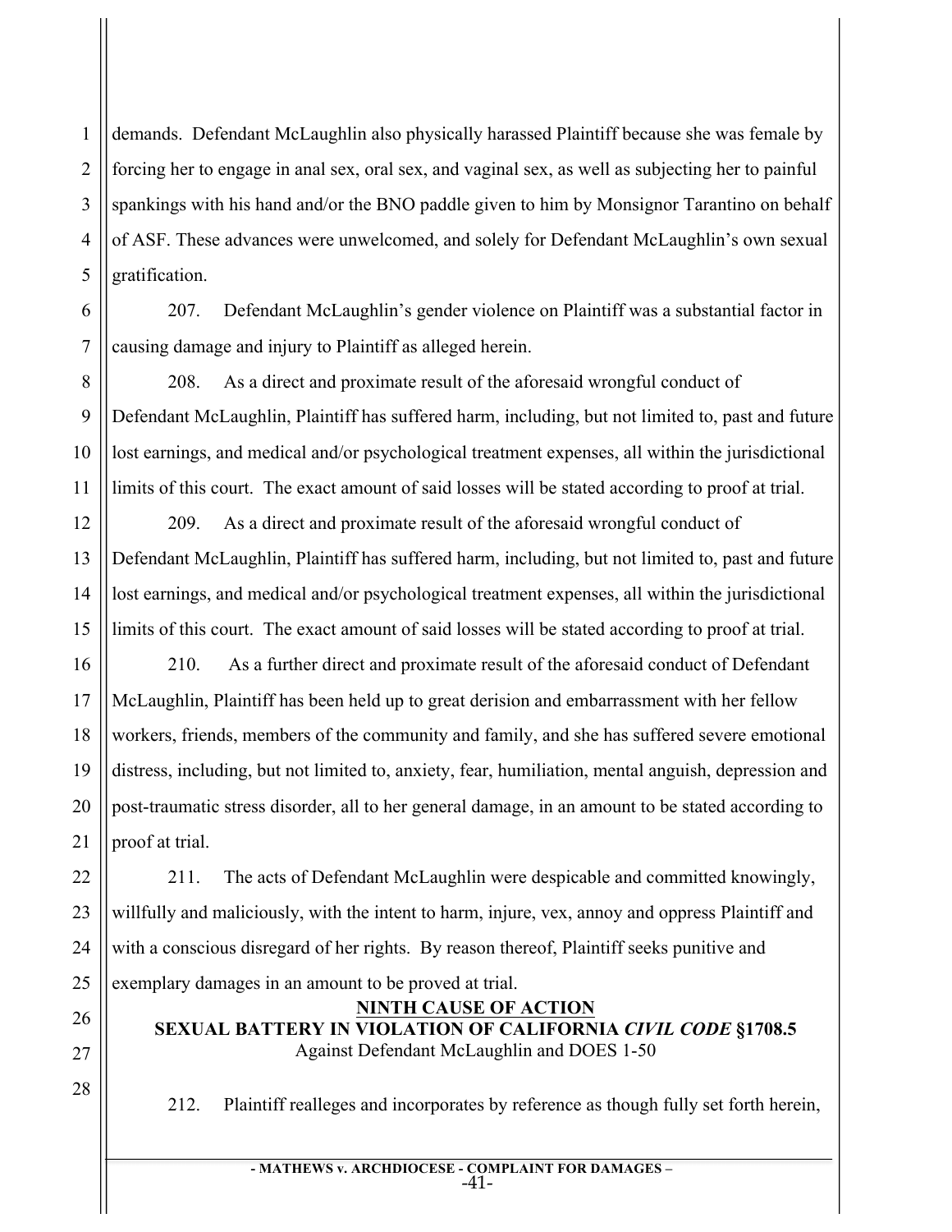demands. Defendant McLaughlin also physically harassed Plaintiff because she was female by forcing her to engage in anal sex, oral sex, and vaginal sex, as well as subjecting her to painful spankings with his hand and/or the BNO paddle given to him by Monsignor Tarantino on behalf of ASF. These advances were unwelcomed, and solely for Defendant McLaughlin's own sexual gratification.

207. Defendant McLaughlin's gender violence on Plaintiff was a substantial factor in causing damage and injury to Plaintiff as alleged herein.

208. As a direct and proximate result of the aforesaid wrongful conduct of Defendant McLaughlin, Plaintiff has suffered harm, including, but not limited to, past and future lost earnings, and medical and/or psychological treatment expenses, all within the jurisdictional limits of this court. The exact amount of said losses will be stated according to proof at trial.

209. As a direct and proximate result of the aforesaid wrongful conduct of Defendant McLaughlin, Plaintiff has suffered harm, including, but not limited to, past and future lost earnings, and medical and/or psychological treatment expenses, all within the jurisdictional limits of this court. The exact amount of said losses will be stated according to proof at trial.

210. As a further direct and proximate result of the aforesaid conduct of Defendant McLaughlin, Plaintiff has been held up to great derision and embarrassment with her fellow workers, friends, members of the community and family, and she has suffered severe emotional distress, including, but not limited to, anxiety, fear, humiliation, mental anguish, depression and post-traumatic stress disorder, all to her general damage, in an amount to be stated according to proof at trial.

211. The acts of Defendant McLaughlin were despicable and committed knowingly, willfully and maliciously, with the intent to harm, injure, vex, annoy and oppress Plaintiff and with a conscious disregard of her rights. By reason thereof, Plaintiff seeks punitive and exemplary damages in an amount to be proved at trial.

## NINTH CAUSE OF ACTION

**SEXUAL BATTERY IN VIOLATION OF CALIFORNIA *CIVIL CODE* §1708.5**

Against Defendant McLaughlin and DOES 1-50

212. Plaintiff realleges and incorporates by reference as though fully set forth herein,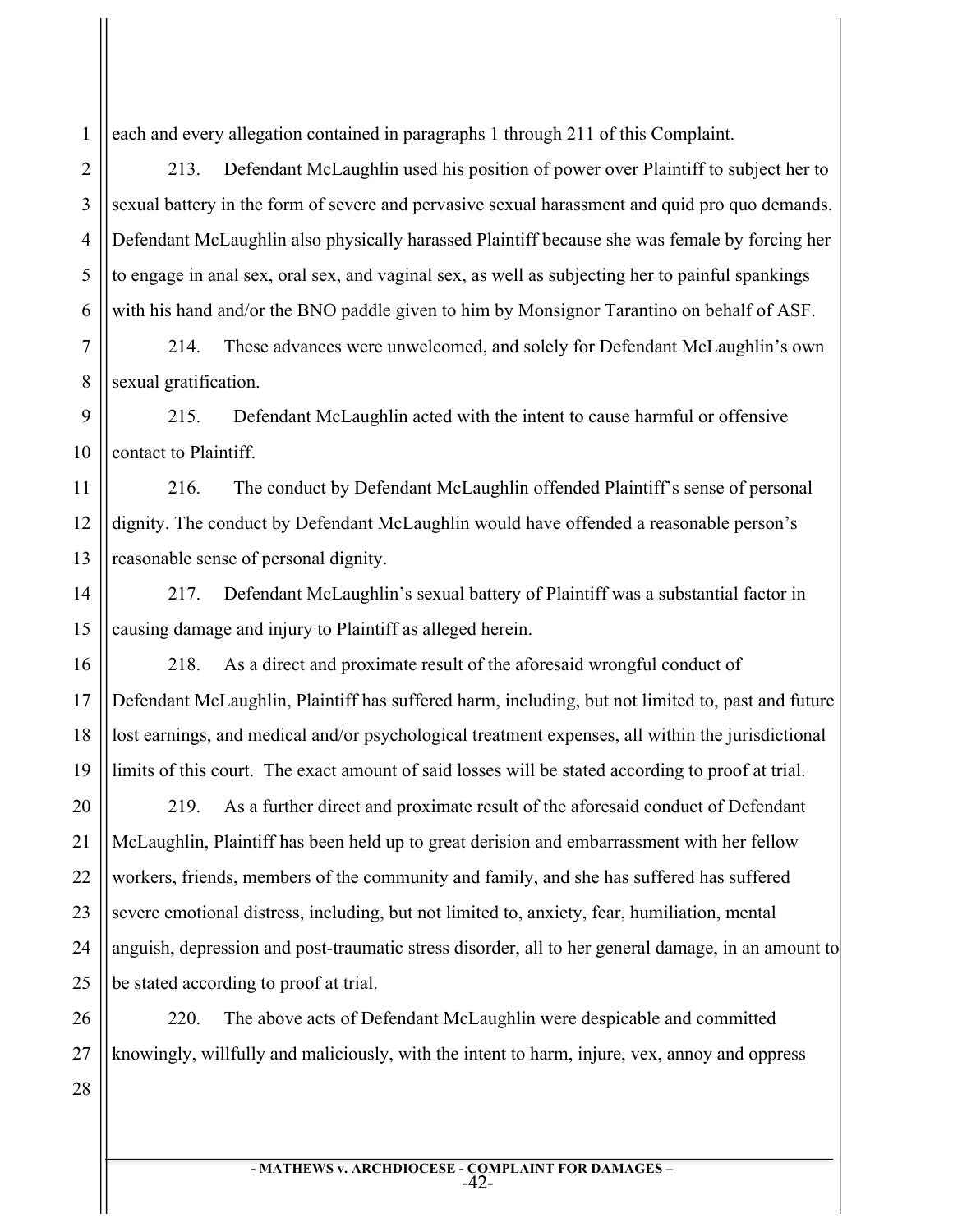each and every allegation contained in paragraphs 1 through 211 of this Complaint.

213. Defendant McLaughlin used his position of power over Plaintiff to subject her to sexual battery in the form of severe and pervasive sexual harassment and quid pro quo demands. Defendant McLaughlin also physically harassed Plaintiff because she was female by forcing her to engage in anal sex, oral sex, and vaginal sex, as well as subjecting her to painful spankings with his hand and/or the BNO paddle given to him by Monsignor Tarantino on behalf of ASF.

214. These advances were unwelcomed, and solely for Defendant McLaughlin's own sexual gratification.

215. Defendant McLaughlin acted with the intent to cause harmful or offensive contact to Plaintiff.

216. The conduct by Defendant McLaughlin offended Plaintiff's sense of personal dignity. The conduct by Defendant McLaughlin would have offended a reasonable person's reasonable sense of personal dignity.

217. Defendant McLaughlin's sexual battery of Plaintiff was a substantial factor in causing damage and injury to Plaintiff as alleged herein.

218. As a direct and proximate result of the aforesaid wrongful conduct of Defendant McLaughlin, Plaintiff has suffered harm, including, but not limited to, past and future lost earnings, and medical and/or psychological treatment expenses, all within the jurisdictional limits of this court. The exact amount of said losses will be stated according to proof at trial.

219. As a further direct and proximate result of the aforesaid conduct of Defendant McLaughlin, Plaintiff has been held up to great derision and embarrassment with her fellow workers, friends, members of the community and family, and she has suffered has suffered severe emotional distress, including, but not limited to, anxiety, fear, humiliation, mental anguish, depression and post-traumatic stress disorder, all to her general damage, in an amount to be stated according to proof at trial.

220. The above acts of Defendant McLaughlin were despicable and committed knowingly, willfully and maliciously, with the intent to harm, injure, vex, annoy and oppress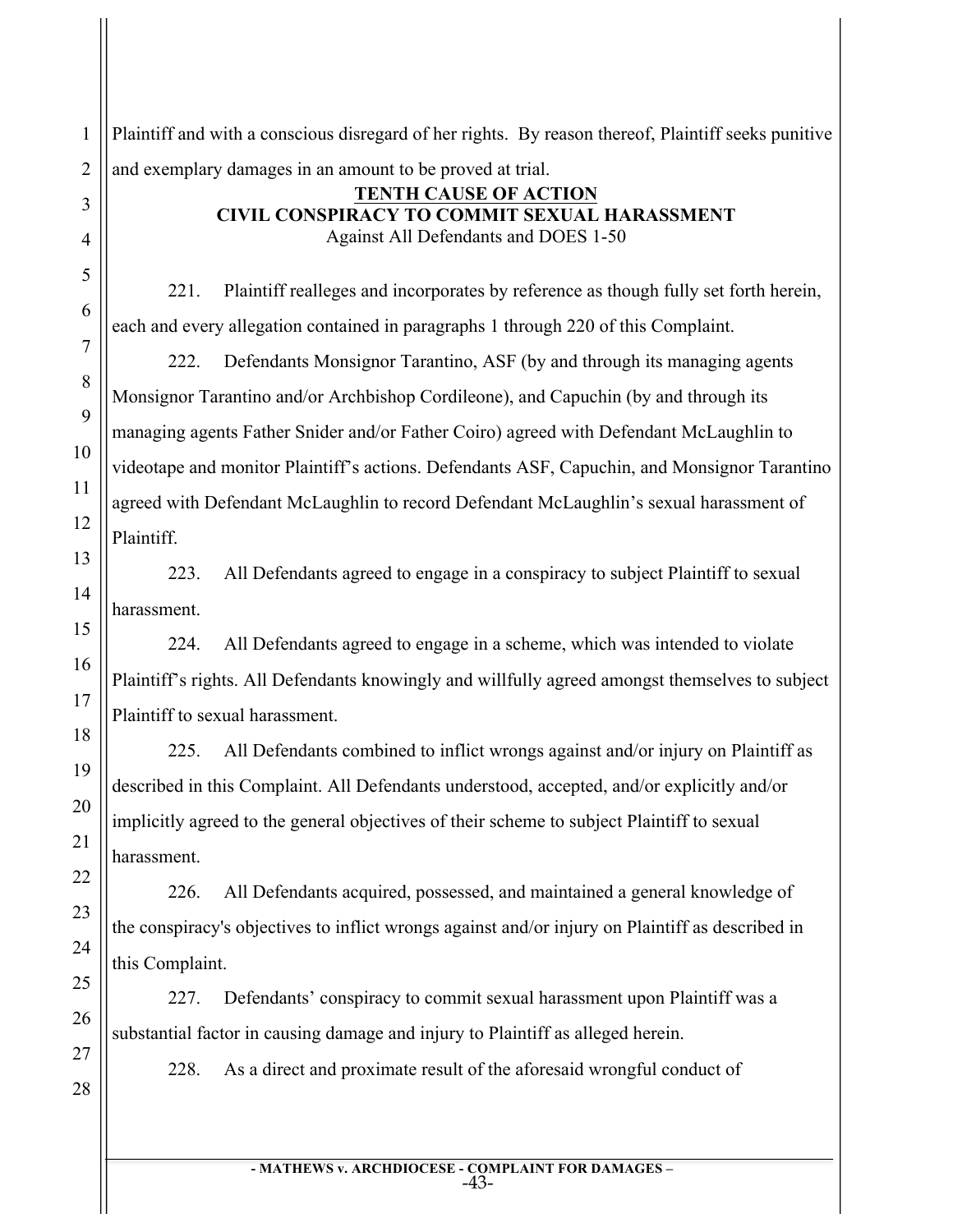Plaintiff and with a conscious disregard of her rights. By reason thereof, Plaintiff seeks punitive and exemplary damages in an amount to be proved at trial.

## TENTH CAUSE OF ACTION
## CIVIL CONSPIRACY TO COMMIT SEXUAL HARASSMENT
Against All Defendants and DOES 1-50

221. Plaintiff realleges and incorporates by reference as though fully set forth herein, each and every allegation contained in paragraphs 1 through 220 of this Complaint.

222. Defendants Monsignor Tarantino, ASF (by and through its managing agents Monsignor Tarantino and/or Archbishop Cordileone), and Capuchin (by and through its managing agents Father Snider and/or Father Coiro) agreed with Defendant McLaughlin to videotape and monitor Plaintiff's actions. Defendants ASF, Capuchin, and Monsignor Tarantino agreed with Defendant McLaughlin to record Defendant McLaughlin's sexual harassment of Plaintiff.

223. All Defendants agreed to engage in a conspiracy to subject Plaintiff to sexual harassment.

224. All Defendants agreed to engage in a scheme, which was intended to violate Plaintiff's rights. All Defendants knowingly and willfully agreed amongst themselves to subject Plaintiff to sexual harassment.

225. All Defendants combined to inflict wrongs against and/or injury on Plaintiff as described in this Complaint. All Defendants understood, accepted, and/or explicitly and/or implicitly agreed to the general objectives of their scheme to subject Plaintiff to sexual harassment.

226. All Defendants acquired, possessed, and maintained a general knowledge of the conspiracy's objectives to inflict wrongs against and/or injury on Plaintiff as described in this Complaint.

227. Defendants' conspiracy to commit sexual harassment upon Plaintiff was a substantial factor in causing damage and injury to Plaintiff as alleged herein.

228. As a direct and proximate result of the aforesaid wrongful conduct of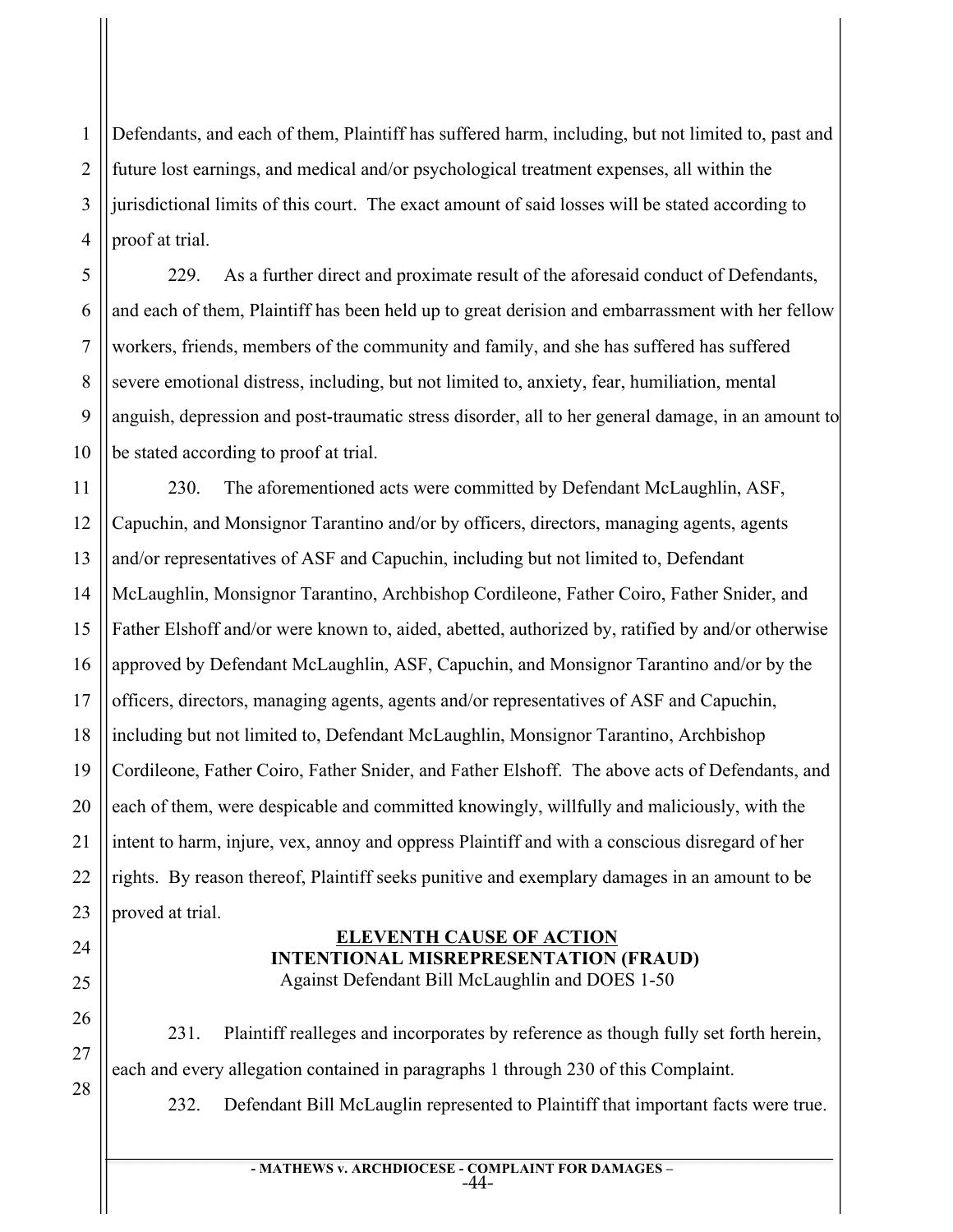Defendants, and each of them, Plaintiff has suffered harm, including, but not limited to, past and future lost earnings, and medical and/or psychological treatment expenses, all within the jurisdictional limits of this court. The exact amount of said losses will be stated according to proof at trial.

229. As a further direct and proximate result of the aforesaid conduct of Defendants, and each of them, Plaintiff has been held up to great derision and embarrassment with her fellow workers, friends, members of the community and family, and she has suffered has suffered severe emotional distress, including, but not limited to, anxiety, fear, humiliation, mental anguish, depression and post-traumatic stress disorder, all to her general damage, in an amount to be stated according to proof at trial.

230. The aforementioned acts were committed by Defendant McLaughlin, ASF, Capuchin, and Monsignor Tarantino and/or by officers, directors, managing agents, agents and/or representatives of ASF and Capuchin, including but not limited to, Defendant McLaughlin, Monsignor Tarantino, Archbishop Cordileone, Father Coiro, Father Snider, and Father Elshoff and/or were known to, aided, abetted, authorized by, ratified by and/or otherwise approved by Defendant McLaughlin, ASF, Capuchin, and Monsignor Tarantino and/or by the officers, directors, managing agents, agents and/or representatives of ASF and Capuchin, including but not limited to, Defendant McLaughlin, Monsignor Tarantino, Archbishop Cordileone, Father Coiro, Father Snider, and Father Elshoff. The above acts of Defendants, and each of them, were despicable and committed knowingly, willfully and maliciously, with the intent to harm, injure, vex, annoy and oppress Plaintiff and with a conscious disregard of her rights. By reason thereof, Plaintiff seeks punitive and exemplary damages in an amount to be proved at trial.

## ELEVENTH CAUSE OF ACTION
## INTENTIONAL MISREPRESENTATION (FRAUD)
Against Defendant Bill McLaughlin and DOES 1-50

231. Plaintiff realleges and incorporates by reference as though fully set forth herein, each and every allegation contained in paragraphs 1 through 230 of this Complaint.

232. Defendant Bill McLauglin represented to Plaintiff that important facts were true.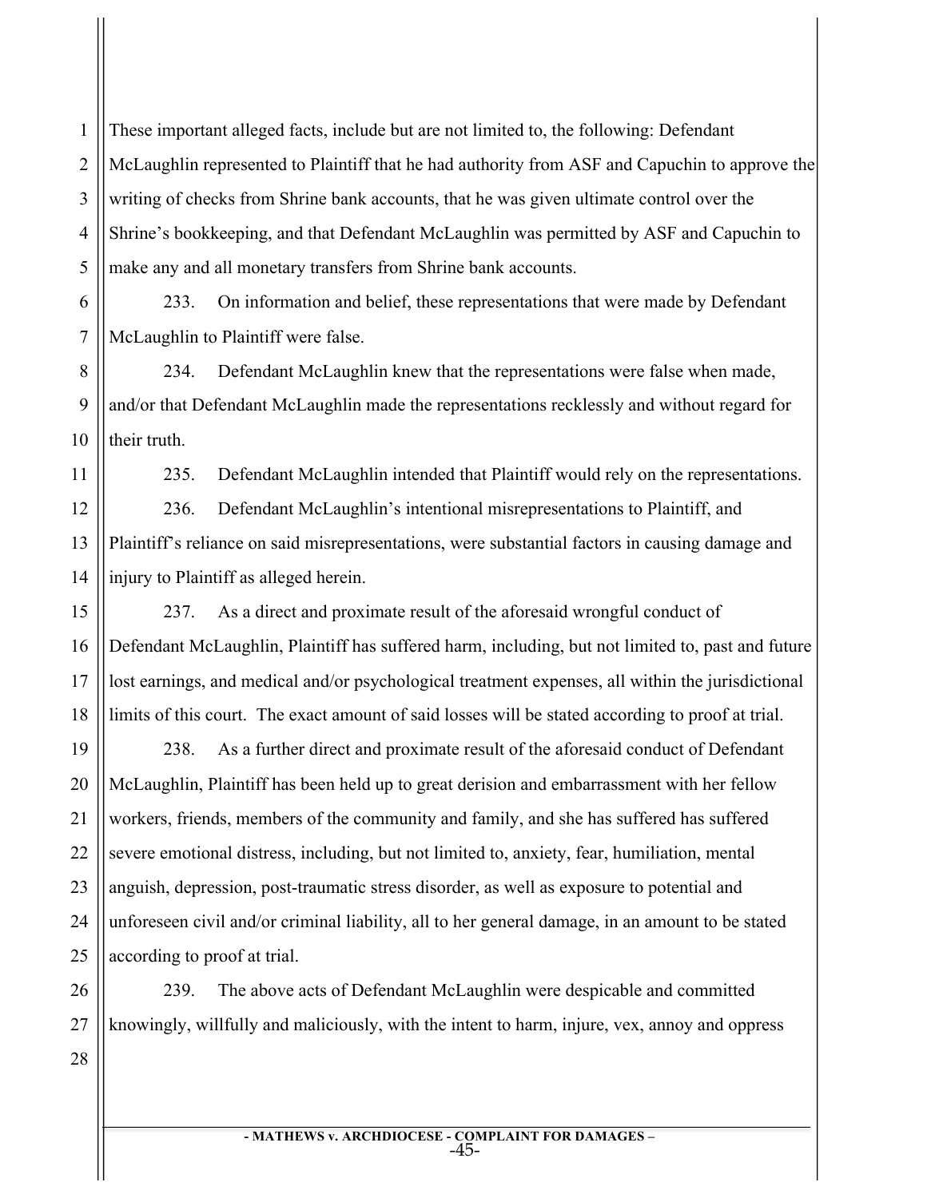These important alleged facts, include but are not limited to, the following: Defendant McLaughlin represented to Plaintiff that he had authority from ASF and Capuchin to approve the writing of checks from Shrine bank accounts, that he was given ultimate control over the Shrine's bookkeeping, and that Defendant McLaughlin was permitted by ASF and Capuchin to make any and all monetary transfers from Shrine bank accounts.

233. On information and belief, these representations that were made by Defendant McLaughlin to Plaintiff were false.

234. Defendant McLaughlin knew that the representations were false when made, and/or that Defendant McLaughlin made the representations recklessly and without regard for their truth.

235. Defendant McLaughlin intended that Plaintiff would rely on the representations.

236. Defendant McLaughlin's intentional misrepresentations to Plaintiff, and Plaintiff's reliance on said misrepresentations, were substantial factors in causing damage and injury to Plaintiff as alleged herein.

237. As a direct and proximate result of the aforesaid wrongful conduct of Defendant McLaughlin, Plaintiff has suffered harm, including, but not limited to, past and future lost earnings, and medical and/or psychological treatment expenses, all within the jurisdictional limits of this court. The exact amount of said losses will be stated according to proof at trial.

238. As a further direct and proximate result of the aforesaid conduct of Defendant McLaughlin, Plaintiff has been held up to great derision and embarrassment with her fellow workers, friends, members of the community and family, and she has suffered has suffered severe emotional distress, including, but not limited to, anxiety, fear, humiliation, mental anguish, depression, post-traumatic stress disorder, as well as exposure to potential and unforeseen civil and/or criminal liability, all to her general damage, in an amount to be stated according to proof at trial.

239. The above acts of Defendant McLaughlin were despicable and committed knowingly, willfully and maliciously, with the intent to harm, injure, vex, annoy and oppress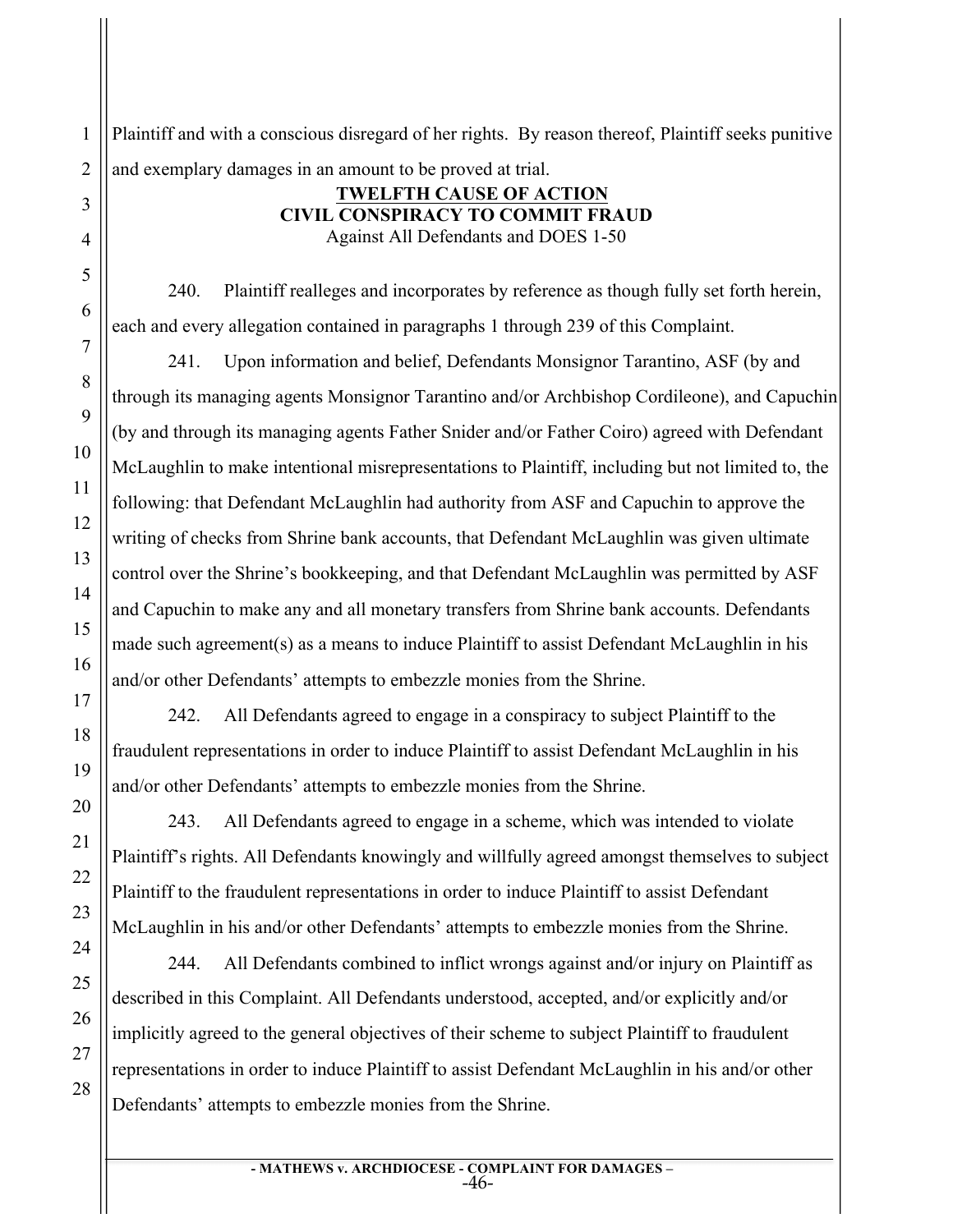Plaintiff and with a conscious disregard of her rights. By reason thereof, Plaintiff seeks punitive and exemplary damages in an amount to be proved at trial.

**TWELFTH CAUSE OF ACTION**
**CIVIL CONSPIRACY TO COMMIT FRAUD**
Against All Defendants and DOES 1-50

240. Plaintiff realleges and incorporates by reference as though fully set forth herein, each and every allegation contained in paragraphs 1 through 239 of this Complaint.

241. Upon information and belief, Defendants Monsignor Tarantino, ASF (by and through its managing agents Monsignor Tarantino and/or Archbishop Cordileone), and Capuchin (by and through its managing agents Father Snider and/or Father Coiro) agreed with Defendant McLaughlin to make intentional misrepresentations to Plaintiff, including but not limited to, the following: that Defendant McLaughlin had authority from ASF and Capuchin to approve the writing of checks from Shrine bank accounts, that Defendant McLaughlin was given ultimate control over the Shrine's bookkeeping, and that Defendant McLaughlin was permitted by ASF and Capuchin to make any and all monetary transfers from Shrine bank accounts. Defendants made such agreement(s) as a means to induce Plaintiff to assist Defendant McLaughlin in his and/or other Defendants' attempts to embezzle monies from the Shrine.

242. All Defendants agreed to engage in a conspiracy to subject Plaintiff to the fraudulent representations in order to induce Plaintiff to assist Defendant McLaughlin in his and/or other Defendants' attempts to embezzle monies from the Shrine.

243. All Defendants agreed to engage in a scheme, which was intended to violate Plaintiff's rights. All Defendants knowingly and willfully agreed amongst themselves to subject Plaintiff to the fraudulent representations in order to induce Plaintiff to assist Defendant McLaughlin in his and/or other Defendants' attempts to embezzle monies from the Shrine.

244. All Defendants combined to inflict wrongs against and/or injury on Plaintiff as described in this Complaint. All Defendants understood, accepted, and/or explicitly and/or implicitly agreed to the general objectives of their scheme to subject Plaintiff to fraudulent representations in order to induce Plaintiff to assist Defendant McLaughlin in his and/or other Defendants' attempts to embezzle monies from the Shrine.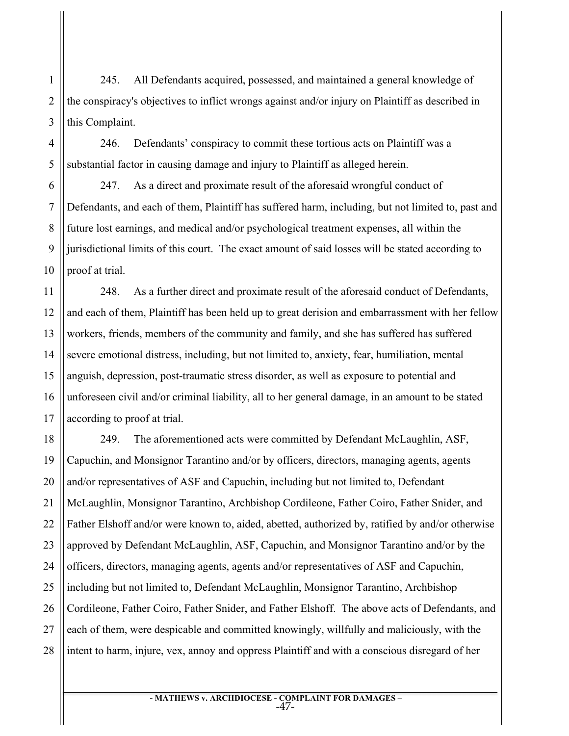245. All Defendants acquired, possessed, and maintained a general knowledge of the conspiracy's objectives to inflict wrongs against and/or injury on Plaintiff as described in this Complaint.

246. Defendants' conspiracy to commit these tortious acts on Plaintiff was a substantial factor in causing damage and injury to Plaintiff as alleged herein.

247. As a direct and proximate result of the aforesaid wrongful conduct of Defendants, and each of them, Plaintiff has suffered harm, including, but not limited to, past and future lost earnings, and medical and/or psychological treatment expenses, all within the jurisdictional limits of this court. The exact amount of said losses will be stated according to proof at trial.

248. As a further direct and proximate result of the aforesaid conduct of Defendants, and each of them, Plaintiff has been held up to great derision and embarrassment with her fellow workers, friends, members of the community and family, and she has suffered has suffered severe emotional distress, including, but not limited to, anxiety, fear, humiliation, mental anguish, depression, post-traumatic stress disorder, as well as exposure to potential and unforeseen civil and/or criminal liability, all to her general damage, in an amount to be stated according to proof at trial.

249. The aforementioned acts were committed by Defendant McLaughlin, ASF, Capuchin, and Monsignor Tarantino and/or by officers, directors, managing agents, agents and/or representatives of ASF and Capuchin, including but not limited to, Defendant McLaughlin, Monsignor Tarantino, Archbishop Cordileone, Father Coiro, Father Snider, and Father Elshoff and/or were known to, aided, abetted, authorized by, ratified by and/or otherwise approved by Defendant McLaughlin, ASF, Capuchin, and Monsignor Tarantino and/or by the officers, directors, managing agents, agents and/or representatives of ASF and Capuchin, including but not limited to, Defendant McLaughlin, Monsignor Tarantino, Archbishop Cordileone, Father Coiro, Father Snider, and Father Elshoff. The above acts of Defendants, and each of them, were despicable and committed knowingly, willfully and maliciously, with the intent to harm, injure, vex, annoy and oppress Plaintiff and with a conscious disregard of her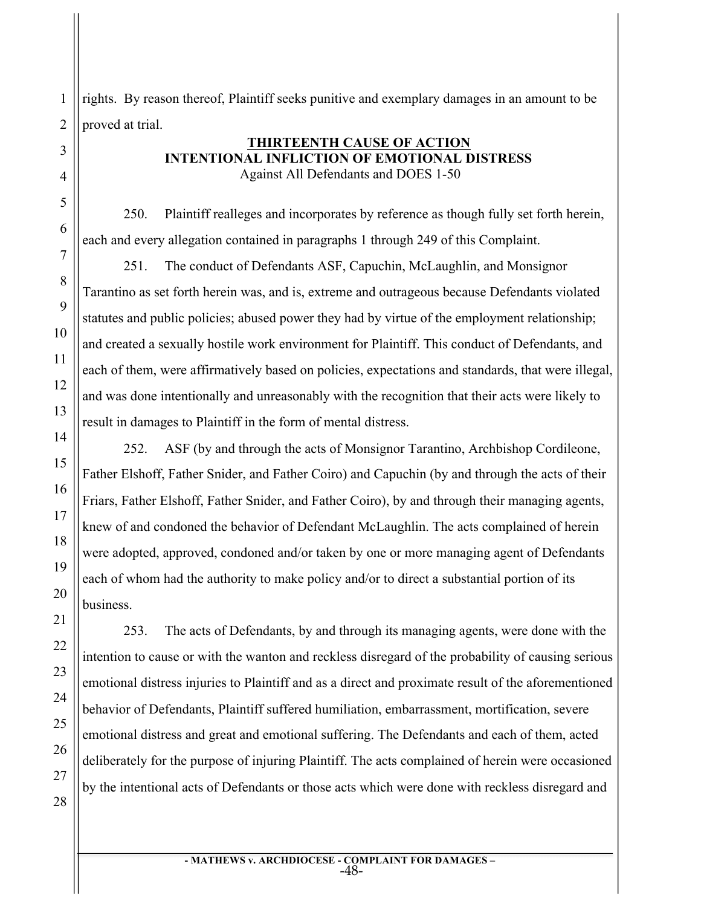rights. By reason thereof, Plaintiff seeks punitive and exemplary damages in an amount to be proved at trial.

## THIRTEENTH CAUSE OF ACTION
## INTENTIONAL INFLICTION OF EMOTIONAL DISTRESS
Against All Defendants and DOES 1-50

250. Plaintiff realleges and incorporates by reference as though fully set forth herein, each and every allegation contained in paragraphs 1 through 249 of this Complaint.

251. The conduct of Defendants ASF, Capuchin, McLaughlin, and Monsignor Tarantino as set forth herein was, and is, extreme and outrageous because Defendants violated statutes and public policies; abused power they had by virtue of the employment relationship; and created a sexually hostile work environment for Plaintiff. This conduct of Defendants, and each of them, were affirmatively based on policies, expectations and standards, that were illegal, and was done intentionally and unreasonably with the recognition that their acts were likely to result in damages to Plaintiff in the form of mental distress.

252. ASF (by and through the acts of Monsignor Tarantino, Archbishop Cordileone, Father Elshoff, Father Snider, and Father Coiro) and Capuchin (by and through the acts of their Friars, Father Elshoff, Father Snider, and Father Coiro), by and through their managing agents, knew of and condoned the behavior of Defendant McLaughlin. The acts complained of herein were adopted, approved, condoned and/or taken by one or more managing agent of Defendants each of whom had the authority to make policy and/or to direct a substantial portion of its business.

253. The acts of Defendants, by and through its managing agents, were done with the intention to cause or with the wanton and reckless disregard of the probability of causing serious emotional distress injuries to Plaintiff and as a direct and proximate result of the aforementioned behavior of Defendants, Plaintiff suffered humiliation, embarrassment, mortification, severe emotional distress and great and emotional suffering. The Defendants and each of them, acted deliberately for the purpose of injuring Plaintiff. The acts complained of herein were occasioned by the intentional acts of Defendants or those acts which were done with reckless disregard and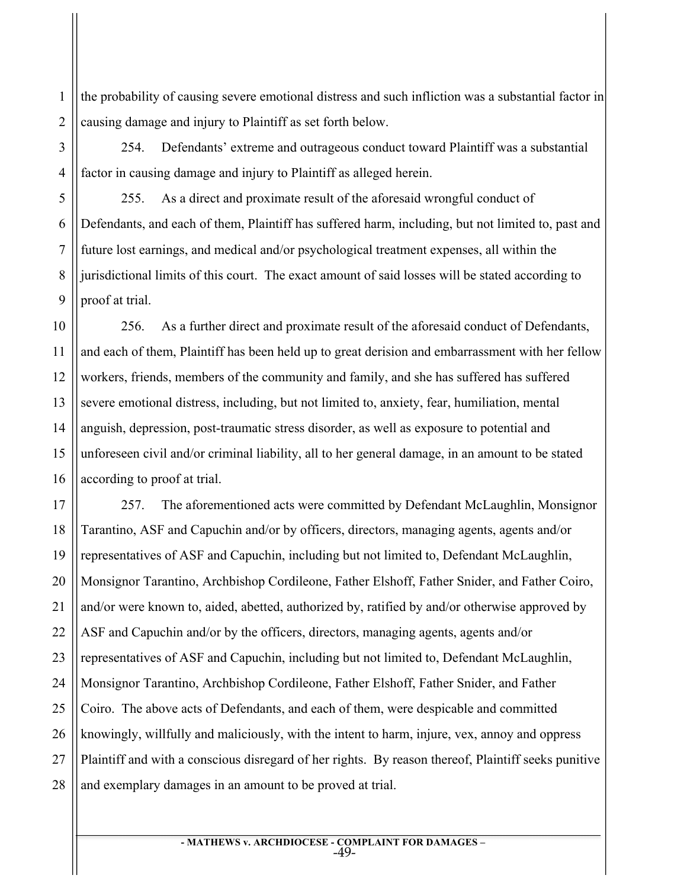the probability of causing severe emotional distress and such infliction was a substantial factor in causing damage and injury to Plaintiff as set forth below.

254. Defendants' extreme and outrageous conduct toward Plaintiff was a substantial factor in causing damage and injury to Plaintiff as alleged herein.

255. As a direct and proximate result of the aforesaid wrongful conduct of Defendants, and each of them, Plaintiff has suffered harm, including, but not limited to, past and future lost earnings, and medical and/or psychological treatment expenses, all within the jurisdictional limits of this court. The exact amount of said losses will be stated according to proof at trial.

256. As a further direct and proximate result of the aforesaid conduct of Defendants, and each of them, Plaintiff has been held up to great derision and embarrassment with her fellow workers, friends, members of the community and family, and she has suffered has suffered severe emotional distress, including, but not limited to, anxiety, fear, humiliation, mental anguish, depression, post-traumatic stress disorder, as well as exposure to potential and unforeseen civil and/or criminal liability, all to her general damage, in an amount to be stated according to proof at trial.

257. The aforementioned acts were committed by Defendant McLaughlin, Monsignor Tarantino, ASF and Capuchin and/or by officers, directors, managing agents, agents and/or representatives of ASF and Capuchin, including but not limited to, Defendant McLaughlin, Monsignor Tarantino, Archbishop Cordileone, Father Elshoff, Father Snider, and Father Coiro, and/or were known to, aided, abetted, authorized by, ratified by and/or otherwise approved by ASF and Capuchin and/or by the officers, directors, managing agents, agents and/or representatives of ASF and Capuchin, including but not limited to, Defendant McLaughlin, Monsignor Tarantino, Archbishop Cordileone, Father Elshoff, Father Snider, and Father Coiro. The above acts of Defendants, and each of them, were despicable and committed knowingly, willfully and maliciously, with the intent to harm, injure, vex, annoy and oppress Plaintiff and with a conscious disregard of her rights. By reason thereof, Plaintiff seeks punitive and exemplary damages in an amount to be proved at trial.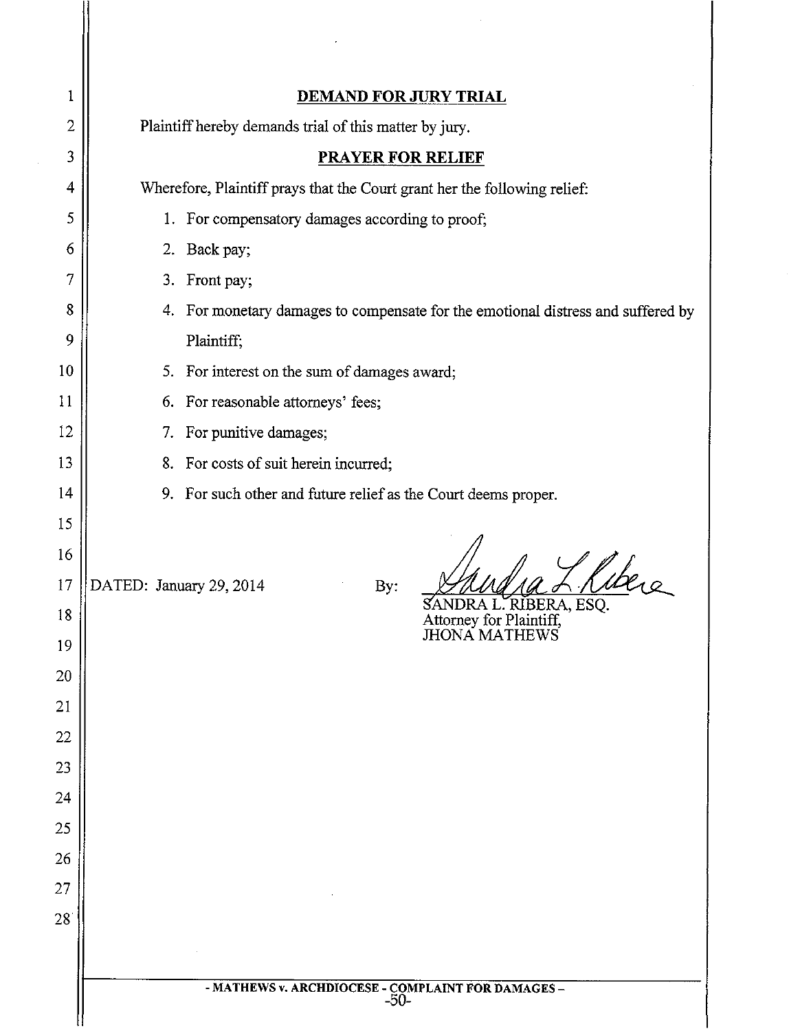## DEMAND FOR JURY TRIAL

Plaintiff hereby demands trial of this matter by jury.

## PRAYER FOR RELIEF

Wherefore, Plaintiff prays that the Court grant her the following relief:

1. For compensatory damages according to proof;
2. Back pay;
3. Front pay;
4. For monetary damages to compensate for the emotional distress and suffered by Plaintiff;
5. For interest on the sum of damages award;
6. For reasonable attorneys' fees;
7. For punitive damages;
8. For costs of suit herein incurred;
9. For such other and future relief as the Court deems proper.

DATED: January 29, 2014

By: Sandra L. Ribera

SANDRA L. RIBERA, ESQ.
Attorney for Plaintiff,
JHONA MATHEWS

- MATHEWS v. ARCHDIOCESE - COMPLAINT FOR DAMAGES -